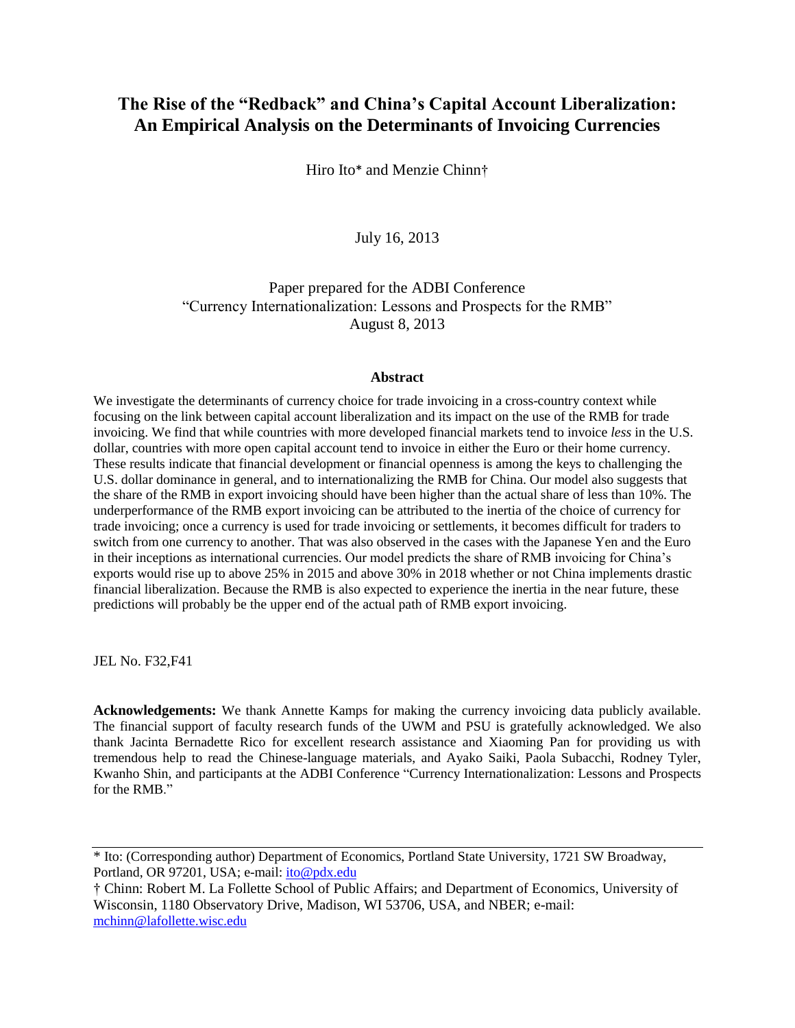# The Rise of the "Redback" and China's Capital Account Liberalization: An Empirical Analysis on the Determinants of Invoicing Currencies

Hiro Ito* and Menzie Chinn†

July 16, 2013

Paper prepared for the ADBI Conference
"Currency Internationalization: Lessons and Prospects for the RMB"
August 8, 2013

## Abstract

We investigate the determinants of currency choice for trade invoicing in a cross-country context while focusing on the link between capital account liberalization and its impact on the use of the RMB for trade invoicing. We find that while countries with more developed financial markets tend to invoice *less* in the U.S. dollar, countries with more open capital account tend to invoice in either the Euro or their home currency. These results indicate that financial development or financial openness is among the keys to challenging the U.S. dollar dominance in general, and to internationalizing the RMB for China. Our model also suggests that the share of the RMB in export invoicing should have been higher than the actual share of less than 10%. The underperformance of the RMB export invoicing can be attributed to the inertia of the choice of currency for trade invoicing; once a currency is used for trade invoicing or settlements, it becomes difficult for traders to switch from one currency to another. That was also observed in the cases with the Japanese Yen and the Euro in their inceptions as international currencies. Our model predicts the share of RMB invoicing for China's exports would rise up to above 25% in 2015 and above 30% in 2018 whether or not China implements drastic financial liberalization. Because the RMB is also expected to experience the inertia in the near future, these predictions will probably be the upper end of the actual path of RMB export invoicing.

JEL No. F32,F41

**Acknowledgements:** We thank Annette Kamps for making the currency invoicing data publicly available. The financial support of faculty research funds of the UWM and PSU is gratefully acknowledged. We also thank Jacinta Bernadette Rico for excellent research assistance and Xiaoming Pan for providing us with tremendous help to read the Chinese-language materials, and Ayako Saiki, Paola Subacchi, Rodney Tyler, Kwanho Shin, and participants at the ADBI Conference "Currency Internationalization: Lessons and Prospects for the RMB."

---

* Ito: (Corresponding author) Department of Economics, Portland State University, 1721 SW Broadway, Portland, OR 97201, USA; e-mail: ito@pdx.edu

† Chinn: Robert M. La Follette School of Public Affairs; and Department of Economics, University of Wisconsin, 1180 Observatory Drive, Madison, WI 53706, USA, and NBER; e-mail: mchinn@lafollette.wisc.edu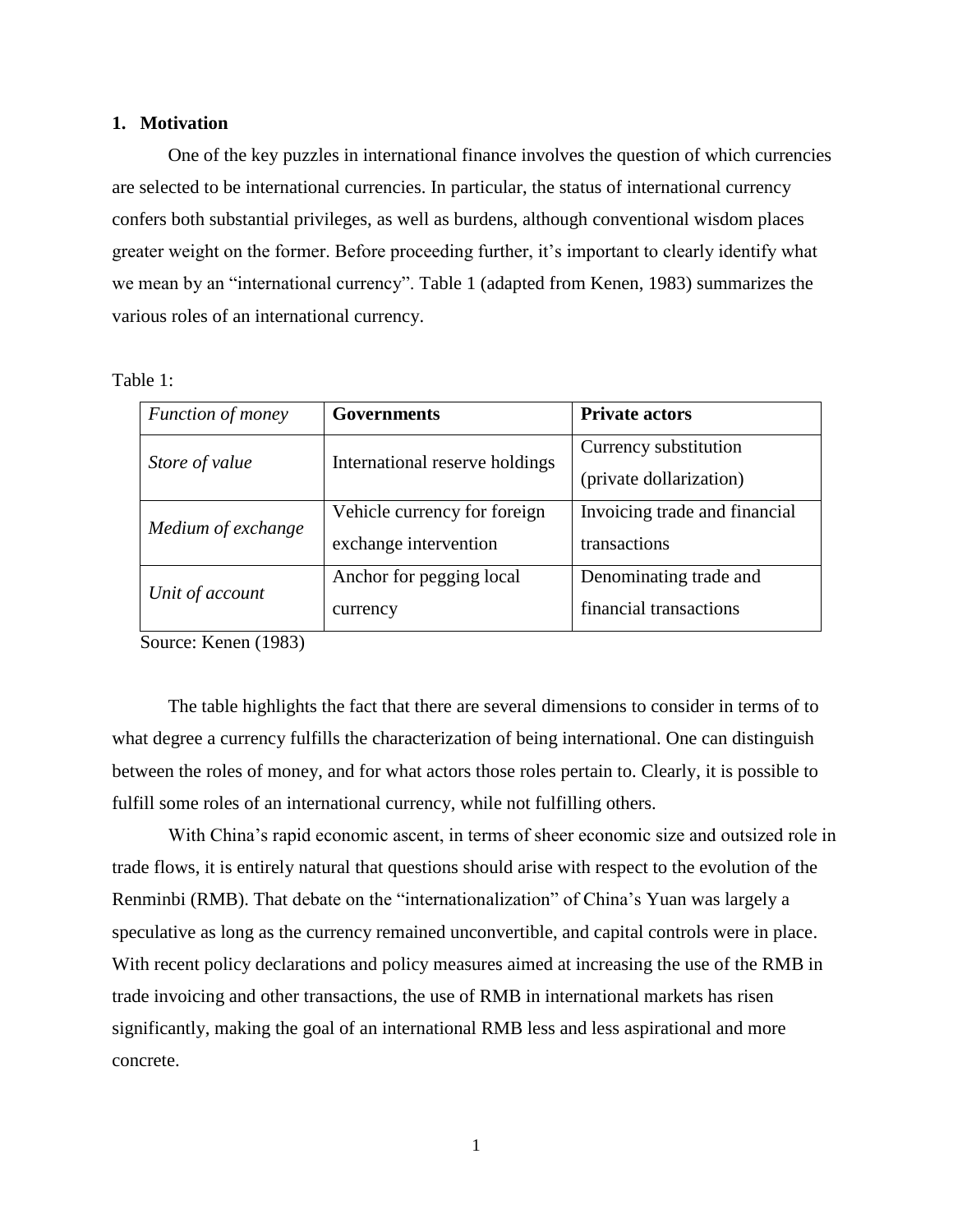## 1. Motivation

One of the key puzzles in international finance involves the question of which currencies are selected to be international currencies. In particular, the status of international currency confers both substantial privileges, as well as burdens, although conventional wisdom places greater weight on the former. Before proceeding further, it's important to clearly identify what we mean by an "international currency". Table 1 (adapted from Kenen, 1983) summarizes the various roles of an international currency.

Table 1:

| *Function of money* | **Governments** | **Private actors** |
|---|---|---|
| *Store of value* | International reserve holdings | Currency substitution (private dollarization) |
| *Medium of exchange* | Vehicle currency for foreign exchange intervention | Invoicing trade and financial transactions |
| *Unit of account* | Anchor for pegging local currency | Denominating trade and financial transactions |

Source: Kenen (1983)

The table highlights the fact that there are several dimensions to consider in terms of to what degree a currency fulfills the characterization of being international. One can distinguish between the roles of money, and for what actors those roles pertain to. Clearly, it is possible to fulfill some roles of an international currency, while not fulfilling others.

With China's rapid economic ascent, in terms of sheer economic size and outsized role in trade flows, it is entirely natural that questions should arise with respect to the evolution of the Renminbi (RMB). That debate on the "internationalization" of China's Yuan was largely a speculative as long as the currency remained unconvertible, and capital controls were in place. With recent policy declarations and policy measures aimed at increasing the use of the RMB in trade invoicing and other transactions, the use of RMB in international markets has risen significantly, making the goal of an international RMB less and less aspirational and more concrete.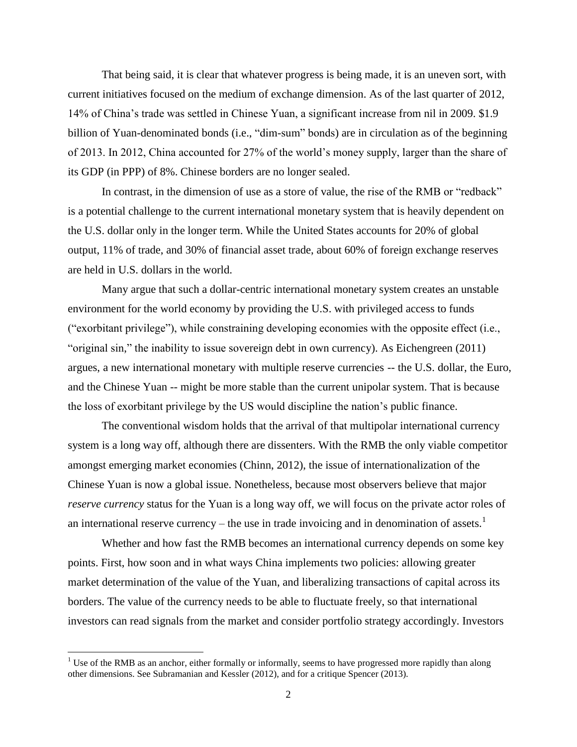That being said, it is clear that whatever progress is being made, it is an uneven sort, with current initiatives focused on the medium of exchange dimension. As of the last quarter of 2012, 14% of China's trade was settled in Chinese Yuan, a significant increase from nil in 2009. $1.9 billion of Yuan-denominated bonds (i.e., "dim-sum" bonds) are in circulation as of the beginning of 2013. In 2012, China accounted for 27% of the world's money supply, larger than the share of its GDP (in PPP) of 8%. Chinese borders are no longer sealed.

In contrast, in the dimension of use as a store of value, the rise of the RMB or "redback" is a potential challenge to the current international monetary system that is heavily dependent on the U.S. dollar only in the longer term. While the United States accounts for 20% of global output, 11% of trade, and 30% of financial asset trade, about 60% of foreign exchange reserves are held in U.S. dollars in the world.

Many argue that such a dollar-centric international monetary system creates an unstable environment for the world economy by providing the U.S. with privileged access to funds ("exorbitant privilege"), while constraining developing economies with the opposite effect (i.e., "original sin," the inability to issue sovereign debt in own currency). As Eichengreen (2011) argues, a new international monetary with multiple reserve currencies -- the U.S. dollar, the Euro, and the Chinese Yuan -- might be more stable than the current unipolar system. That is because the loss of exorbitant privilege by the US would discipline the nation's public finance.

The conventional wisdom holds that the arrival of that multipolar international currency system is a long way off, although there are dissenters. With the RMB the only viable competitor amongst emerging market economies (Chinn, 2012), the issue of internationalization of the Chinese Yuan is now a global issue. Nonetheless, because most observers believe that major *reserve currency* status for the Yuan is a long way off, we will focus on the private actor roles of an international reserve currency – the use in trade invoicing and in denomination of assets.[1]

Whether and how fast the RMB becomes an international currency depends on some key points. First, how soon and in what ways China implements two policies: allowing greater market determination of the value of the Yuan, and liberalizing transactions of capital across its borders. The value of the currency needs to be able to fluctuate freely, so that international investors can read signals from the market and consider portfolio strategy accordingly. Investors

---

[1] Use of the RMB as an anchor, either formally or informally, seems to have progressed more rapidly than along other dimensions. See Subramanian and Kessler (2012), and for a critique Spencer (2013).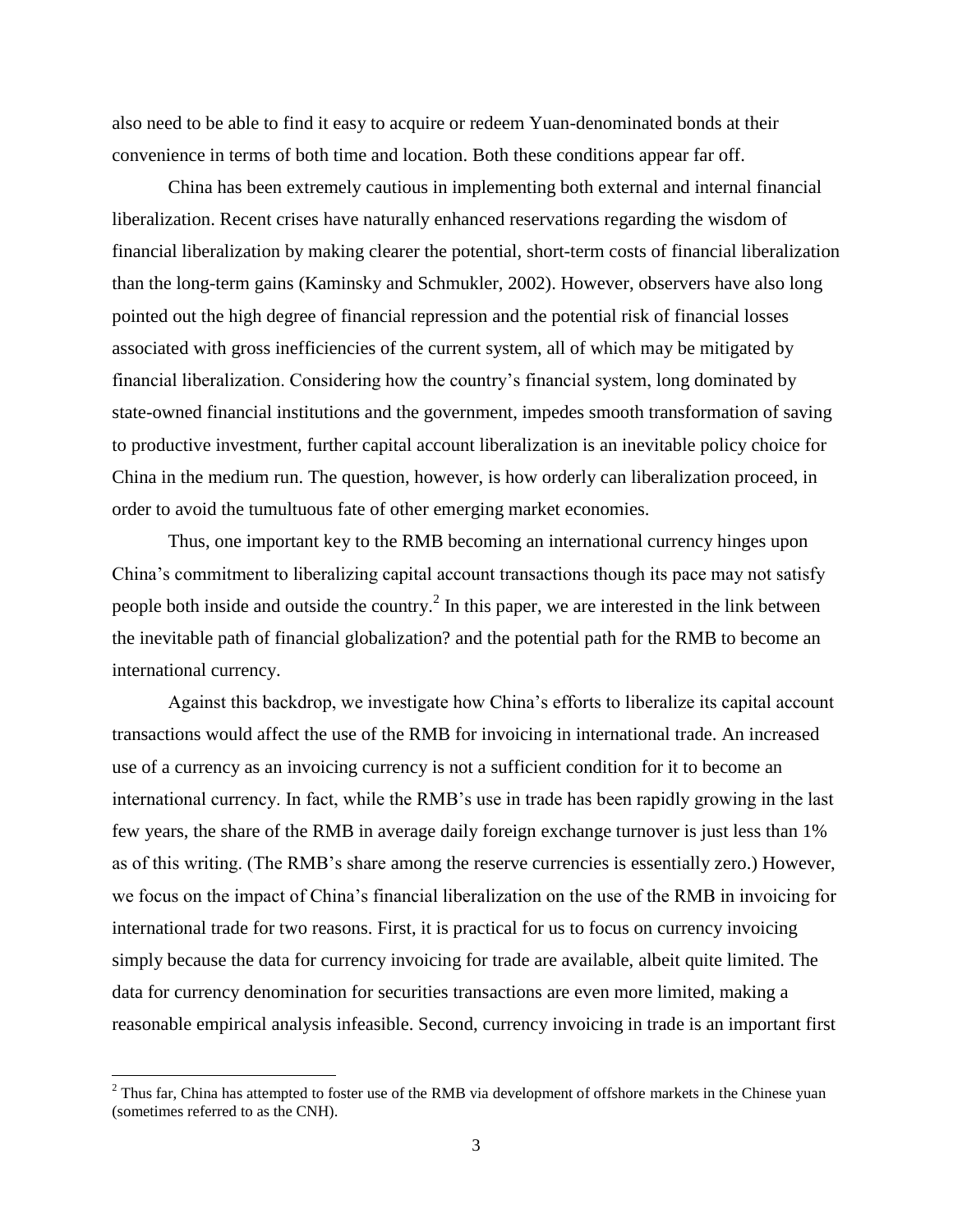also need to be able to find it easy to acquire or redeem Yuan-denominated bonds at their convenience in terms of both time and location. Both these conditions appear far off.

China has been extremely cautious in implementing both external and internal financial liberalization. Recent crises have naturally enhanced reservations regarding the wisdom of financial liberalization by making clearer the potential, short-term costs of financial liberalization than the long-term gains (Kaminsky and Schmukler, 2002). However, observers have also long pointed out the high degree of financial repression and the potential risk of financial losses associated with gross inefficiencies of the current system, all of which may be mitigated by financial liberalization. Considering how the country's financial system, long dominated by state-owned financial institutions and the government, impedes smooth transformation of saving to productive investment, further capital account liberalization is an inevitable policy choice for China in the medium run. The question, however, is how orderly can liberalization proceed, in order to avoid the tumultuous fate of other emerging market economies.

Thus, one important key to the RMB becoming an international currency hinges upon China's commitment to liberalizing capital account transactions though its pace may not satisfy people both inside and outside the country.[2] In this paper, we are interested in the link between the inevitable path of financial globalization? and the potential path for the RMB to become an international currency.

Against this backdrop, we investigate how China's efforts to liberalize its capital account transactions would affect the use of the RMB for invoicing in international trade. An increased use of a currency as an invoicing currency is not a sufficient condition for it to become an international currency. In fact, while the RMB's use in trade has been rapidly growing in the last few years, the share of the RMB in average daily foreign exchange turnover is just less than 1% as of this writing. (The RMB's share among the reserve currencies is essentially zero.) However, we focus on the impact of China's financial liberalization on the use of the RMB in invoicing for international trade for two reasons. First, it is practical for us to focus on currency invoicing simply because the data for currency invoicing for trade are available, albeit quite limited. The data for currency denomination for securities transactions are even more limited, making a reasonable empirical analysis infeasible. Second, currency invoicing in trade is an important first

[2] Thus far, China has attempted to foster use of the RMB via development of offshore markets in the Chinese yuan (sometimes referred to as the CNH).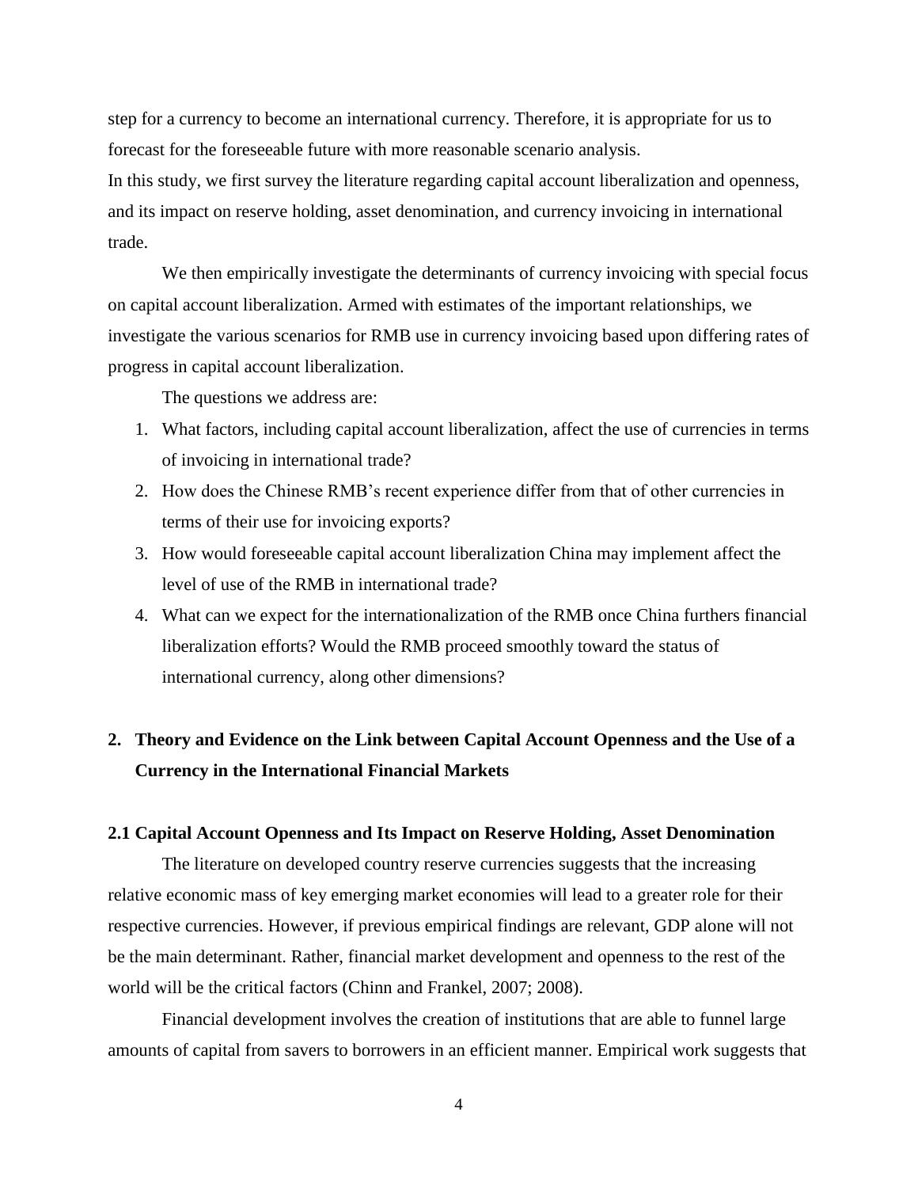step for a currency to become an international currency. Therefore, it is appropriate for us to forecast for the foreseeable future with more reasonable scenario analysis.

In this study, we first survey the literature regarding capital account liberalization and openness, and its impact on reserve holding, asset denomination, and currency invoicing in international trade.

We then empirically investigate the determinants of currency invoicing with special focus on capital account liberalization. Armed with estimates of the important relationships, we investigate the various scenarios for RMB use in currency invoicing based upon differing rates of progress in capital account liberalization.

The questions we address are:

1. What factors, including capital account liberalization, affect the use of currencies in terms of invoicing in international trade?
2. How does the Chinese RMB's recent experience differ from that of other currencies in terms of their use for invoicing exports?
3. How would foreseeable capital account liberalization China may implement affect the level of use of the RMB in international trade?
4. What can we expect for the internationalization of the RMB once China furthers financial liberalization efforts? Would the RMB proceed smoothly toward the status of international currency, along other dimensions?

## 2. Theory and Evidence on the Link between Capital Account Openness and the Use of a Currency in the International Financial Markets

### 2.1 Capital Account Openness and Its Impact on Reserve Holding, Asset Denomination

The literature on developed country reserve currencies suggests that the increasing relative economic mass of key emerging market economies will lead to a greater role for their respective currencies. However, if previous empirical findings are relevant, GDP alone will not be the main determinant. Rather, financial market development and openness to the rest of the world will be the critical factors (Chinn and Frankel, 2007; 2008).

Financial development involves the creation of institutions that are able to funnel large amounts of capital from savers to borrowers in an efficient manner. Empirical work suggests that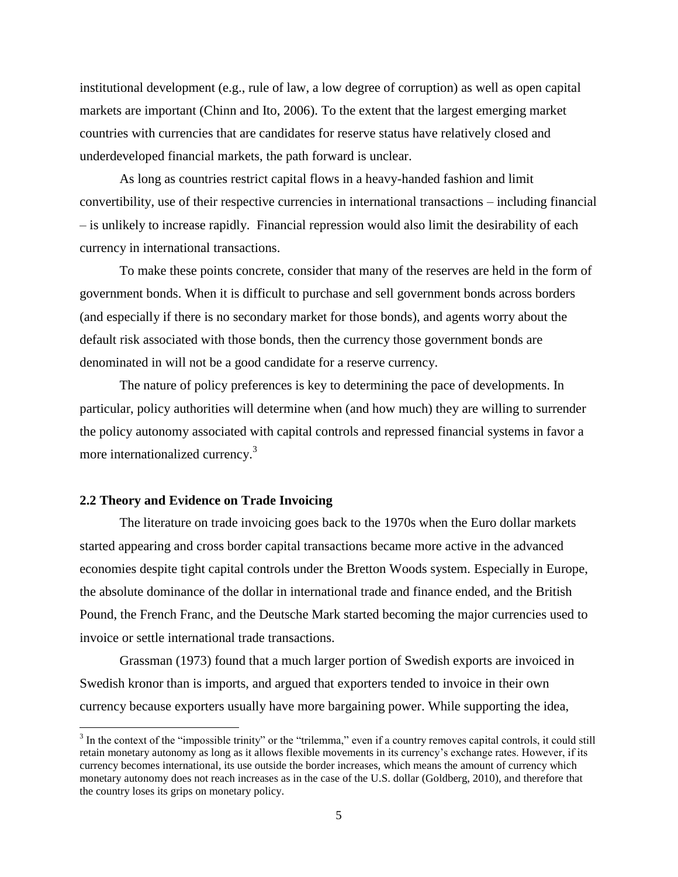institutional development (e.g., rule of law, a low degree of corruption) as well as open capital markets are important (Chinn and Ito, 2006). To the extent that the largest emerging market countries with currencies that are candidates for reserve status have relatively closed and underdeveloped financial markets, the path forward is unclear.

As long as countries restrict capital flows in a heavy-handed fashion and limit convertibility, use of their respective currencies in international transactions – including financial – is unlikely to increase rapidly. Financial repression would also limit the desirability of each currency in international transactions.

To make these points concrete, consider that many of the reserves are held in the form of government bonds. When it is difficult to purchase and sell government bonds across borders (and especially if there is no secondary market for those bonds), and agents worry about the default risk associated with those bonds, then the currency those government bonds are denominated in will not be a good candidate for a reserve currency.

The nature of policy preferences is key to determining the pace of developments. In particular, policy authorities will determine when (and how much) they are willing to surrender the policy autonomy associated with capital controls and repressed financial systems in favor a more internationalized currency.[3]

### 2.2 Theory and Evidence on Trade Invoicing

The literature on trade invoicing goes back to the 1970s when the Euro dollar markets started appearing and cross border capital transactions became more active in the advanced economies despite tight capital controls under the Bretton Woods system. Especially in Europe, the absolute dominance of the dollar in international trade and finance ended, and the British Pound, the French Franc, and the Deutsche Mark started becoming the major currencies used to invoice or settle international trade transactions.

Grassman (1973) found that a much larger portion of Swedish exports are invoiced in Swedish kronor than is imports, and argued that exporters tended to invoice in their own currency because exporters usually have more bargaining power. While supporting the idea,

---

[3] In the context of the "impossible trinity" or the "trilemma," even if a country removes capital controls, it could still retain monetary autonomy as long as it allows flexible movements in its currency's exchange rates. However, if its currency becomes international, its use outside the border increases, which means the amount of currency which monetary autonomy does not reach increases as in the case of the U.S. dollar (Goldberg, 2010), and therefore that the country loses its grips on monetary policy.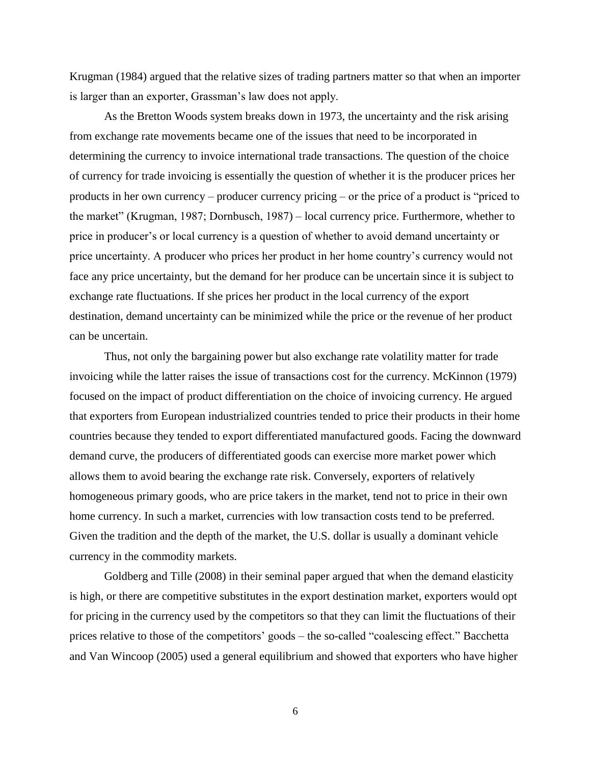Krugman (1984) argued that the relative sizes of trading partners matter so that when an importer is larger than an exporter, Grassman's law does not apply.

As the Bretton Woods system breaks down in 1973, the uncertainty and the risk arising from exchange rate movements became one of the issues that need to be incorporated in determining the currency to invoice international trade transactions. The question of the choice of currency for trade invoicing is essentially the question of whether it is the producer prices her products in her own currency – producer currency pricing – or the price of a product is "priced to the market" (Krugman, 1987; Dornbusch, 1987) – local currency price. Furthermore, whether to price in producer's or local currency is a question of whether to avoid demand uncertainty or price uncertainty. A producer who prices her product in her home country's currency would not face any price uncertainty, but the demand for her produce can be uncertain since it is subject to exchange rate fluctuations. If she prices her product in the local currency of the export destination, demand uncertainty can be minimized while the price or the revenue of her product can be uncertain.

Thus, not only the bargaining power but also exchange rate volatility matter for trade invoicing while the latter raises the issue of transactions cost for the currency. McKinnon (1979) focused on the impact of product differentiation on the choice of invoicing currency. He argued that exporters from European industrialized countries tended to price their products in their home countries because they tended to export differentiated manufactured goods. Facing the downward demand curve, the producers of differentiated goods can exercise more market power which allows them to avoid bearing the exchange rate risk. Conversely, exporters of relatively homogeneous primary goods, who are price takers in the market, tend not to price in their own home currency. In such a market, currencies with low transaction costs tend to be preferred. Given the tradition and the depth of the market, the U.S. dollar is usually a dominant vehicle currency in the commodity markets.

Goldberg and Tille (2008) in their seminal paper argued that when the demand elasticity is high, or there are competitive substitutes in the export destination market, exporters would opt for pricing in the currency used by the competitors so that they can limit the fluctuations of their prices relative to those of the competitors' goods – the so-called "coalescing effect." Bacchetta and Van Wincoop (2005) used a general equilibrium and showed that exporters who have higher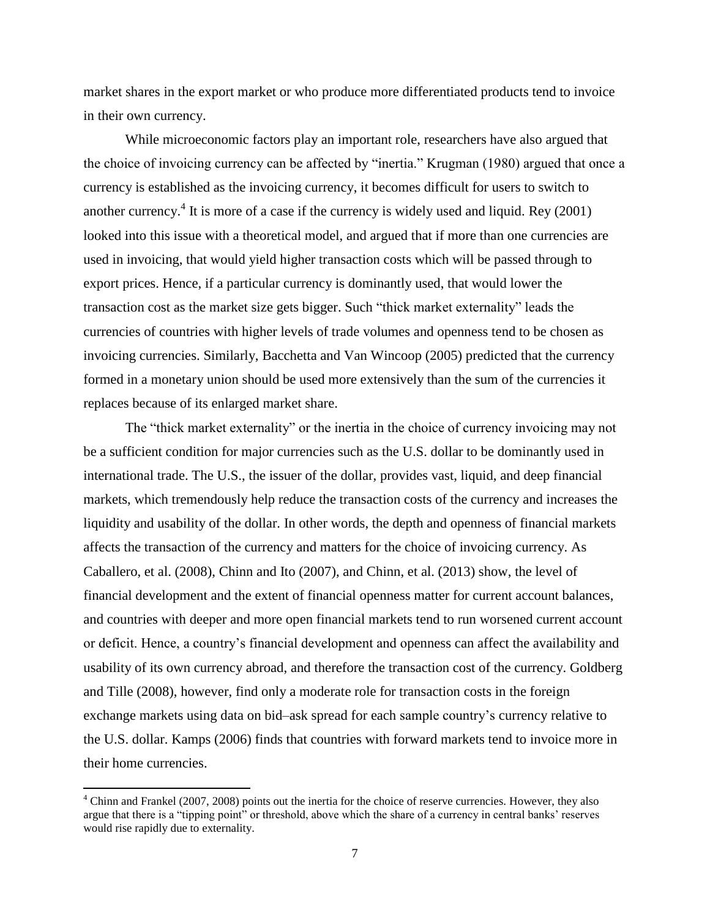market shares in the export market or who produce more differentiated products tend to invoice in their own currency.

While microeconomic factors play an important role, researchers have also argued that the choice of invoicing currency can be affected by "inertia." Krugman (1980) argued that once a currency is established as the invoicing currency, it becomes difficult for users to switch to another currency.[4] It is more of a case if the currency is widely used and liquid. Rey (2001) looked into this issue with a theoretical model, and argued that if more than one currencies are used in invoicing, that would yield higher transaction costs which will be passed through to export prices. Hence, if a particular currency is dominantly used, that would lower the transaction cost as the market size gets bigger. Such "thick market externality" leads the currencies of countries with higher levels of trade volumes and openness tend to be chosen as invoicing currencies. Similarly, Bacchetta and Van Wincoop (2005) predicted that the currency formed in a monetary union should be used more extensively than the sum of the currencies it replaces because of its enlarged market share.

The "thick market externality" or the inertia in the choice of currency invoicing may not be a sufficient condition for major currencies such as the U.S. dollar to be dominantly used in international trade. The U.S., the issuer of the dollar, provides vast, liquid, and deep financial markets, which tremendously help reduce the transaction costs of the currency and increases the liquidity and usability of the dollar. In other words, the depth and openness of financial markets affects the transaction of the currency and matters for the choice of invoicing currency. As Caballero, et al. (2008), Chinn and Ito (2007), and Chinn, et al. (2013) show, the level of financial development and the extent of financial openness matter for current account balances, and countries with deeper and more open financial markets tend to run worsened current account or deficit. Hence, a country's financial development and openness can affect the availability and usability of its own currency abroad, and therefore the transaction cost of the currency. Goldberg and Tille (2008), however, find only a moderate role for transaction costs in the foreign exchange markets using data on bid–ask spread for each sample country's currency relative to the U.S. dollar. Kamps (2006) finds that countries with forward markets tend to invoice more in their home currencies.

[4] Chinn and Frankel (2007, 2008) points out the inertia for the choice of reserve currencies. However, they also argue that there is a "tipping point" or threshold, above which the share of a currency in central banks' reserves would rise rapidly due to externality.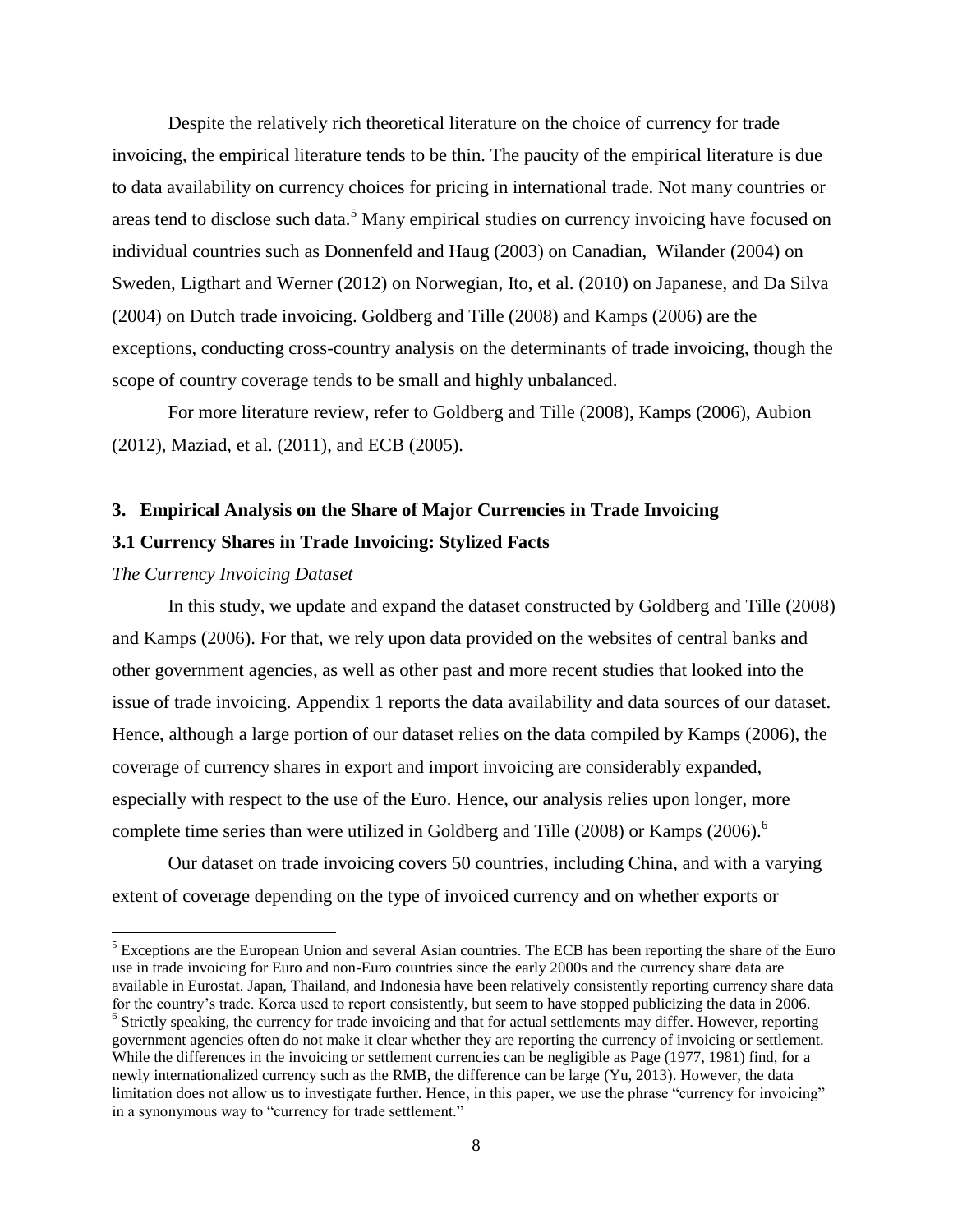Despite the relatively rich theoretical literature on the choice of currency for trade invoicing, the empirical literature tends to be thin. The paucity of the empirical literature is due to data availability on currency choices for pricing in international trade. Not many countries or areas tend to disclose such data.[5] Many empirical studies on currency invoicing have focused on individual countries such as Donnenfeld and Haug (2003) on Canadian, Wilander (2004) on Sweden, Ligthart and Werner (2012) on Norwegian, Ito, et al. (2010) on Japanese, and Da Silva (2004) on Dutch trade invoicing. Goldberg and Tille (2008) and Kamps (2006) are the exceptions, conducting cross-country analysis on the determinants of trade invoicing, though the scope of country coverage tends to be small and highly unbalanced.

For more literature review, refer to Goldberg and Tille (2008), Kamps (2006), Aubion (2012), Maziad, et al. (2011), and ECB (2005).

## 3. Empirical Analysis on the Share of Major Currencies in Trade Invoicing

### 3.1 Currency Shares in Trade Invoicing: Stylized Facts

*The Currency Invoicing Dataset*

In this study, we update and expand the dataset constructed by Goldberg and Tille (2008) and Kamps (2006). For that, we rely upon data provided on the websites of central banks and other government agencies, as well as other past and more recent studies that looked into the issue of trade invoicing. Appendix 1 reports the data availability and data sources of our dataset. Hence, although a large portion of our dataset relies on the data compiled by Kamps (2006), the coverage of currency shares in export and import invoicing are considerably expanded, especially with respect to the use of the Euro. Hence, our analysis relies upon longer, more complete time series than were utilized in Goldberg and Tille (2008) or Kamps (2006).[6]

Our dataset on trade invoicing covers 50 countries, including China, and with a varying extent of coverage depending on the type of invoiced currency and on whether exports or

---

[5] Exceptions are the European Union and several Asian countries. The ECB has been reporting the share of the Euro use in trade invoicing for Euro and non-Euro countries since the early 2000s and the currency share data are available in Eurostat. Japan, Thailand, and Indonesia have been relatively consistently reporting currency share data for the country's trade. Korea used to report consistently, but seem to have stopped publicizing the data in 2006.

[6] Strictly speaking, the currency for trade invoicing and that for actual settlements may differ. However, reporting government agencies often do not make it clear whether they are reporting the currency of invoicing or settlement. While the differences in the invoicing or settlement currencies can be negligible as Page (1977, 1981) find, for a newly internationalized currency such as the RMB, the difference can be large (Yu, 2013). However, the data limitation does not allow us to investigate further. Hence, in this paper, we use the phrase "currency for invoicing" in a synonymous way to "currency for trade settlement."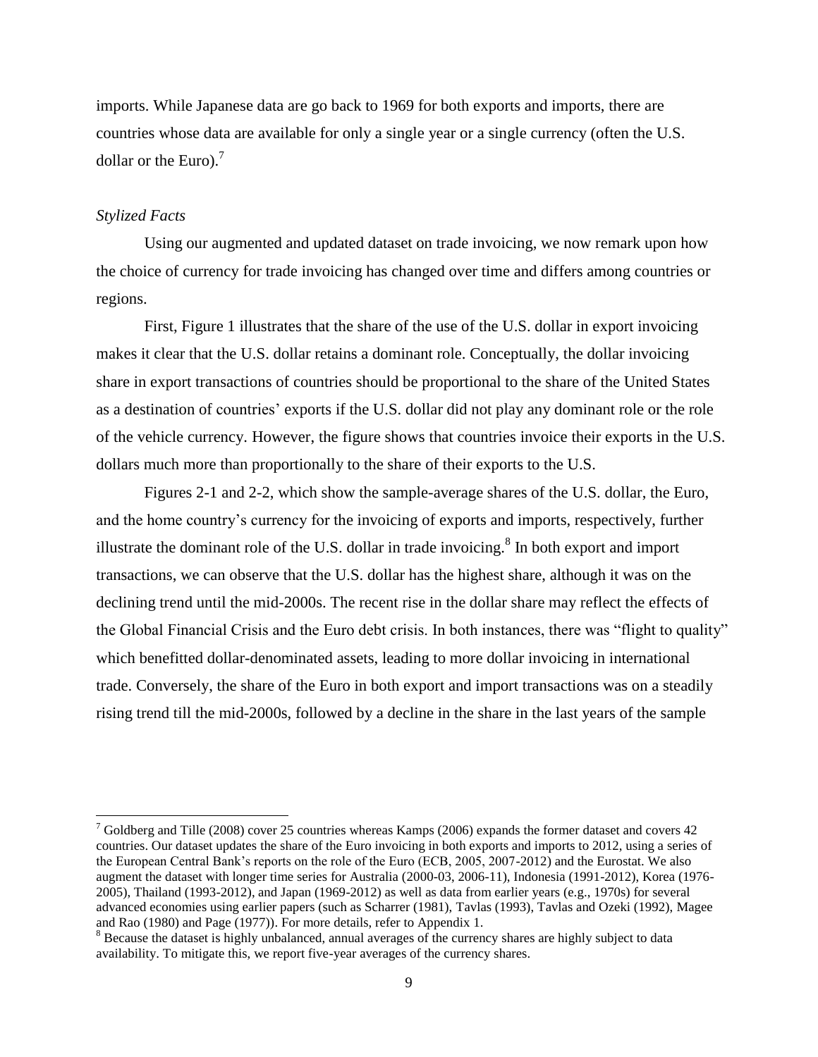imports. While Japanese data are go back to 1969 for both exports and imports, there are countries whose data are available for only a single year or a single currency (often the U.S. dollar or the Euro).[7]

*Stylized Facts*

Using our augmented and updated dataset on trade invoicing, we now remark upon how the choice of currency for trade invoicing has changed over time and differs among countries or regions.

First, Figure 1 illustrates that the share of the use of the U.S. dollar in export invoicing makes it clear that the U.S. dollar retains a dominant role. Conceptually, the dollar invoicing share in export transactions of countries should be proportional to the share of the United States as a destination of countries' exports if the U.S. dollar did not play any dominant role or the role of the vehicle currency. However, the figure shows that countries invoice their exports in the U.S. dollars much more than proportionally to the share of their exports to the U.S.

Figures 2-1 and 2-2, which show the sample-average shares of the U.S. dollar, the Euro, and the home country's currency for the invoicing of exports and imports, respectively, further illustrate the dominant role of the U.S. dollar in trade invoicing.[8] In both export and import transactions, we can observe that the U.S. dollar has the highest share, although it was on the declining trend until the mid-2000s. The recent rise in the dollar share may reflect the effects of the Global Financial Crisis and the Euro debt crisis. In both instances, there was "flight to quality" which benefitted dollar-denominated assets, leading to more dollar invoicing in international trade. Conversely, the share of the Euro in both export and import transactions was on a steadily rising trend till the mid-2000s, followed by a decline in the share in the last years of the sample

---

[7] Goldberg and Tille (2008) cover 25 countries whereas Kamps (2006) expands the former dataset and covers 42 countries. Our dataset updates the share of the Euro invoicing in both exports and imports to 2012, using a series of the European Central Bank's reports on the role of the Euro (ECB, 2005, 2007-2012) and the Eurostat. We also augment the dataset with longer time series for Australia (2000-03, 2006-11), Indonesia (1991-2012), Korea (1976-2005), Thailand (1993-2012), and Japan (1969-2012) as well as data from earlier years (e.g., 1970s) for several advanced economies using earlier papers (such as Scharrer (1981), Tavlas (1993), Tavlas and Ozeki (1992), Magee and Rao (1980) and Page (1977)). For more details, refer to Appendix 1.

[8] Because the dataset is highly unbalanced, annual averages of the currency shares are highly subject to data availability. To mitigate this, we report five-year averages of the currency shares.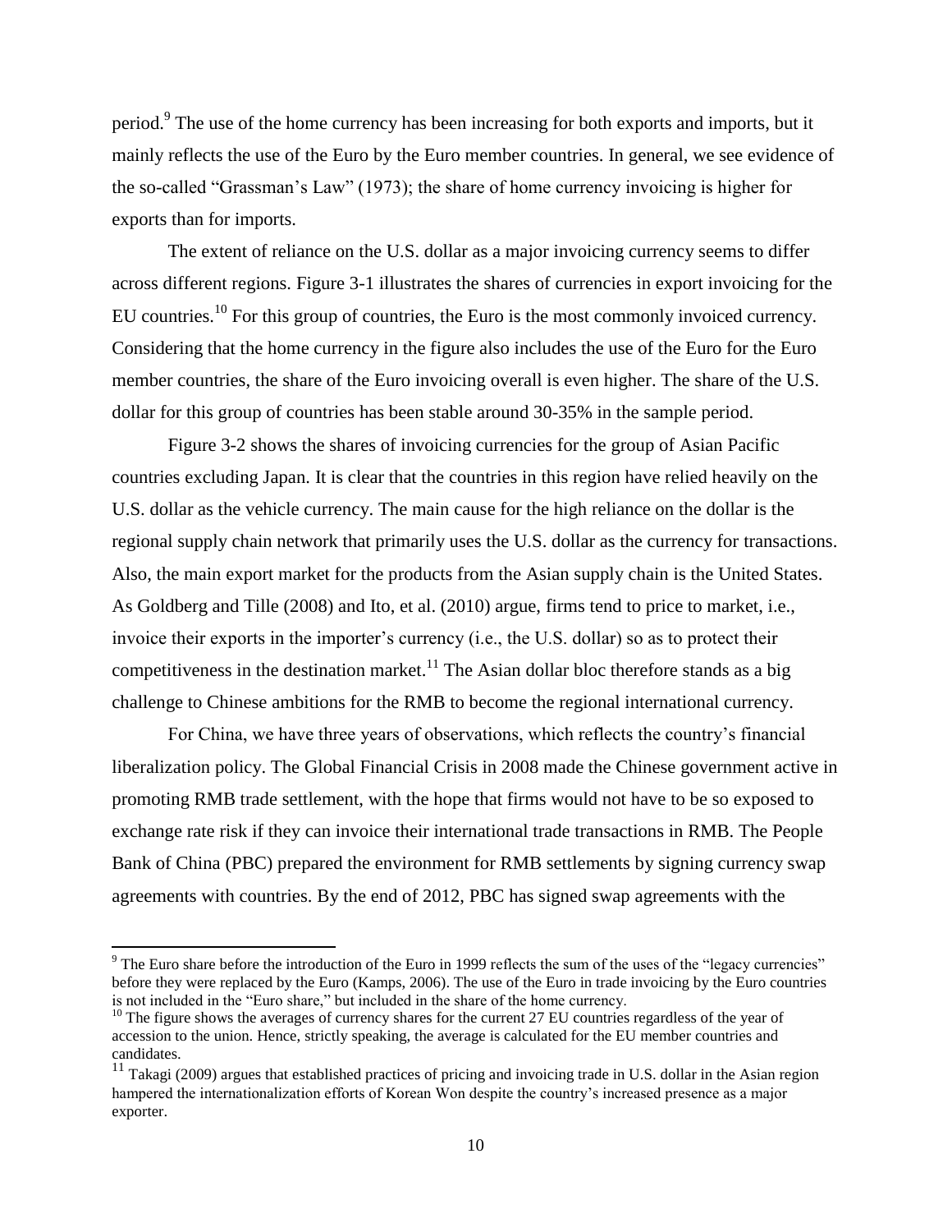period.[9] The use of the home currency has been increasing for both exports and imports, but it mainly reflects the use of the Euro by the Euro member countries. In general, we see evidence of the so-called "Grassman's Law" (1973); the share of home currency invoicing is higher for exports than for imports.

The extent of reliance on the U.S. dollar as a major invoicing currency seems to differ across different regions. Figure 3-1 illustrates the shares of currencies in export invoicing for the EU countries.[10] For this group of countries, the Euro is the most commonly invoiced currency. Considering that the home currency in the figure also includes the use of the Euro for the Euro member countries, the share of the Euro invoicing overall is even higher. The share of the U.S. dollar for this group of countries has been stable around 30-35% in the sample period.

Figure 3-2 shows the shares of invoicing currencies for the group of Asian Pacific countries excluding Japan. It is clear that the countries in this region have relied heavily on the U.S. dollar as the vehicle currency. The main cause for the high reliance on the dollar is the regional supply chain network that primarily uses the U.S. dollar as the currency for transactions. Also, the main export market for the products from the Asian supply chain is the United States. As Goldberg and Tille (2008) and Ito, et al. (2010) argue, firms tend to price to market, i.e., invoice their exports in the importer's currency (i.e., the U.S. dollar) so as to protect their competitiveness in the destination market.[11] The Asian dollar bloc therefore stands as a big challenge to Chinese ambitions for the RMB to become the regional international currency.

For China, we have three years of observations, which reflects the country's financial liberalization policy. The Global Financial Crisis in 2008 made the Chinese government active in promoting RMB trade settlement, with the hope that firms would not have to be so exposed to exchange rate risk if they can invoice their international trade transactions in RMB. The People Bank of China (PBC) prepared the environment for RMB settlements by signing currency swap agreements with countries. By the end of 2012, PBC has signed swap agreements with the

---

[9] The Euro share before the introduction of the Euro in 1999 reflects the sum of the uses of the "legacy currencies" before they were replaced by the Euro (Kamps, 2006). The use of the Euro in trade invoicing by the Euro countries is not included in the "Euro share," but included in the share of the home currency.

[10] The figure shows the averages of currency shares for the current 27 EU countries regardless of the year of accession to the union. Hence, strictly speaking, the average is calculated for the EU member countries and candidates.

[11] Takagi (2009) argues that established practices of pricing and invoicing trade in U.S. dollar in the Asian region hampered the internationalization efforts of Korean Won despite the country's increased presence as a major exporter.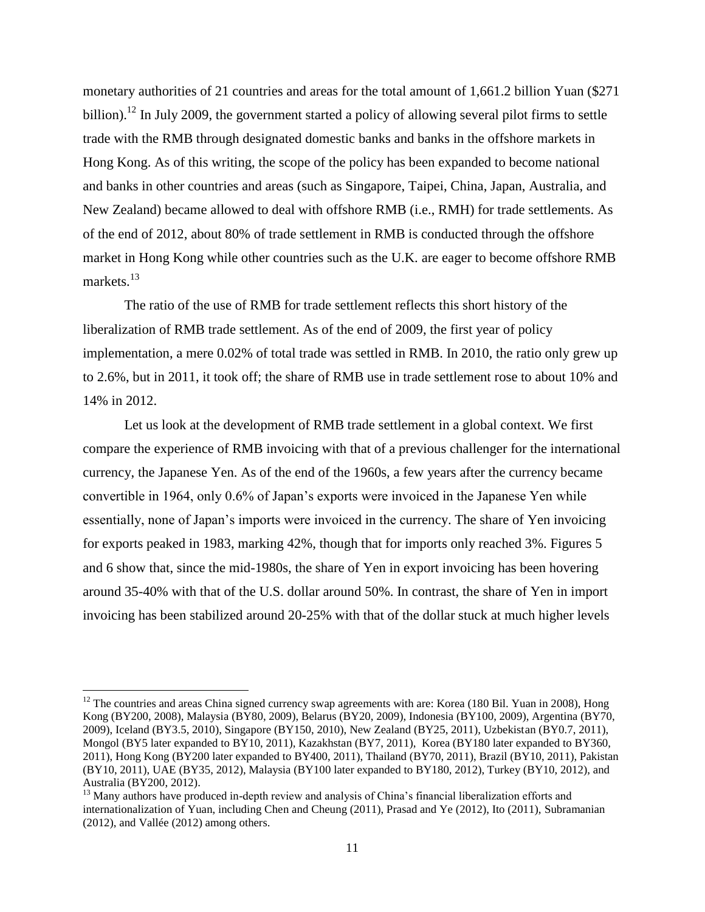monetary authorities of 21 countries and areas for the total amount of 1,661.2 billion Yuan ($271 billion).[12] In July 2009, the government started a policy of allowing several pilot firms to settle trade with the RMB through designated domestic banks and banks in the offshore markets in Hong Kong. As of this writing, the scope of the policy has been expanded to become national and banks in other countries and areas (such as Singapore, Taipei, China, Japan, Australia, and New Zealand) became allowed to deal with offshore RMB (i.e., RMH) for trade settlements. As of the end of 2012, about 80% of trade settlement in RMB is conducted through the offshore market in Hong Kong while other countries such as the U.K. are eager to become offshore RMB markets.[13]

The ratio of the use of RMB for trade settlement reflects this short history of the liberalization of RMB trade settlement. As of the end of 2009, the first year of policy implementation, a mere 0.02% of total trade was settled in RMB. In 2010, the ratio only grew up to 2.6%, but in 2011, it took off; the share of RMB use in trade settlement rose to about 10% and 14% in 2012.

Let us look at the development of RMB trade settlement in a global context. We first compare the experience of RMB invoicing with that of a previous challenger for the international currency, the Japanese Yen. As of the end of the 1960s, a few years after the currency became convertible in 1964, only 0.6% of Japan's exports were invoiced in the Japanese Yen while essentially, none of Japan's imports were invoiced in the currency. The share of Yen invoicing for exports peaked in 1983, marking 42%, though that for imports only reached 3%. Figures 5 and 6 show that, since the mid-1980s, the share of Yen in export invoicing has been hovering around 35-40% with that of the U.S. dollar around 50%. In contrast, the share of Yen in import invoicing has been stabilized around 20-25% with that of the dollar stuck at much higher levels

---

[12] The countries and areas China signed currency swap agreements with are: Korea (180 Bil. Yuan in 2008), Hong Kong (BY200, 2008), Malaysia (BY80, 2009), Belarus (BY20, 2009), Indonesia (BY100, 2009), Argentina (BY70, 2009), Iceland (BY3.5, 2010), Singapore (BY150, 2010), New Zealand (BY25, 2011), Uzbekistan (BY0.7, 2011), Mongol (BY5 later expanded to BY10, 2011), Kazakhstan (BY7, 2011), Korea (BY180 later expanded to BY360, 2011), Hong Kong (BY200 later expanded to BY400, 2011), Thailand (BY70, 2011), Brazil (BY10, 2011), Pakistan (BY10, 2011), UAE (BY35, 2012), Malaysia (BY100 later expanded to BY180, 2012), Turkey (BY10, 2012), and Australia (BY200, 2012).

[13] Many authors have produced in-depth review and analysis of China's financial liberalization efforts and internationalization of Yuan, including Chen and Cheung (2011), Prasad and Ye (2012), Ito (2011), Subramanian (2012), and Vallée (2012) among others.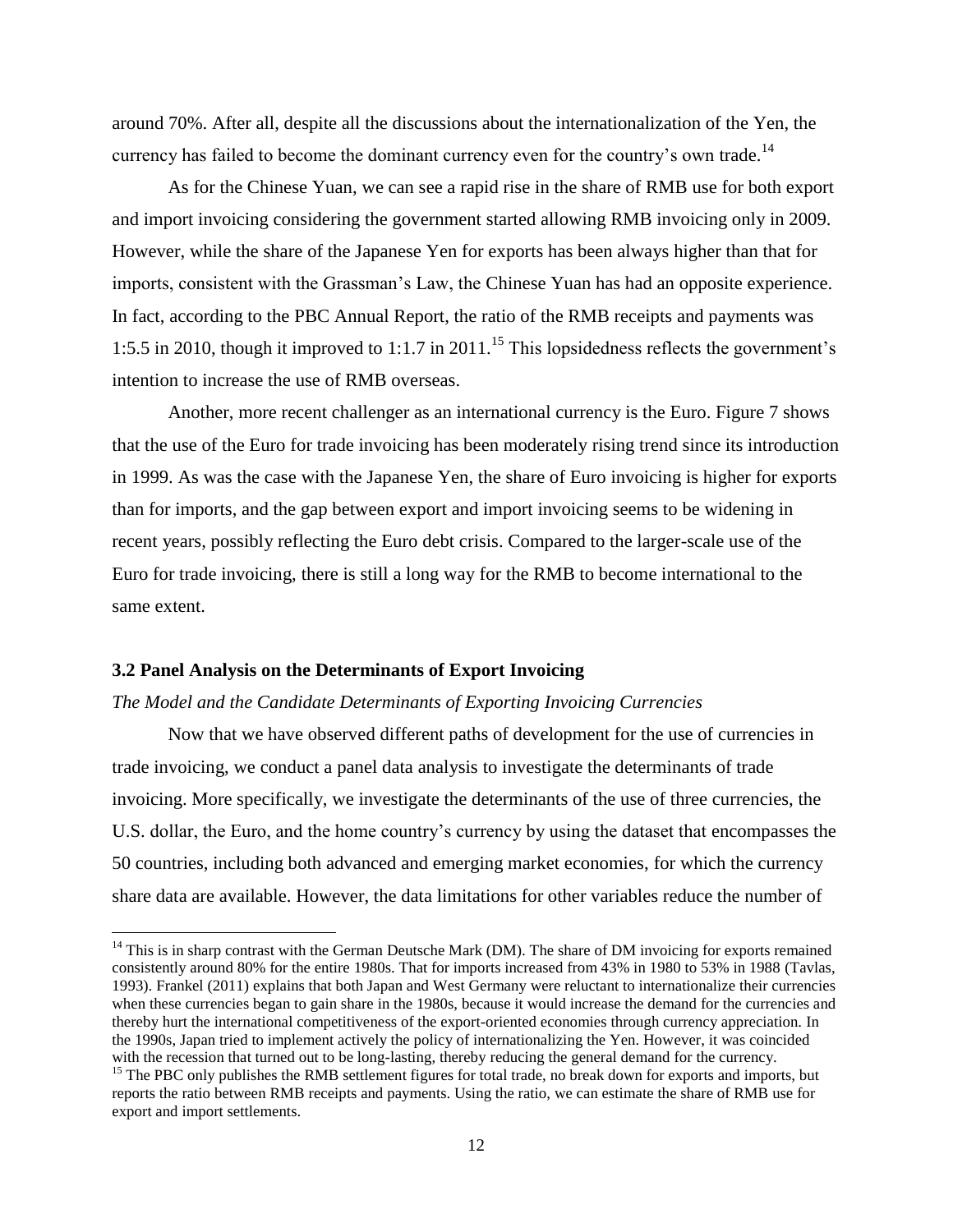around 70%. After all, despite all the discussions about the internationalization of the Yen, the currency has failed to become the dominant currency even for the country's own trade.[14]

As for the Chinese Yuan, we can see a rapid rise in the share of RMB use for both export and import invoicing considering the government started allowing RMB invoicing only in 2009. However, while the share of the Japanese Yen for exports has been always higher than that for imports, consistent with the Grassman's Law, the Chinese Yuan has had an opposite experience. In fact, according to the PBC Annual Report, the ratio of the RMB receipts and payments was 1:5.5 in 2010, though it improved to 1:1.7 in 2011.[15] This lopsidedness reflects the government's intention to increase the use of RMB overseas.

Another, more recent challenger as an international currency is the Euro. Figure 7 shows that the use of the Euro for trade invoicing has been moderately rising trend since its introduction in 1999. As was the case with the Japanese Yen, the share of Euro invoicing is higher for exports than for imports, and the gap between export and import invoicing seems to be widening in recent years, possibly reflecting the Euro debt crisis. Compared to the larger-scale use of the Euro for trade invoicing, there is still a long way for the RMB to become international to the same extent.

### 3.2 Panel Analysis on the Determinants of Export Invoicing

*The Model and the Candidate Determinants of Exporting Invoicing Currencies*

Now that we have observed different paths of development for the use of currencies in trade invoicing, we conduct a panel data analysis to investigate the determinants of trade invoicing. More specifically, we investigate the determinants of the use of three currencies, the U.S. dollar, the Euro, and the home country's currency by using the dataset that encompasses the 50 countries, including both advanced and emerging market economies, for which the currency share data are available. However, the data limitations for other variables reduce the number of

---

[14] This is in sharp contrast with the German Deutsche Mark (DM). The share of DM invoicing for exports remained consistently around 80% for the entire 1980s. That for imports increased from 43% in 1980 to 53% in 1988 (Tavlas, 1993). Frankel (2011) explains that both Japan and West Germany were reluctant to internationalize their currencies when these currencies began to gain share in the 1980s, because it would increase the demand for the currencies and thereby hurt the international competitiveness of the export-oriented economies through currency appreciation. In the 1990s, Japan tried to implement actively the policy of internationalizing the Yen. However, it was coincided with the recession that turned out to be long-lasting, thereby reducing the general demand for the currency.

[15] The PBC only publishes the RMB settlement figures for total trade, no break down for exports and imports, but reports the ratio between RMB receipts and payments. Using the ratio, we can estimate the share of RMB use for export and import settlements.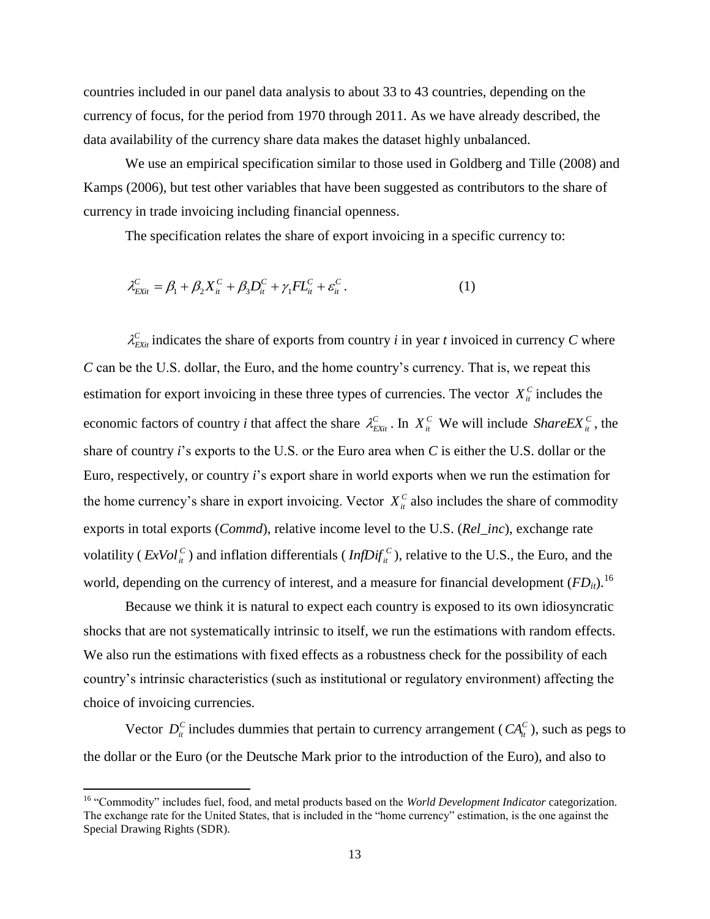countries included in our panel data analysis to about 33 to 43 countries, depending on the currency of focus, for the period from 1970 through 2011. As we have already described, the data availability of the currency share data makes the dataset highly unbalanced.

We use an empirical specification similar to those used in Goldberg and Tille (2008) and Kamps (2006), but test other variables that have been suggested as contributors to the share of currency in trade invoicing including financial openness.

The specification relates the share of export invoicing in a specific currency to:

$$\lambda_{EXit}^{C} = \beta_1 + \beta_2 X_{it}^{C} + \beta_3 D_{it}^{C} + \gamma_1 FL_{it}^{C} + \varepsilon_{it}^{C}. \qquad (1)$$

$\lambda_{EXit}^{C}$ indicates the share of exports from country *i* in year *t* invoiced in currency *C* where *C* can be the U.S. dollar, the Euro, and the home country's currency. That is, we repeat this estimation for export invoicing in these three types of currencies. The vector $X_{it}^{C}$ includes the economic factors of country *i* that affect the share $\lambda_{EXit}^{C}$. In $X_{it}^{C}$ We will include $ShareEX_{it}^{C}$, the share of country *i*'s exports to the U.S. or the Euro area when *C* is either the U.S. dollar or the Euro, respectively, or country *i*'s export share in world exports when we run the estimation for the home currency's share in export invoicing. Vector $X_{it}^{C}$ also includes the share of commodity exports in total exports (*Commd*), relative income level to the U.S. (*Rel_inc*), exchange rate volatility ($ExVol_{it}^{C}$) and inflation differentials ($InfDif_{it}^{C}$), relative to the U.S., the Euro, and the world, depending on the currency of interest, and a measure for financial development ($FD_{it}$).[16]

Because we think it is natural to expect each country is exposed to its own idiosyncratic shocks that are not systematically intrinsic to itself, we run the estimations with random effects. We also run the estimations with fixed effects as a robustness check for the possibility of each country's intrinsic characteristics (such as institutional or regulatory environment) affecting the choice of invoicing currencies.

Vector $D_{it}^{C}$ includes dummies that pertain to currency arrangement ($CA_{it}^{C}$), such as pegs to the dollar or the Euro (or the Deutsche Mark prior to the introduction of the Euro), and also to

[16] "Commodity" includes fuel, food, and metal products based on the *World Development Indicator* categorization. The exchange rate for the United States, that is included in the "home currency" estimation, is the one against the Special Drawing Rights (SDR).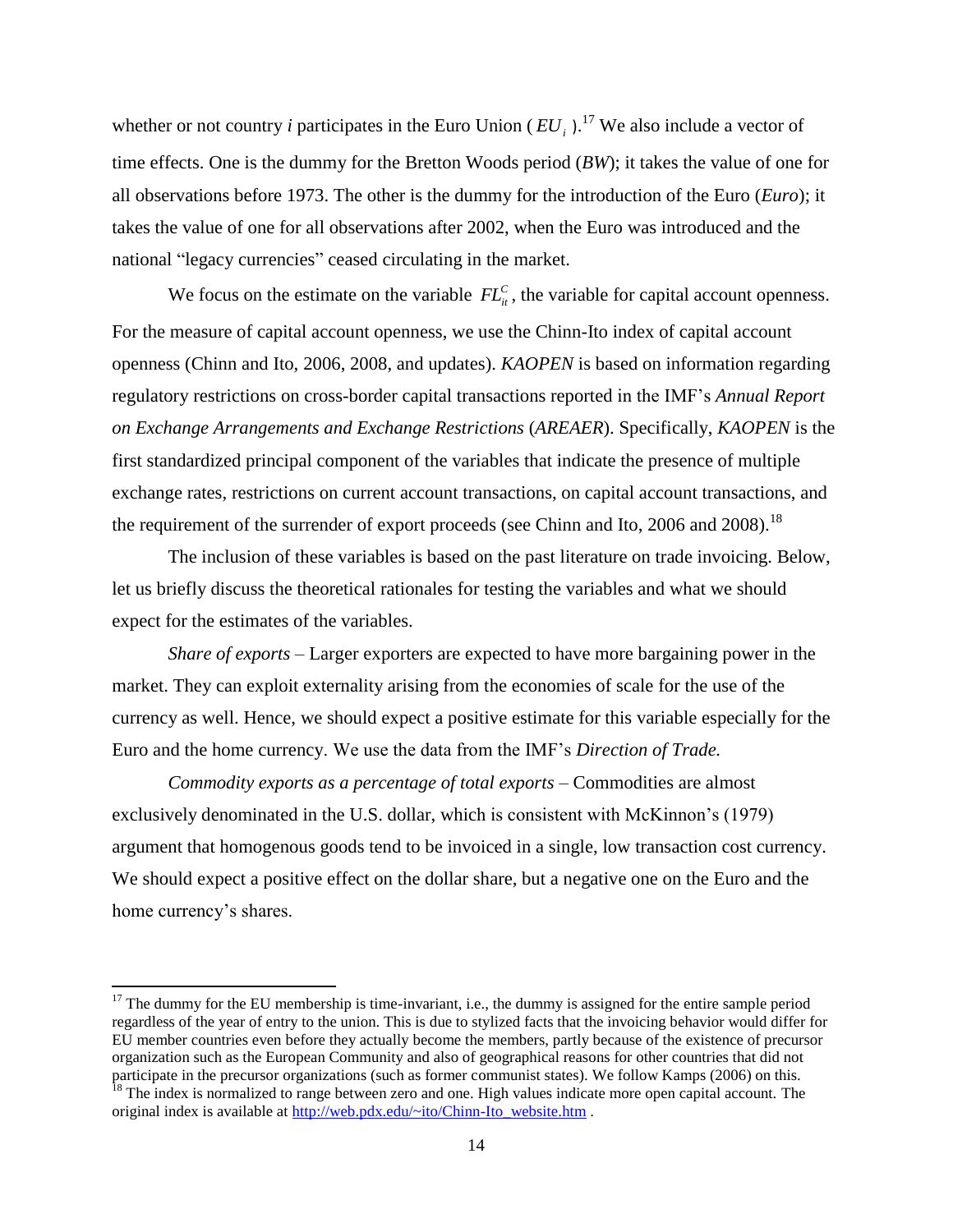whether or not country *i* participates in the Euro Union ($EU_i$).[17] We also include a vector of time effects. One is the dummy for the Bretton Woods period (*BW*); it takes the value of one for all observations before 1973. The other is the dummy for the introduction of the Euro (*Euro*); it takes the value of one for all observations after 2002, when the Euro was introduced and the national "legacy currencies" ceased circulating in the market.

We focus on the estimate on the variable $FL^C_{it}$, the variable for capital account openness. For the measure of capital account openness, we use the Chinn-Ito index of capital account openness (Chinn and Ito, 2006, 2008, and updates). *KAOPEN* is based on information regarding regulatory restrictions on cross-border capital transactions reported in the IMF's *Annual Report on Exchange Arrangements and Exchange Restrictions* (*AREAER*). Specifically, *KAOPEN* is the first standardized principal component of the variables that indicate the presence of multiple exchange rates, restrictions on current account transactions, on capital account transactions, and the requirement of the surrender of export proceeds (see Chinn and Ito, 2006 and 2008).[18]

The inclusion of these variables is based on the past literature on trade invoicing. Below, let us briefly discuss the theoretical rationales for testing the variables and what we should expect for the estimates of the variables.

*Share of exports* – Larger exporters are expected to have more bargaining power in the market. They can exploit externality arising from the economies of scale for the use of the currency as well. Hence, we should expect a positive estimate for this variable especially for the Euro and the home currency. We use the data from the IMF's *Direction of Trade.*

*Commodity exports as a percentage of total exports* – Commodities are almost exclusively denominated in the U.S. dollar, which is consistent with McKinnon's (1979) argument that homogenous goods tend to be invoiced in a single, low transaction cost currency. We should expect a positive effect on the dollar share, but a negative one on the Euro and the home currency's shares.

---

[17] The dummy for the EU membership is time-invariant, i.e., the dummy is assigned for the entire sample period regardless of the year of entry to the union. This is due to stylized facts that the invoicing behavior would differ for EU member countries even before they actually become the members, partly because of the existence of precursor organization such as the European Community and also of geographical reasons for other countries that did not participate in the precursor organizations (such as former communist states). We follow Kamps (2006) on this.

[18] The index is normalized to range between zero and one. High values indicate more open capital account. The original index is available at http://web.pdx.edu/~ito/Chinn-Ito_website.htm .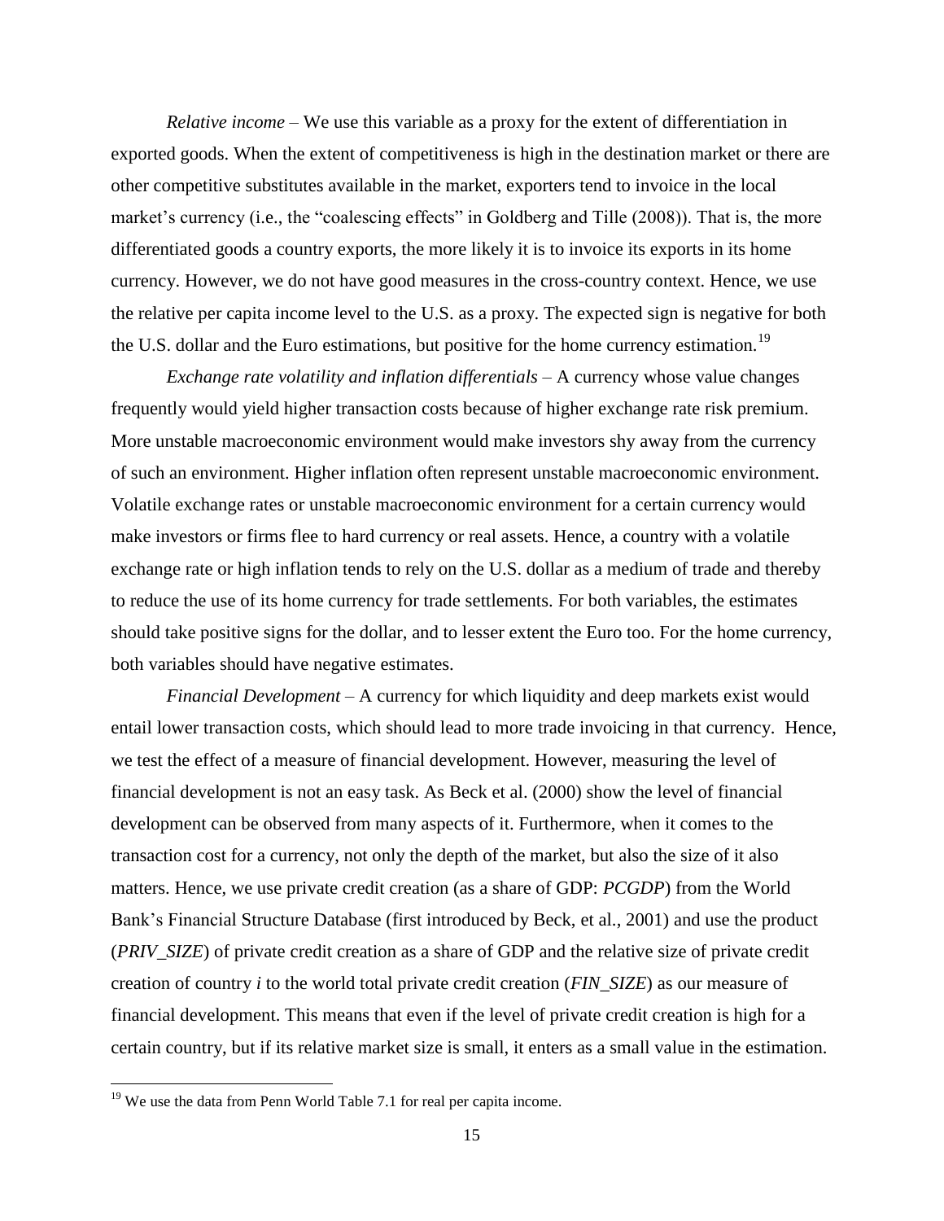*Relative income* – We use this variable as a proxy for the extent of differentiation in exported goods. When the extent of competitiveness is high in the destination market or there are other competitive substitutes available in the market, exporters tend to invoice in the local market's currency (i.e., the "coalescing effects" in Goldberg and Tille (2008)). That is, the more differentiated goods a country exports, the more likely it is to invoice its exports in its home currency. However, we do not have good measures in the cross-country context. Hence, we use the relative per capita income level to the U.S. as a proxy. The expected sign is negative for both the U.S. dollar and the Euro estimations, but positive for the home currency estimation.[19]

*Exchange rate volatility and inflation differentials* – A currency whose value changes frequently would yield higher transaction costs because of higher exchange rate risk premium. More unstable macroeconomic environment would make investors shy away from the currency of such an environment. Higher inflation often represent unstable macroeconomic environment. Volatile exchange rates or unstable macroeconomic environment for a certain currency would make investors or firms flee to hard currency or real assets. Hence, a country with a volatile exchange rate or high inflation tends to rely on the U.S. dollar as a medium of trade and thereby to reduce the use of its home currency for trade settlements. For both variables, the estimates should take positive signs for the dollar, and to lesser extent the Euro too. For the home currency, both variables should have negative estimates.

*Financial Development* – A currency for which liquidity and deep markets exist would entail lower transaction costs, which should lead to more trade invoicing in that currency. Hence, we test the effect of a measure of financial development. However, measuring the level of financial development is not an easy task. As Beck et al. (2000) show the level of financial development can be observed from many aspects of it. Furthermore, when it comes to the transaction cost for a currency, not only the depth of the market, but also the size of it also matters. Hence, we use private credit creation (as a share of GDP: *PCGDP*) from the World Bank's Financial Structure Database (first introduced by Beck, et al., 2001) and use the product (*PRIV_SIZE*) of private credit creation as a share of GDP and the relative size of private credit creation of country *i* to the world total private credit creation (*FIN_SIZE*) as our measure of financial development. This means that even if the level of private credit creation is high for a certain country, but if its relative market size is small, it enters as a small value in the estimation.

[19] We use the data from Penn World Table 7.1 for real per capita income.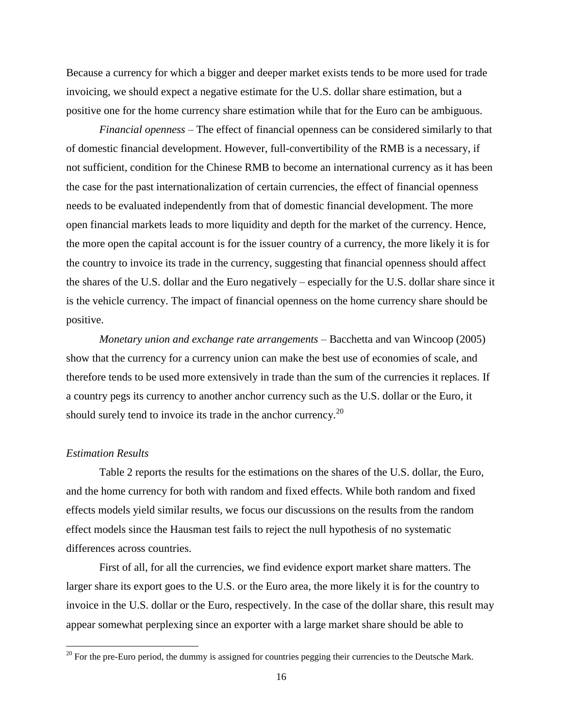Because a currency for which a bigger and deeper market exists tends to be more used for trade invoicing, we should expect a negative estimate for the U.S. dollar share estimation, but a positive one for the home currency share estimation while that for the Euro can be ambiguous.

*Financial openness* – The effect of financial openness can be considered similarly to that of domestic financial development. However, full-convertibility of the RMB is a necessary, if not sufficient, condition for the Chinese RMB to become an international currency as it has been the case for the past internationalization of certain currencies, the effect of financial openness needs to be evaluated independently from that of domestic financial development. The more open financial markets leads to more liquidity and depth for the market of the currency. Hence, the more open the capital account is for the issuer country of a currency, the more likely it is for the country to invoice its trade in the currency, suggesting that financial openness should affect the shares of the U.S. dollar and the Euro negatively – especially for the U.S. dollar share since it is the vehicle currency. The impact of financial openness on the home currency share should be positive.

*Monetary union and exchange rate arrangements* – Bacchetta and van Wincoop (2005) show that the currency for a currency union can make the best use of economies of scale, and therefore tends to be used more extensively in trade than the sum of the currencies it replaces. If a country pegs its currency to another anchor currency such as the U.S. dollar or the Euro, it should surely tend to invoice its trade in the anchor currency.[20]

*Estimation Results*

Table 2 reports the results for the estimations on the shares of the U.S. dollar, the Euro, and the home currency for both with random and fixed effects. While both random and fixed effects models yield similar results, we focus our discussions on the results from the random effect models since the Hausman test fails to reject the null hypothesis of no systematic differences across countries.

First of all, for all the currencies, we find evidence export market share matters. The larger share its export goes to the U.S. or the Euro area, the more likely it is for the country to invoice in the U.S. dollar or the Euro, respectively. In the case of the dollar share, this result may appear somewhat perplexing since an exporter with a large market share should be able to

[20] For the pre-Euro period, the dummy is assigned for countries pegging their currencies to the Deutsche Mark.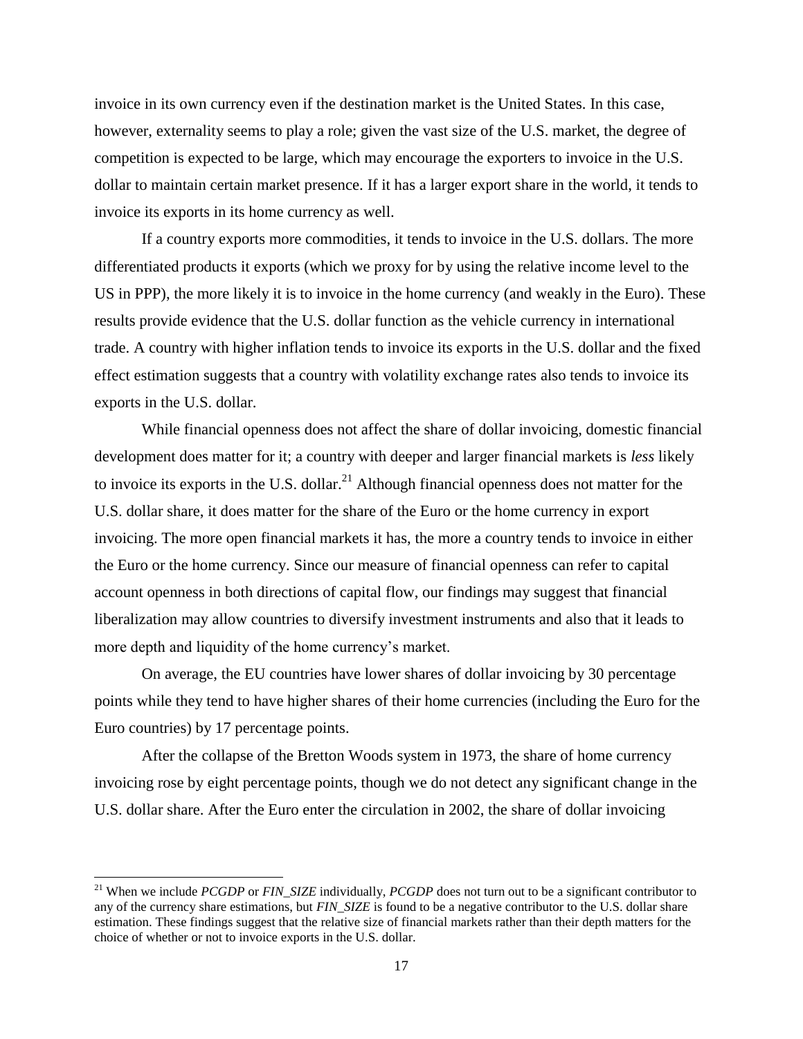invoice in its own currency even if the destination market is the United States. In this case, however, externality seems to play a role; given the vast size of the U.S. market, the degree of competition is expected to be large, which may encourage the exporters to invoice in the U.S. dollar to maintain certain market presence. If it has a larger export share in the world, it tends to invoice its exports in its home currency as well.

If a country exports more commodities, it tends to invoice in the U.S. dollars. The more differentiated products it exports (which we proxy for by using the relative income level to the US in PPP), the more likely it is to invoice in the home currency (and weakly in the Euro). These results provide evidence that the U.S. dollar function as the vehicle currency in international trade. A country with higher inflation tends to invoice its exports in the U.S. dollar and the fixed effect estimation suggests that a country with volatility exchange rates also tends to invoice its exports in the U.S. dollar.

While financial openness does not affect the share of dollar invoicing, domestic financial development does matter for it; a country with deeper and larger financial markets is *less* likely to invoice its exports in the U.S. dollar.[21] Although financial openness does not matter for the U.S. dollar share, it does matter for the share of the Euro or the home currency in export invoicing. The more open financial markets it has, the more a country tends to invoice in either the Euro or the home currency. Since our measure of financial openness can refer to capital account openness in both directions of capital flow, our findings may suggest that financial liberalization may allow countries to diversify investment instruments and also that it leads to more depth and liquidity of the home currency's market.

On average, the EU countries have lower shares of dollar invoicing by 30 percentage points while they tend to have higher shares of their home currencies (including the Euro for the Euro countries) by 17 percentage points.

After the collapse of the Bretton Woods system in 1973, the share of home currency invoicing rose by eight percentage points, though we do not detect any significant change in the U.S. dollar share. After the Euro enter the circulation in 2002, the share of dollar invoicing

[21] When we include *PCGDP* or *FIN_SIZE* individually, *PCGDP* does not turn out to be a significant contributor to any of the currency share estimations, but *FIN_SIZE* is found to be a negative contributor to the U.S. dollar share estimation. These findings suggest that the relative size of financial markets rather than their depth matters for the choice of whether or not to invoice exports in the U.S. dollar.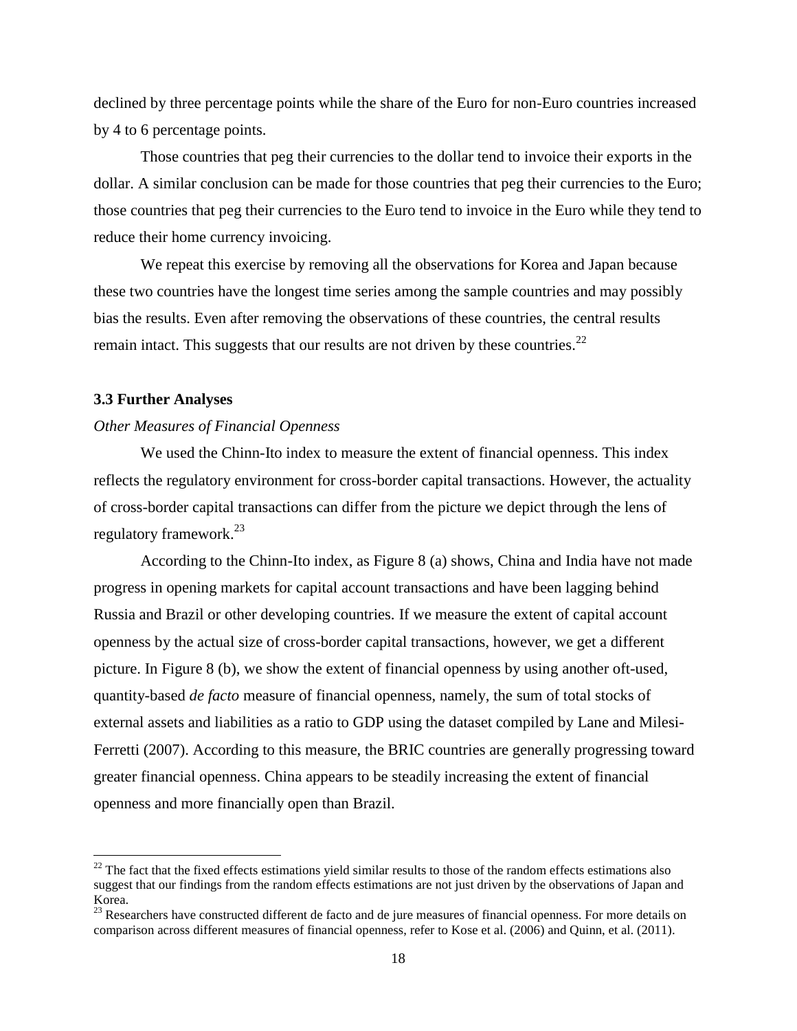declined by three percentage points while the share of the Euro for non-Euro countries increased by 4 to 6 percentage points.

Those countries that peg their currencies to the dollar tend to invoice their exports in the dollar. A similar conclusion can be made for those countries that peg their currencies to the Euro; those countries that peg their currencies to the Euro tend to invoice in the Euro while they tend to reduce their home currency invoicing.

We repeat this exercise by removing all the observations for Korea and Japan because these two countries have the longest time series among the sample countries and may possibly bias the results. Even after removing the observations of these countries, the central results remain intact. This suggests that our results are not driven by these countries.[22]

### 3.3 Further Analyses

*Other Measures of Financial Openness*

We used the Chinn-Ito index to measure the extent of financial openness. This index reflects the regulatory environment for cross-border capital transactions. However, the actuality of cross-border capital transactions can differ from the picture we depict through the lens of regulatory framework.[23]

According to the Chinn-Ito index, as Figure 8 (a) shows, China and India have not made progress in opening markets for capital account transactions and have been lagging behind Russia and Brazil or other developing countries. If we measure the extent of capital account openness by the actual size of cross-border capital transactions, however, we get a different picture. In Figure 8 (b), we show the extent of financial openness by using another oft-used, quantity-based *de facto* measure of financial openness, namely, the sum of total stocks of external assets and liabilities as a ratio to GDP using the dataset compiled by Lane and Milesi-Ferretti (2007). According to this measure, the BRIC countries are generally progressing toward greater financial openness. China appears to be steadily increasing the extent of financial openness and more financially open than Brazil.

---

[22] The fact that the fixed effects estimations yield similar results to those of the random effects estimations also suggest that our findings from the random effects estimations are not just driven by the observations of Japan and Korea.

[23] Researchers have constructed different de facto and de jure measures of financial openness. For more details on comparison across different measures of financial openness, refer to Kose et al. (2006) and Quinn, et al. (2011).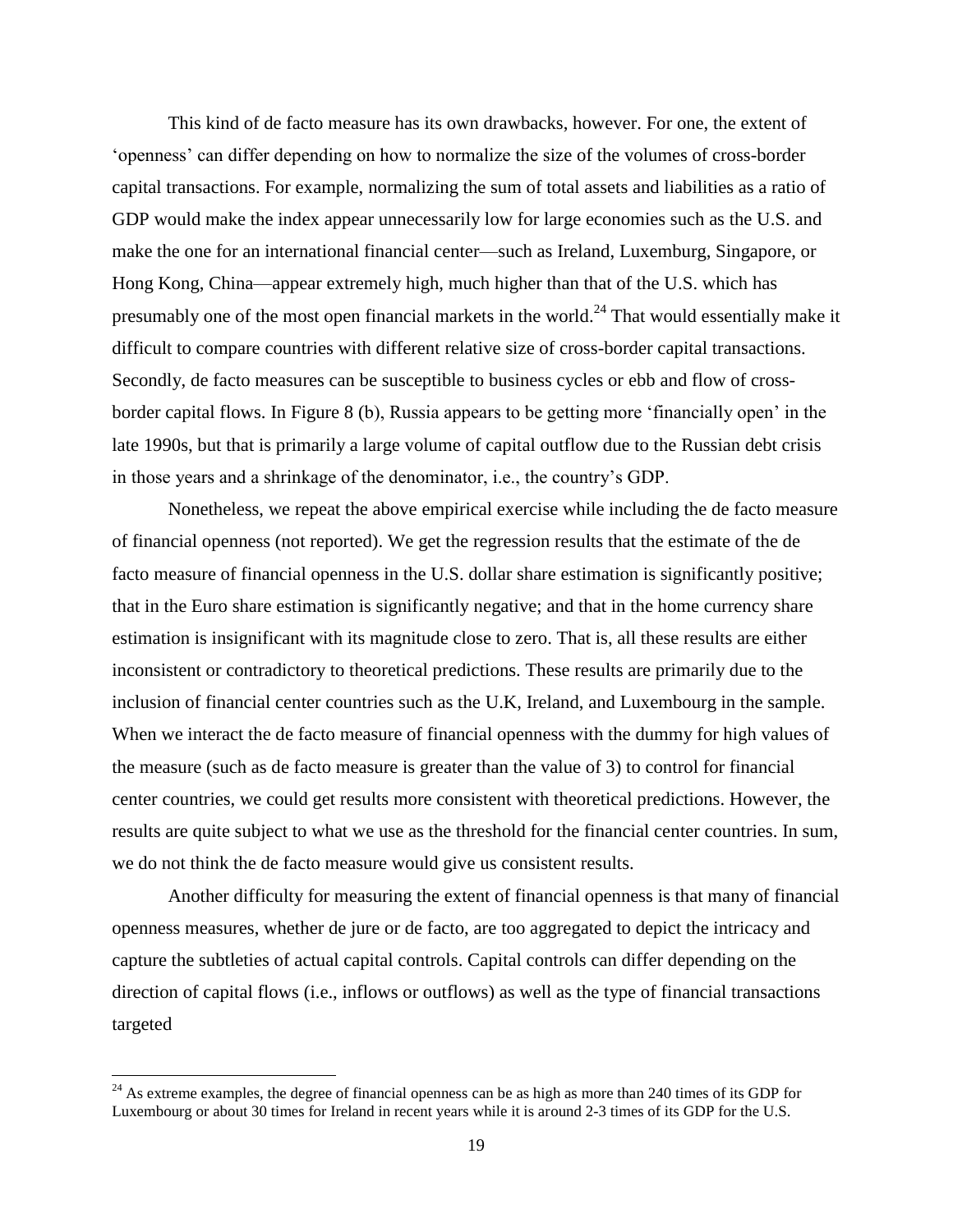This kind of de facto measure has its own drawbacks, however. For one, the extent of 'openness' can differ depending on how to normalize the size of the volumes of cross-border capital transactions. For example, normalizing the sum of total assets and liabilities as a ratio of GDP would make the index appear unnecessarily low for large economies such as the U.S. and make the one for an international financial center—such as Ireland, Luxemburg, Singapore, or Hong Kong, China—appear extremely high, much higher than that of the U.S. which has presumably one of the most open financial markets in the world.[24] That would essentially make it difficult to compare countries with different relative size of cross-border capital transactions. Secondly, de facto measures can be susceptible to business cycles or ebb and flow of cross-border capital flows. In Figure 8 (b), Russia appears to be getting more 'financially open' in the late 1990s, but that is primarily a large volume of capital outflow due to the Russian debt crisis in those years and a shrinkage of the denominator, i.e., the country's GDP.

Nonetheless, we repeat the above empirical exercise while including the de facto measure of financial openness (not reported). We get the regression results that the estimate of the de facto measure of financial openness in the U.S. dollar share estimation is significantly positive; that in the Euro share estimation is significantly negative; and that in the home currency share estimation is insignificant with its magnitude close to zero. That is, all these results are either inconsistent or contradictory to theoretical predictions. These results are primarily due to the inclusion of financial center countries such as the U.K, Ireland, and Luxembourg in the sample. When we interact the de facto measure of financial openness with the dummy for high values of the measure (such as de facto measure is greater than the value of 3) to control for financial center countries, we could get results more consistent with theoretical predictions. However, the results are quite subject to what we use as the threshold for the financial center countries. In sum, we do not think the de facto measure would give us consistent results.

Another difficulty for measuring the extent of financial openness is that many of financial openness measures, whether de jure or de facto, are too aggregated to depict the intricacy and capture the subtleties of actual capital controls. Capital controls can differ depending on the direction of capital flows (i.e., inflows or outflows) as well as the type of financial transactions targeted

[24] As extreme examples, the degree of financial openness can be as high as more than 240 times of its GDP for Luxembourg or about 30 times for Ireland in recent years while it is around 2-3 times of its GDP for the U.S.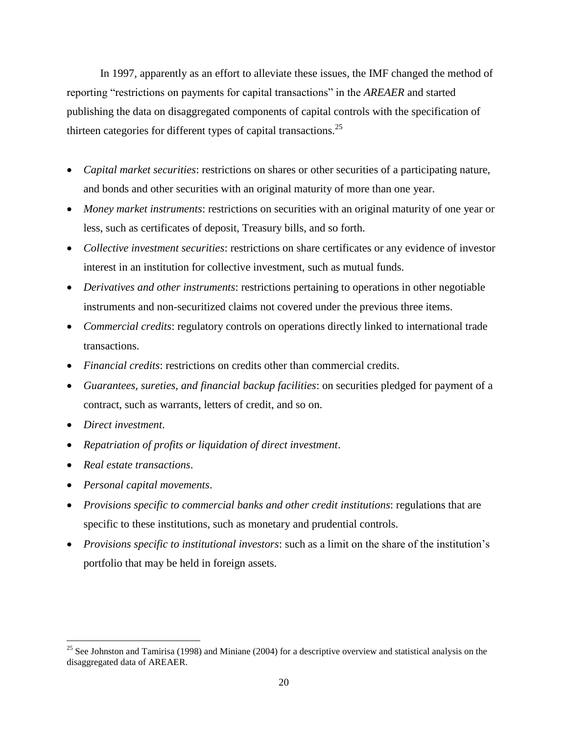In 1997, apparently as an effort to alleviate these issues, the IMF changed the method of reporting "restrictions on payments for capital transactions" in the *AREAER* and started publishing the data on disaggregated components of capital controls with the specification of thirteen categories for different types of capital transactions.[25]

- *Capital market securities*: restrictions on shares or other securities of a participating nature, and bonds and other securities with an original maturity of more than one year.
- *Money market instruments*: restrictions on securities with an original maturity of one year or less, such as certificates of deposit, Treasury bills, and so forth.
- *Collective investment securities*: restrictions on share certificates or any evidence of investor interest in an institution for collective investment, such as mutual funds.
- *Derivatives and other instruments*: restrictions pertaining to operations in other negotiable instruments and non-securitized claims not covered under the previous three items.
- *Commercial credits*: regulatory controls on operations directly linked to international trade transactions.
- *Financial credits*: restrictions on credits other than commercial credits.
- *Guarantees, sureties, and financial backup facilities*: on securities pledged for payment of a contract, such as warrants, letters of credit, and so on.
- *Direct investment*.
- *Repatriation of profits or liquidation of direct investment*.
- *Real estate transactions*.
- *Personal capital movements*.
- *Provisions specific to commercial banks and other credit institutions*: regulations that are specific to these institutions, such as monetary and prudential controls.
- *Provisions specific to institutional investors*: such as a limit on the share of the institution's portfolio that may be held in foreign assets.

[25] See Johnston and Tamirisa (1998) and Miniane (2004) for a descriptive overview and statistical analysis on the disaggregated data of AREAER.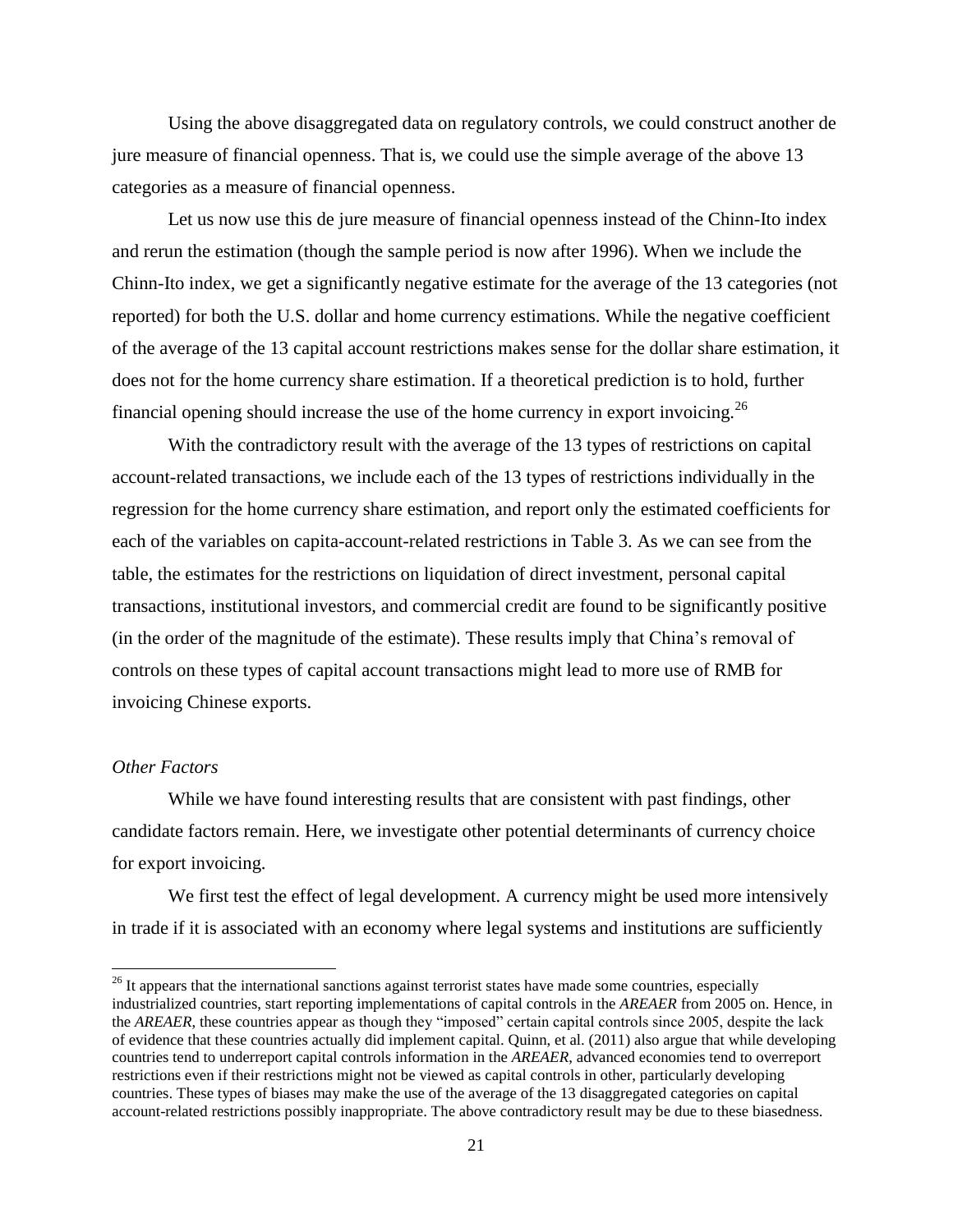Using the above disaggregated data on regulatory controls, we could construct another de jure measure of financial openness. That is, we could use the simple average of the above 13 categories as a measure of financial openness.

Let us now use this de jure measure of financial openness instead of the Chinn-Ito index and rerun the estimation (though the sample period is now after 1996). When we include the Chinn-Ito index, we get a significantly negative estimate for the average of the 13 categories (not reported) for both the U.S. dollar and home currency estimations. While the negative coefficient of the average of the 13 capital account restrictions makes sense for the dollar share estimation, it does not for the home currency share estimation. If a theoretical prediction is to hold, further financial opening should increase the use of the home currency in export invoicing.[26]

With the contradictory result with the average of the 13 types of restrictions on capital account-related transactions, we include each of the 13 types of restrictions individually in the regression for the home currency share estimation, and report only the estimated coefficients for each of the variables on capita-account-related restrictions in Table 3. As we can see from the table, the estimates for the restrictions on liquidation of direct investment, personal capital transactions, institutional investors, and commercial credit are found to be significantly positive (in the order of the magnitude of the estimate). These results imply that China's removal of controls on these types of capital account transactions might lead to more use of RMB for invoicing Chinese exports.

*Other Factors*

While we have found interesting results that are consistent with past findings, other candidate factors remain. Here, we investigate other potential determinants of currency choice for export invoicing.

We first test the effect of legal development. A currency might be used more intensively in trade if it is associated with an economy where legal systems and institutions are sufficiently

[26] It appears that the international sanctions against terrorist states have made some countries, especially industrialized countries, start reporting implementations of capital controls in the *AREAER* from 2005 on. Hence, in the *AREAER*, these countries appear as though they "imposed" certain capital controls since 2005, despite the lack of evidence that these countries actually did implement capital. Quinn, et al. (2011) also argue that while developing countries tend to underreport capital controls information in the *AREAER*, advanced economies tend to overreport restrictions even if their restrictions might not be viewed as capital controls in other, particularly developing countries. These types of biases may make the use of the average of the 13 disaggregated categories on capital account-related restrictions possibly inappropriate. The above contradictory result may be due to these biasedness.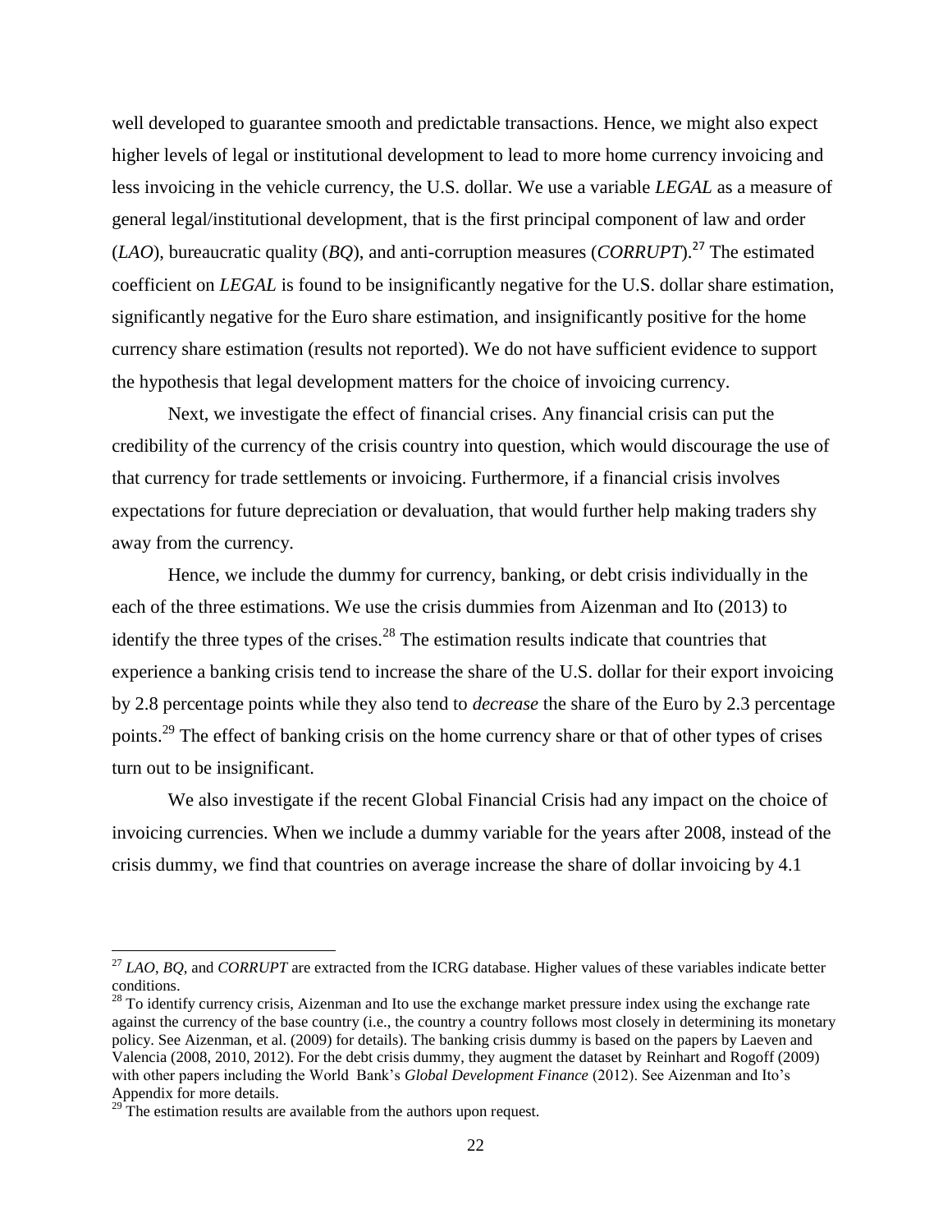well developed to guarantee smooth and predictable transactions. Hence, we might also expect higher levels of legal or institutional development to lead to more home currency invoicing and less invoicing in the vehicle currency, the U.S. dollar. We use a variable *LEGAL* as a measure of general legal/institutional development, that is the first principal component of law and order (*LAO*), bureaucratic quality (*BQ*), and anti-corruption measures (*CORRUPT*).[27] The estimated coefficient on *LEGAL* is found to be insignificantly negative for the U.S. dollar share estimation, significantly negative for the Euro share estimation, and insignificantly positive for the home currency share estimation (results not reported). We do not have sufficient evidence to support the hypothesis that legal development matters for the choice of invoicing currency.

Next, we investigate the effect of financial crises. Any financial crisis can put the credibility of the currency of the crisis country into question, which would discourage the use of that currency for trade settlements or invoicing. Furthermore, if a financial crisis involves expectations for future depreciation or devaluation, that would further help making traders shy away from the currency.

Hence, we include the dummy for currency, banking, or debt crisis individually in the each of the three estimations. We use the crisis dummies from Aizenman and Ito (2013) to identify the three types of the crises.[28] The estimation results indicate that countries that experience a banking crisis tend to increase the share of the U.S. dollar for their export invoicing by 2.8 percentage points while they also tend to *decrease* the share of the Euro by 2.3 percentage points.[29] The effect of banking crisis on the home currency share or that of other types of crises turn out to be insignificant.

We also investigate if the recent Global Financial Crisis had any impact on the choice of invoicing currencies. When we include a dummy variable for the years after 2008, instead of the crisis dummy, we find that countries on average increase the share of dollar invoicing by 4.1

---

[27] *LAO, BQ,* and *CORRUPT* are extracted from the ICRG database. Higher values of these variables indicate better conditions.

[28] To identify currency crisis, Aizenman and Ito use the exchange market pressure index using the exchange rate against the currency of the base country (i.e., the country a country follows most closely in determining its monetary policy. See Aizenman, et al. (2009) for details). The banking crisis dummy is based on the papers by Laeven and Valencia (2008, 2010, 2012). For the debt crisis dummy, they augment the dataset by Reinhart and Rogoff (2009) with other papers including the World Bank's *Global Development Finance* (2012). See Aizenman and Ito's Appendix for more details.

[29] The estimation results are available from the authors upon request.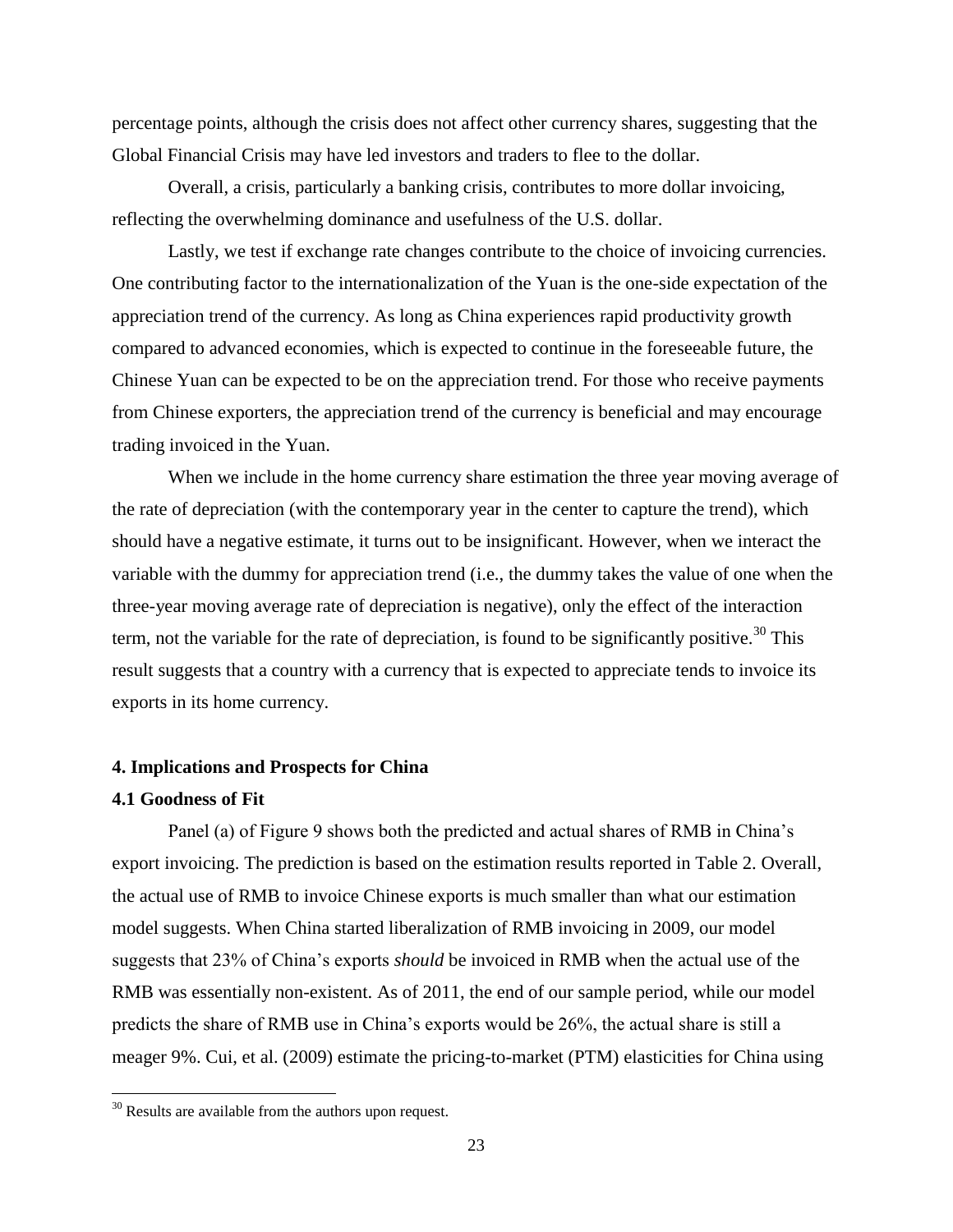percentage points, although the crisis does not affect other currency shares, suggesting that the Global Financial Crisis may have led investors and traders to flee to the dollar.

Overall, a crisis, particularly a banking crisis, contributes to more dollar invoicing, reflecting the overwhelming dominance and usefulness of the U.S. dollar.

Lastly, we test if exchange rate changes contribute to the choice of invoicing currencies. One contributing factor to the internationalization of the Yuan is the one-side expectation of the appreciation trend of the currency. As long as China experiences rapid productivity growth compared to advanced economies, which is expected to continue in the foreseeable future, the Chinese Yuan can be expected to be on the appreciation trend. For those who receive payments from Chinese exporters, the appreciation trend of the currency is beneficial and may encourage trading invoiced in the Yuan.

When we include in the home currency share estimation the three year moving average of the rate of depreciation (with the contemporary year in the center to capture the trend), which should have a negative estimate, it turns out to be insignificant. However, when we interact the variable with the dummy for appreciation trend (i.e., the dummy takes the value of one when the three-year moving average rate of depreciation is negative), only the effect of the interaction term, not the variable for the rate of depreciation, is found to be significantly positive.[30] This result suggests that a country with a currency that is expected to appreciate tends to invoice its exports in its home currency.

## 4. Implications and Prospects for China

### 4.1 Goodness of Fit

Panel (a) of Figure 9 shows both the predicted and actual shares of RMB in China's export invoicing. The prediction is based on the estimation results reported in Table 2. Overall, the actual use of RMB to invoice Chinese exports is much smaller than what our estimation model suggests. When China started liberalization of RMB invoicing in 2009, our model suggests that 23% of China's exports *should* be invoiced in RMB when the actual use of the RMB was essentially non-existent. As of 2011, the end of our sample period, while our model predicts the share of RMB use in China's exports would be 26%, the actual share is still a meager 9%. Cui, et al. (2009) estimate the pricing-to-market (PTM) elasticities for China using

[30] Results are available from the authors upon request.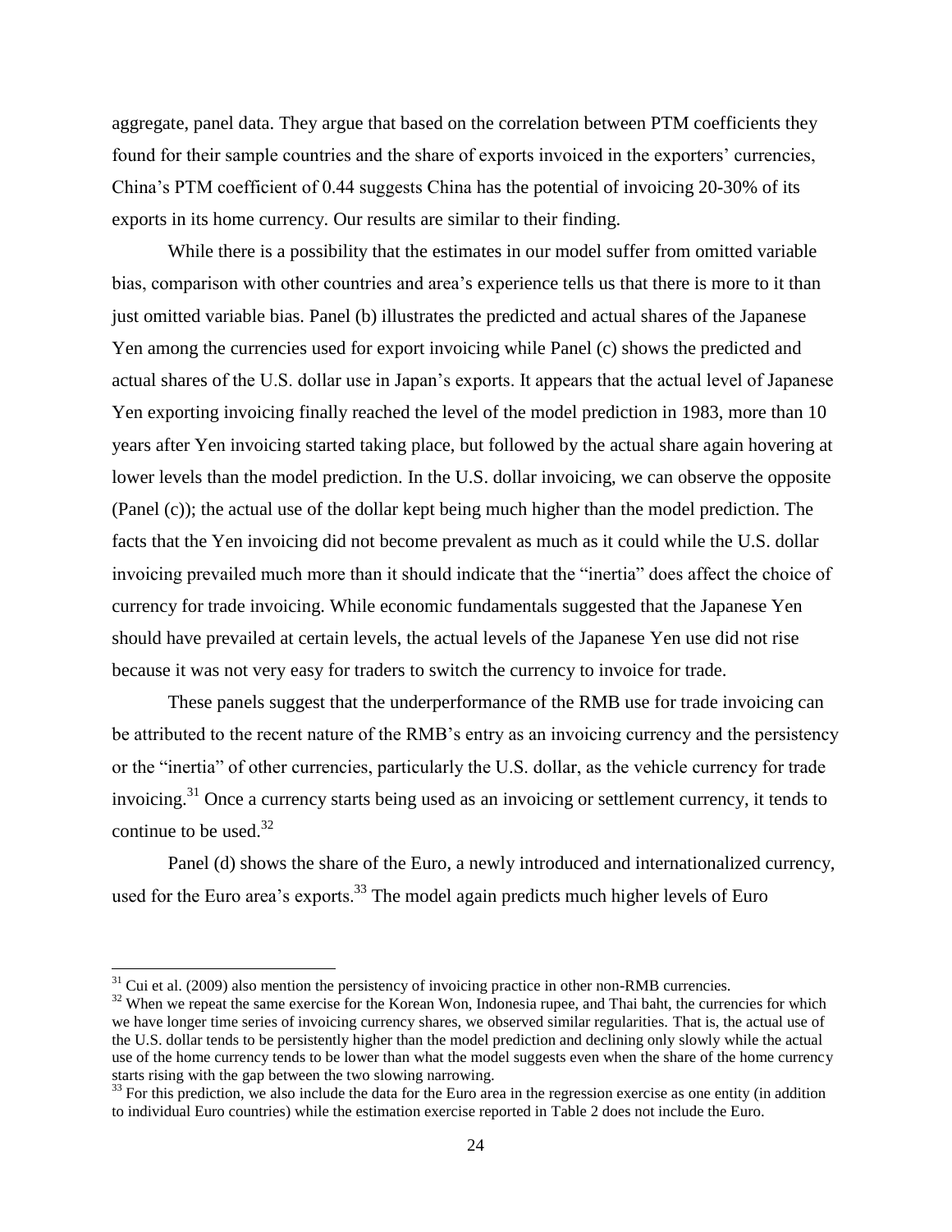aggregate, panel data. They argue that based on the correlation between PTM coefficients they found for their sample countries and the share of exports invoiced in the exporters' currencies, China's PTM coefficient of 0.44 suggests China has the potential of invoicing 20-30% of its exports in its home currency. Our results are similar to their finding.

While there is a possibility that the estimates in our model suffer from omitted variable bias, comparison with other countries and area's experience tells us that there is more to it than just omitted variable bias. Panel (b) illustrates the predicted and actual shares of the Japanese Yen among the currencies used for export invoicing while Panel (c) shows the predicted and actual shares of the U.S. dollar use in Japan's exports. It appears that the actual level of Japanese Yen exporting invoicing finally reached the level of the model prediction in 1983, more than 10 years after Yen invoicing started taking place, but followed by the actual share again hovering at lower levels than the model prediction. In the U.S. dollar invoicing, we can observe the opposite (Panel (c)); the actual use of the dollar kept being much higher than the model prediction. The facts that the Yen invoicing did not become prevalent as much as it could while the U.S. dollar invoicing prevailed much more than it should indicate that the "inertia" does affect the choice of currency for trade invoicing. While economic fundamentals suggested that the Japanese Yen should have prevailed at certain levels, the actual levels of the Japanese Yen use did not rise because it was not very easy for traders to switch the currency to invoice for trade.

These panels suggest that the underperformance of the RMB use for trade invoicing can be attributed to the recent nature of the RMB's entry as an invoicing currency and the persistency or the "inertia" of other currencies, particularly the U.S. dollar, as the vehicle currency for trade invoicing.[31] Once a currency starts being used as an invoicing or settlement currency, it tends to continue to be used.[32]

Panel (d) shows the share of the Euro, a newly introduced and internationalized currency, used for the Euro area's exports.[33] The model again predicts much higher levels of Euro

[31] Cui et al. (2009) also mention the persistency of invoicing practice in other non-RMB currencies.

[32] When we repeat the same exercise for the Korean Won, Indonesia rupee, and Thai baht, the currencies for which we have longer time series of invoicing currency shares, we observed similar regularities. That is, the actual use of the U.S. dollar tends to be persistently higher than the model prediction and declining only slowly while the actual use of the home currency tends to be lower than what the model suggests even when the share of the home currency starts rising with the gap between the two slowing narrowing.

[33] For this prediction, we also include the data for the Euro area in the regression exercise as one entity (in addition to individual Euro countries) while the estimation exercise reported in Table 2 does not include the Euro.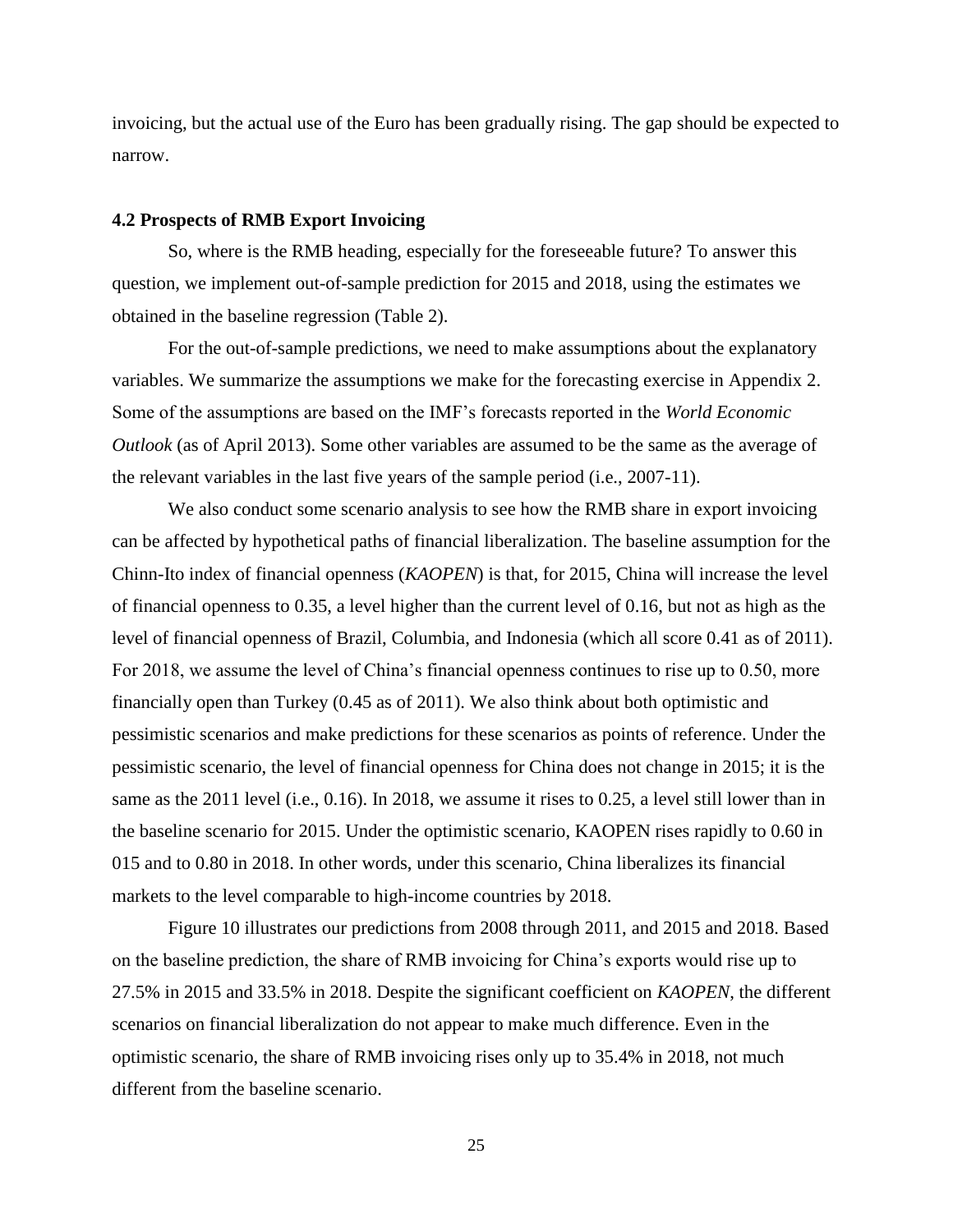invoicing, but the actual use of the Euro has been gradually rising. The gap should be expected to narrow.

### 4.2 Prospects of RMB Export Invoicing

So, where is the RMB heading, especially for the foreseeable future? To answer this question, we implement out-of-sample prediction for 2015 and 2018, using the estimates we obtained in the baseline regression (Table 2).

For the out-of-sample predictions, we need to make assumptions about the explanatory variables. We summarize the assumptions we make for the forecasting exercise in Appendix 2. Some of the assumptions are based on the IMF's forecasts reported in the *World Economic Outlook* (as of April 2013). Some other variables are assumed to be the same as the average of the relevant variables in the last five years of the sample period (i.e., 2007-11).

We also conduct some scenario analysis to see how the RMB share in export invoicing can be affected by hypothetical paths of financial liberalization. The baseline assumption for the Chinn-Ito index of financial openness (*KAOPEN*) is that, for 2015, China will increase the level of financial openness to 0.35, a level higher than the current level of 0.16, but not as high as the level of financial openness of Brazil, Columbia, and Indonesia (which all score 0.41 as of 2011). For 2018, we assume the level of China's financial openness continues to rise up to 0.50, more financially open than Turkey (0.45 as of 2011). We also think about both optimistic and pessimistic scenarios and make predictions for these scenarios as points of reference. Under the pessimistic scenario, the level of financial openness for China does not change in 2015; it is the same as the 2011 level (i.e., 0.16). In 2018, we assume it rises to 0.25, a level still lower than in the baseline scenario for 2015. Under the optimistic scenario, KAOPEN rises rapidly to 0.60 in 015 and to 0.80 in 2018. In other words, under this scenario, China liberalizes its financial markets to the level comparable to high-income countries by 2018.

Figure 10 illustrates our predictions from 2008 through 2011, and 2015 and 2018. Based on the baseline prediction, the share of RMB invoicing for China's exports would rise up to 27.5% in 2015 and 33.5% in 2018. Despite the significant coefficient on *KAOPEN*, the different scenarios on financial liberalization do not appear to make much difference. Even in the optimistic scenario, the share of RMB invoicing rises only up to 35.4% in 2018, not much different from the baseline scenario.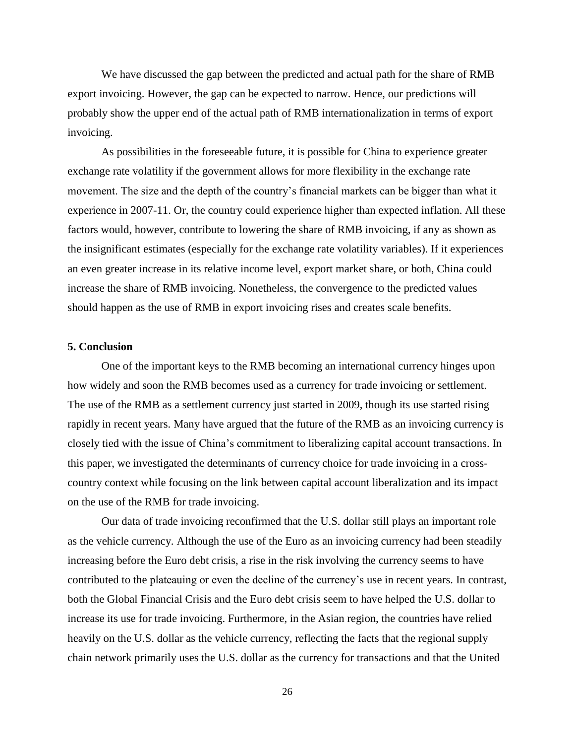We have discussed the gap between the predicted and actual path for the share of RMB export invoicing. However, the gap can be expected to narrow. Hence, our predictions will probably show the upper end of the actual path of RMB internationalization in terms of export invoicing.

As possibilities in the foreseeable future, it is possible for China to experience greater exchange rate volatility if the government allows for more flexibility in the exchange rate movement. The size and the depth of the country's financial markets can be bigger than what it experience in 2007-11. Or, the country could experience higher than expected inflation. All these factors would, however, contribute to lowering the share of RMB invoicing, if any as shown as the insignificant estimates (especially for the exchange rate volatility variables). If it experiences an even greater increase in its relative income level, export market share, or both, China could increase the share of RMB invoicing. Nonetheless, the convergence to the predicted values should happen as the use of RMB in export invoicing rises and creates scale benefits.

## 5. Conclusion

One of the important keys to the RMB becoming an international currency hinges upon how widely and soon the RMB becomes used as a currency for trade invoicing or settlement. The use of the RMB as a settlement currency just started in 2009, though its use started rising rapidly in recent years. Many have argued that the future of the RMB as an invoicing currency is closely tied with the issue of China's commitment to liberalizing capital account transactions. In this paper, we investigated the determinants of currency choice for trade invoicing in a cross-country context while focusing on the link between capital account liberalization and its impact on the use of the RMB for trade invoicing.

Our data of trade invoicing reconfirmed that the U.S. dollar still plays an important role as the vehicle currency. Although the use of the Euro as an invoicing currency had been steadily increasing before the Euro debt crisis, a rise in the risk involving the currency seems to have contributed to the plateauing or even the decline of the currency's use in recent years. In contrast, both the Global Financial Crisis and the Euro debt crisis seem to have helped the U.S. dollar to increase its use for trade invoicing. Furthermore, in the Asian region, the countries have relied heavily on the U.S. dollar as the vehicle currency, reflecting the facts that the regional supply chain network primarily uses the U.S. dollar as the currency for transactions and that the United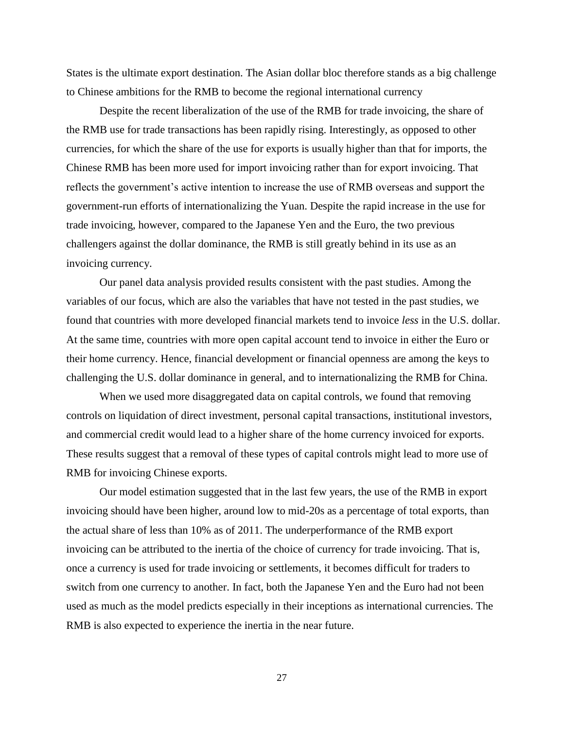States is the ultimate export destination. The Asian dollar bloc therefore stands as a big challenge to Chinese ambitions for the RMB to become the regional international currency

Despite the recent liberalization of the use of the RMB for trade invoicing, the share of the RMB use for trade transactions has been rapidly rising. Interestingly, as opposed to other currencies, for which the share of the use for exports is usually higher than that for imports, the Chinese RMB has been more used for import invoicing rather than for export invoicing. That reflects the government's active intention to increase the use of RMB overseas and support the government-run efforts of internationalizing the Yuan. Despite the rapid increase in the use for trade invoicing, however, compared to the Japanese Yen and the Euro, the two previous challengers against the dollar dominance, the RMB is still greatly behind in its use as an invoicing currency.

Our panel data analysis provided results consistent with the past studies. Among the variables of our focus, which are also the variables that have not tested in the past studies, we found that countries with more developed financial markets tend to invoice *less* in the U.S. dollar. At the same time, countries with more open capital account tend to invoice in either the Euro or their home currency. Hence, financial development or financial openness are among the keys to challenging the U.S. dollar dominance in general, and to internationalizing the RMB for China.

When we used more disaggregated data on capital controls, we found that removing controls on liquidation of direct investment, personal capital transactions, institutional investors, and commercial credit would lead to a higher share of the home currency invoiced for exports. These results suggest that a removal of these types of capital controls might lead to more use of RMB for invoicing Chinese exports.

Our model estimation suggested that in the last few years, the use of the RMB in export invoicing should have been higher, around low to mid-20s as a percentage of total exports, than the actual share of less than 10% as of 2011. The underperformance of the RMB export invoicing can be attributed to the inertia of the choice of currency for trade invoicing. That is, once a currency is used for trade invoicing or settlements, it becomes difficult for traders to switch from one currency to another. In fact, both the Japanese Yen and the Euro had not been used as much as the model predicts especially in their inceptions as international currencies. The RMB is also expected to experience the inertia in the near future.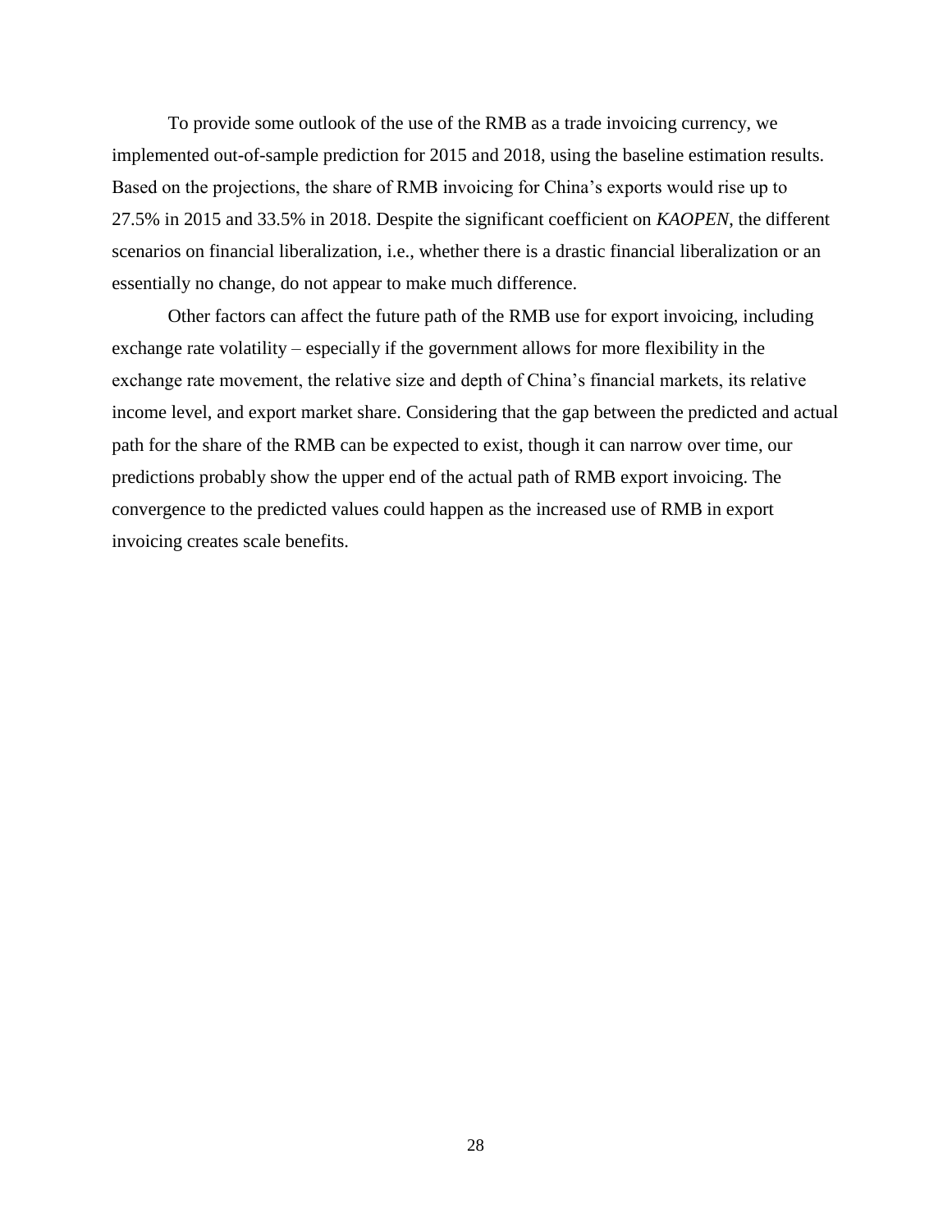To provide some outlook of the use of the RMB as a trade invoicing currency, we implemented out-of-sample prediction for 2015 and 2018, using the baseline estimation results. Based on the projections, the share of RMB invoicing for China's exports would rise up to 27.5% in 2015 and 33.5% in 2018. Despite the significant coefficient on *KAOPEN*, the different scenarios on financial liberalization, i.e., whether there is a drastic financial liberalization or an essentially no change, do not appear to make much difference.

Other factors can affect the future path of the RMB use for export invoicing, including exchange rate volatility – especially if the government allows for more flexibility in the exchange rate movement, the relative size and depth of China's financial markets, its relative income level, and export market share. Considering that the gap between the predicted and actual path for the share of the RMB can be expected to exist, though it can narrow over time, our predictions probably show the upper end of the actual path of RMB export invoicing. The convergence to the predicted values could happen as the increased use of RMB in export invoicing creates scale benefits.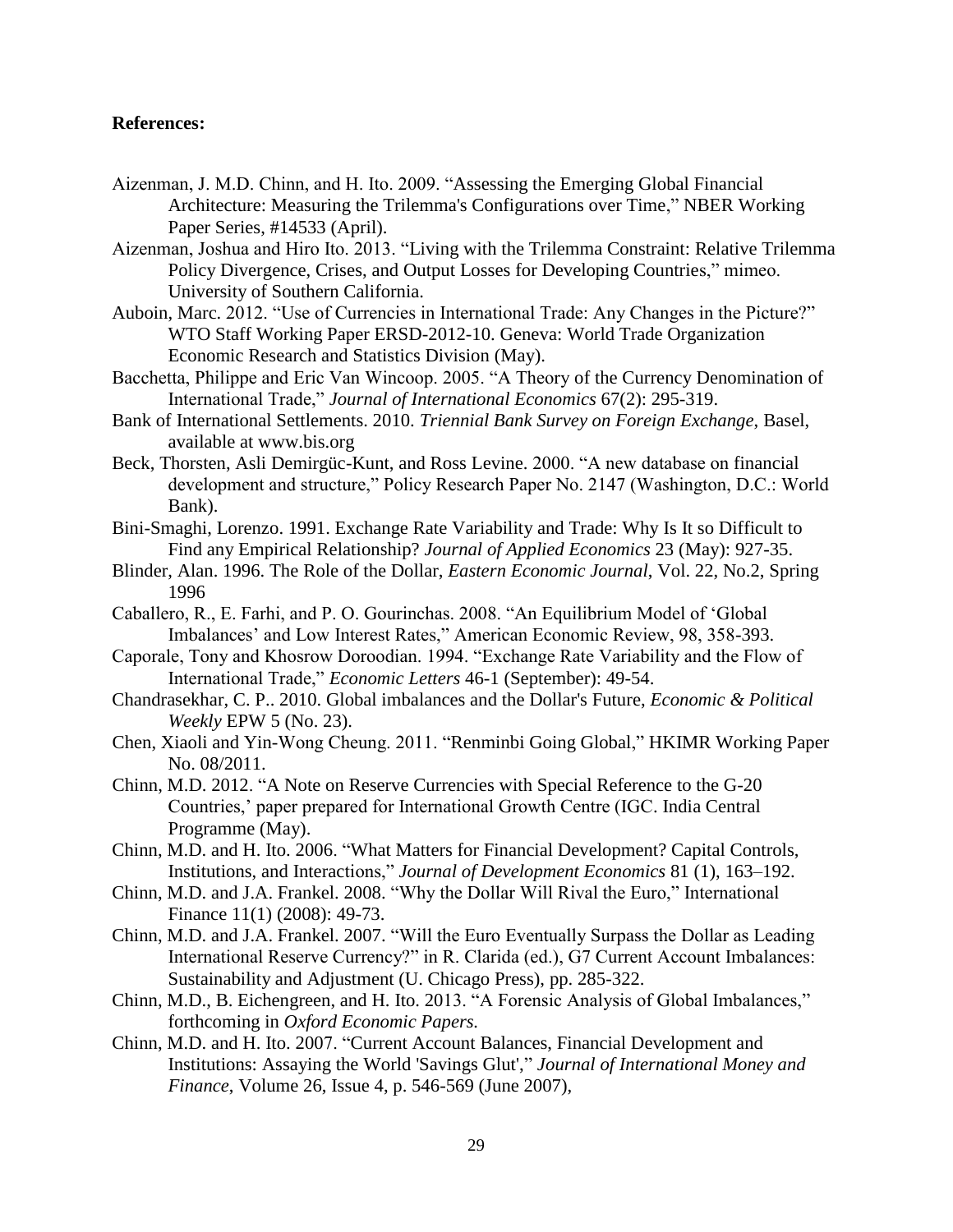**References:**

Aizenman, J. M.D. Chinn, and H. Ito. 2009. "Assessing the Emerging Global Financial Architecture: Measuring the Trilemma's Configurations over Time," NBER Working Paper Series, #14533 (April).

Aizenman, Joshua and Hiro Ito. 2013. "Living with the Trilemma Constraint: Relative Trilemma Policy Divergence, Crises, and Output Losses for Developing Countries," mimeo. University of Southern California.

Auboin, Marc. 2012. "Use of Currencies in International Trade: Any Changes in the Picture?" WTO Staff Working Paper ERSD-2012-10. Geneva: World Trade Organization Economic Research and Statistics Division (May).

Bacchetta, Philippe and Eric Van Wincoop. 2005. "A Theory of the Currency Denomination of International Trade," *Journal of International Economics* 67(2): 295-319.

Bank of International Settlements. 2010. *Triennial Bank Survey on Foreign Exchange*, Basel, available at www.bis.org

Beck, Thorsten, Asli Demirgüc-Kunt, and Ross Levine. 2000. "A new database on financial development and structure," Policy Research Paper No. 2147 (Washington, D.C.: World Bank).

Bini-Smaghi, Lorenzo. 1991. Exchange Rate Variability and Trade: Why Is It so Difficult to Find any Empirical Relationship? *Journal of Applied Economics* 23 (May): 927-35.

Blinder, Alan. 1996. The Role of the Dollar, *Eastern Economic Journal*, Vol. 22, No.2, Spring 1996

Caballero, R., E. Farhi, and P. O. Gourinchas. 2008. "An Equilibrium Model of 'Global Imbalances' and Low Interest Rates," American Economic Review, 98, 358-393.

Caporale, Tony and Khosrow Doroodian. 1994. "Exchange Rate Variability and the Flow of International Trade," *Economic Letters* 46-1 (September): 49-54.

Chandrasekhar, C. P.. 2010. Global imbalances and the Dollar's Future, *Economic & Political Weekly* EPW 5 (No. 23).

Chen, Xiaoli and Yin-Wong Cheung. 2011. "Renminbi Going Global," HKIMR Working Paper No. 08/2011.

Chinn, M.D. 2012. "A Note on Reserve Currencies with Special Reference to the G-20 Countries,' paper prepared for International Growth Centre (IGC. India Central Programme (May).

Chinn, M.D. and H. Ito. 2006. "What Matters for Financial Development? Capital Controls, Institutions, and Interactions," *Journal of Development Economics* 81 (1), 163–192.

Chinn, M.D. and J.A. Frankel. 2008. "Why the Dollar Will Rival the Euro," International Finance 11(1) (2008): 49-73.

Chinn, M.D. and J.A. Frankel. 2007. "Will the Euro Eventually Surpass the Dollar as Leading International Reserve Currency?" in R. Clarida (ed.), G7 Current Account Imbalances: Sustainability and Adjustment (U. Chicago Press), pp. 285-322.

Chinn, M.D., B. Eichengreen, and H. Ito. 2013. "A Forensic Analysis of Global Imbalances," forthcoming in *Oxford Economic Papers.*

Chinn, M.D. and H. Ito. 2007. "Current Account Balances, Financial Development and Institutions: Assaying the World 'Savings Glut'," *Journal of International Money and Finance*, Volume 26, Issue 4, p. 546-569 (June 2007),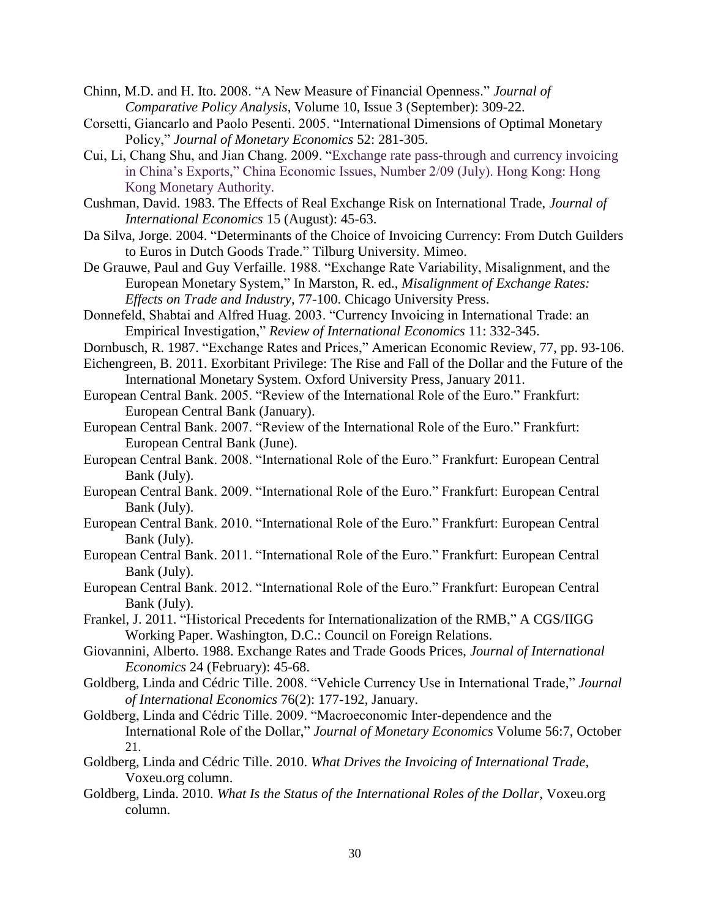Chinn, M.D. and H. Ito. 2008. "A New Measure of Financial Openness." *Journal of Comparative Policy Analysis*, Volume 10, Issue 3 (September): 309-22.

Corsetti, Giancarlo and Paolo Pesenti. 2005. "International Dimensions of Optimal Monetary Policy," *Journal of Monetary Economics* 52: 281-305.

Cui, Li, Chang Shu, and Jian Chang. 2009. "Exchange rate pass-through and currency invoicing in China's Exports," China Economic Issues, Number 2/09 (July). Hong Kong: Hong Kong Monetary Authority.

Cushman, David. 1983. The Effects of Real Exchange Risk on International Trade, *Journal of International Economics* 15 (August): 45-63.

Da Silva, Jorge. 2004. "Determinants of the Choice of Invoicing Currency: From Dutch Guilders to Euros in Dutch Goods Trade." Tilburg University. Mimeo.

De Grauwe, Paul and Guy Verfaille. 1988. "Exchange Rate Variability, Misalignment, and the European Monetary System," In Marston, R. ed., *Misalignment of Exchange Rates: Effects on Trade and Industry*, 77-100. Chicago University Press.

Donnefeld, Shabtai and Alfred Huag. 2003. "Currency Invoicing in International Trade: an Empirical Investigation," *Review of International Economics* 11: 332-345.

Dornbusch, R. 1987. "Exchange Rates and Prices," American Economic Review, 77, pp. 93-106.

Eichengreen, B. 2011. Exorbitant Privilege: The Rise and Fall of the Dollar and the Future of the International Monetary System. Oxford University Press, January 2011.

European Central Bank. 2005. "Review of the International Role of the Euro." Frankfurt: European Central Bank (January).

European Central Bank. 2007. "Review of the International Role of the Euro." Frankfurt: European Central Bank (June).

European Central Bank. 2008. "International Role of the Euro." Frankfurt: European Central Bank (July).

European Central Bank. 2009. "International Role of the Euro." Frankfurt: European Central Bank (July).

European Central Bank. 2010. "International Role of the Euro." Frankfurt: European Central Bank (July).

European Central Bank. 2011. "International Role of the Euro." Frankfurt: European Central Bank (July).

European Central Bank. 2012. "International Role of the Euro." Frankfurt: European Central Bank (July).

Frankel, J. 2011. "Historical Precedents for Internationalization of the RMB," A CGS/IIGG Working Paper. Washington, D.C.: Council on Foreign Relations.

Giovannini, Alberto. 1988. Exchange Rates and Trade Goods Prices, *Journal of International Economics* 24 (February): 45-68.

Goldberg, Linda and Cédric Tille. 2008. "Vehicle Currency Use in International Trade," *Journal of International Economics* 76(2): 177-192, January.

Goldberg, Linda and Cédric Tille. 2009. "Macroeconomic Inter-dependence and the International Role of the Dollar," *Journal of Monetary Economics* Volume 56:7, October 21.

Goldberg, Linda and Cédric Tille. 2010. *What Drives the Invoicing of International Trade*, Voxeu.org column.

Goldberg, Linda. 2010. *What Is the Status of the International Roles of the Dollar*, Voxeu.org column.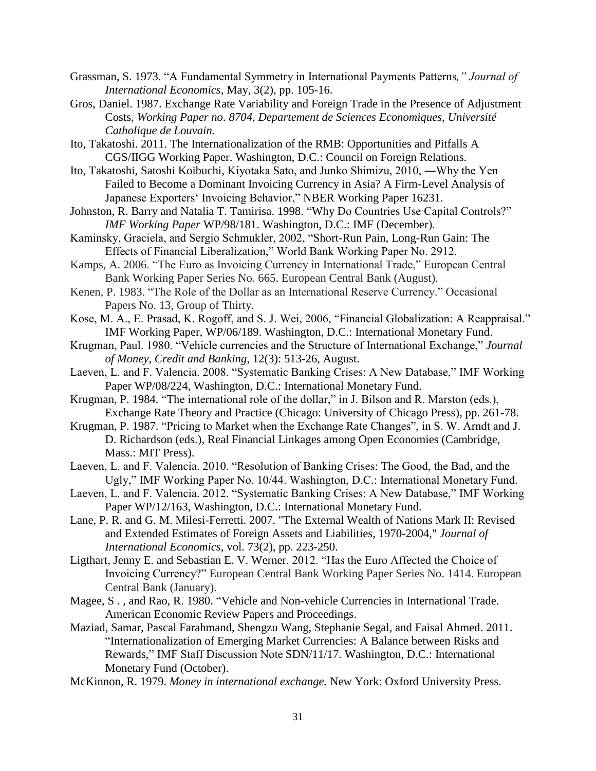Grassman, S. 1973. "A Fundamental Symmetry in International Payments Patterns*," Journal of International Economics*, May, 3(2), pp. 105-16.

Gros, Daniel. 1987. Exchange Rate Variability and Foreign Trade in the Presence of Adjustment Costs, *Working Paper no. 8704, Departement de Sciences Economiques, Université Catholique de Louvain.*

Ito, Takatoshi. 2011. The Internationalization of the RMB: Opportunities and Pitfalls A CGS/IIGG Working Paper. Washington, D.C.: Council on Foreign Relations.

Ito, Takatoshi, Satoshi Koibuchi, Kiyotaka Sato, and Junko Shimizu, 2010, ―Why the Yen Failed to Become a Dominant Invoicing Currency in Asia? A Firm-Level Analysis of Japanese Exporters' Invoicing Behavior," NBER Working Paper 16231.

Johnston, R. Barry and Natalia T. Tamirisa. 1998. "Why Do Countries Use Capital Controls?" *IMF Working Paper* WP/98/181. Washington, D.C.: IMF (December).

Kaminsky, Graciela, and Sergio Schmukler, 2002, "Short-Run Pain, Long-Run Gain: The Effects of Financial Liberalization," World Bank Working Paper No. 2912.

Kamps, A. 2006. "The Euro as Invoicing Currency in International Trade," European Central Bank Working Paper Series No. 665. European Central Bank (August).

Kenen, P. 1983. "The Role of the Dollar as an International Reserve Currency." Occasional Papers No. 13, Group of Thirty.

Kose, M. A., E. Prasad, K. Rogoff, and S. J. Wei, 2006, "Financial Globalization: A Reappraisal." IMF Working Paper, WP/06/189. Washington, D.C.: International Monetary Fund.

Krugman, Paul. 1980. "Vehicle currencies and the Structure of International Exchange," *Journal of Money, Credit and Banking*, 12(3): 513-26, August.

Laeven, L. and F. Valencia. 2008. "Systematic Banking Crises: A New Database," IMF Working Paper WP/08/224, Washington, D.C.: International Monetary Fund.

Krugman, P. 1984. "The international role of the dollar," in J. Bilson and R. Marston (eds.), Exchange Rate Theory and Practice (Chicago: University of Chicago Press), pp. 261-78.

Krugman, P. 1987. "Pricing to Market when the Exchange Rate Changes", in S. W. Arndt and J. D. Richardson (eds.), Real Financial Linkages among Open Economies (Cambridge, Mass.: MIT Press).

Laeven, L. and F. Valencia. 2010. "Resolution of Banking Crises: The Good, the Bad, and the Ugly," IMF Working Paper No. 10/44. Washington, D.C.: International Monetary Fund.

Laeven, L. and F. Valencia. 2012. "Systematic Banking Crises: A New Database," IMF Working Paper WP/12/163, Washington, D.C.: International Monetary Fund.

Lane, P. R. and G. M. Milesi-Ferretti. 2007. "The External Wealth of Nations Mark II: Revised and Extended Estimates of Foreign Assets and Liabilities, 1970-2004," *Journal of International Economics*, vol. 73(2), pp. 223-250.

Ligthart, Jenny E. and Sebastian E. V. Werner. 2012. "Has the Euro Affected the Choice of Invoicing Currency?" European Central Bank Working Paper Series No. 1414. European Central Bank (January).

Magee, S . , and Rao, R. 1980. "Vehicle and Non-vehicle Currencies in International Trade. American Economic Review Papers and Proceedings.

Maziad, Samar, Pascal Farahmand, Shengzu Wang, Stephanie Segal, and Faisal Ahmed. 2011. "Internationalization of Emerging Market Currencies: A Balance between Risks and Rewards," IMF Staff Discussion Note SDN/11/17. Washington, D.C.: International Monetary Fund (October).

McKinnon, R. 1979. *Money in international exchange.* New York: Oxford University Press.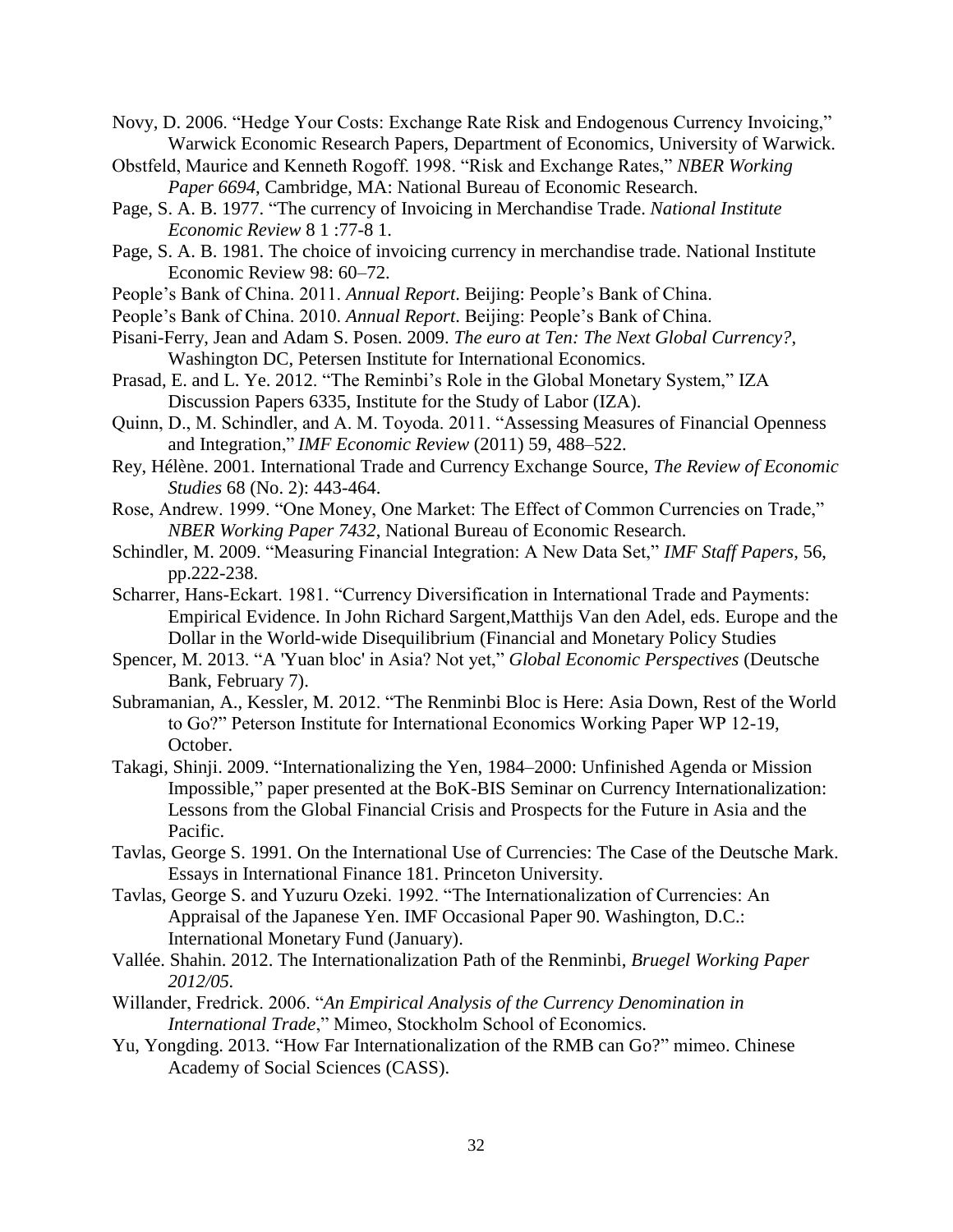Novy, D. 2006. "Hedge Your Costs: Exchange Rate Risk and Endogenous Currency Invoicing," Warwick Economic Research Papers, Department of Economics, University of Warwick.

Obstfeld, Maurice and Kenneth Rogoff. 1998. "Risk and Exchange Rates," *NBER Working Paper 6694*, Cambridge, MA: National Bureau of Economic Research.

Page, S. A. B. 1977. "The currency of Invoicing in Merchandise Trade. *National Institute Economic Review* 8 1 :77-8 1.

Page, S. A. B. 1981. The choice of invoicing currency in merchandise trade. National Institute Economic Review 98: 60–72.

People's Bank of China. 2011. *Annual Report*. Beijing: People's Bank of China.

People's Bank of China. 2010. *Annual Report*. Beijing: People's Bank of China.

Pisani-Ferry, Jean and Adam S. Posen. 2009. *The euro at Ten: The Next Global Currency?*, Washington DC, Petersen Institute for International Economics.

Prasad, E. and L. Ye. 2012. "The Reminbi's Role in the Global Monetary System," IZA Discussion Papers 6335, Institute for the Study of Labor (IZA).

Quinn, D., M. Schindler, and A. M. Toyoda. 2011. "Assessing Measures of Financial Openness and Integration," *IMF Economic Review* (2011) 59, 488–522.

Rey, Hélène. 2001. International Trade and Currency Exchange Source, *The Review of Economic Studies* 68 (No. 2): 443-464.

Rose, Andrew. 1999. "One Money, One Market: The Effect of Common Currencies on Trade," *NBER Working Paper 7432*, National Bureau of Economic Research.

Schindler, M. 2009. "Measuring Financial Integration: A New Data Set," *IMF Staff Papers*, 56, pp.222-238.

Scharrer, Hans-Eckart. 1981. "Currency Diversification in International Trade and Payments: Empirical Evidence. In John Richard Sargent,Matthijs Van den Adel, eds. Europe and the Dollar in the World-wide Disequilibrium (Financial and Monetary Policy Studies

Spencer, M. 2013. "A 'Yuan bloc' in Asia? Not yet," *Global Economic Perspectives* (Deutsche Bank, February 7).

Subramanian, A., Kessler, M. 2012. "The Renminbi Bloc is Here: Asia Down, Rest of the World to Go?" Peterson Institute for International Economics Working Paper WP 12-19, October.

Takagi, Shinji. 2009. "Internationalizing the Yen, 1984–2000: Unfinished Agenda or Mission Impossible," paper presented at the BoK-BIS Seminar on Currency Internationalization: Lessons from the Global Financial Crisis and Prospects for the Future in Asia and the Pacific.

Tavlas, George S. 1991. On the International Use of Currencies: The Case of the Deutsche Mark. Essays in International Finance 181. Princeton University.

Tavlas, George S. and Yuzuru Ozeki. 1992. "The Internationalization of Currencies: An Appraisal of the Japanese Yen. IMF Occasional Paper 90. Washington, D.C.: International Monetary Fund (January).

Vallée. Shahin. 2012. The Internationalization Path of the Renminbi, *Bruegel Working Paper 2012/05.*

Willander, Fredrick. 2006. "*An Empirical Analysis of the Currency Denomination in International Trade*," Mimeo, Stockholm School of Economics.

Yu, Yongding. 2013. "How Far Internationalization of the RMB can Go?" mimeo. Chinese Academy of Social Sciences (CASS).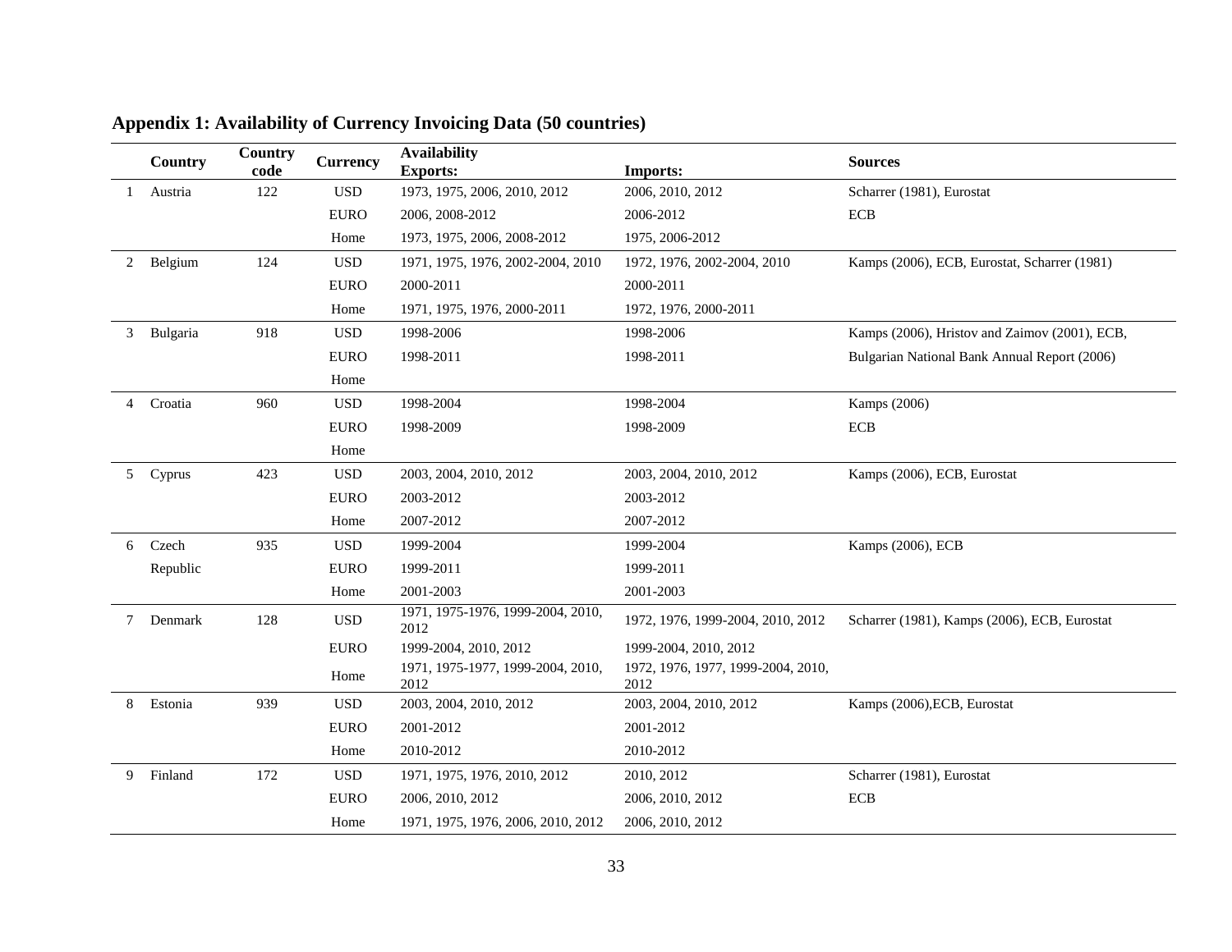## Appendix 1: Availability of Currency Invoicing Data (50 countries)

| | Country | Country code | Currency | Availability Exports: | Imports: | Sources |
|---|---|---|---|---|---|---|
| 1 | Austria | 122 | USD | 1973, 1975, 2006, 2010, 2012 | 2006, 2010, 2012 | Scharrer (1981), Eurostat |
| | | | EURO | 2006, 2008-2012 | 2006-2012 | ECB |
| | | | Home | 1973, 1975, 2006, 2008-2012 | 1975, 2006-2012 | |
| 2 | Belgium | 124 | USD | 1971, 1975, 1976, 2002-2004, 2010 | 1972, 1976, 2002-2004, 2010 | Kamps (2006), ECB, Eurostat, Scharrer (1981) |
| | | | EURO | 2000-2011 | 2000-2011 | |
| | | | Home | 1971, 1975, 1976, 2000-2011 | 1972, 1976, 2000-2011 | |
| 3 | Bulgaria | 918 | USD | 1998-2006 | 1998-2006 | Kamps (2006), Hristov and Zaimov (2001), ECB, |
| | | | EURO | 1998-2011 | 1998-2011 | Bulgarian National Bank Annual Report (2006) |
| | | | Home | | | |
| 4 | Croatia | 960 | USD | 1998-2004 | 1998-2004 | Kamps (2006) |
| | | | EURO | 1998-2009 | 1998-2009 | ECB |
| | | | Home | | | |
| 5 | Cyprus | 423 | USD | 2003, 2004, 2010, 2012 | 2003, 2004, 2010, 2012 | Kamps (2006), ECB, Eurostat |
| | | | EURO | 2003-2012 | 2003-2012 | |
| | | | Home | 2007-2012 | 2007-2012 | |
| 6 | Czech Republic | 935 | USD | 1999-2004 | 1999-2004 | Kamps (2006), ECB |
| | | | EURO | 1999-2011 | 1999-2011 | |
| | | | Home | 2001-2003 | 2001-2003 | |
| 7 | Denmark | 128 | USD | 1971, 1975-1976, 1999-2004, 2010, 2012 | 1972, 1976, 1999-2004, 2010, 2012 | Scharrer (1981), Kamps (2006), ECB, Eurostat |
| | | | EURO | 1999-2004, 2010, 2012 | 1999-2004, 2010, 2012 | |
| | | | Home | 1971, 1975-1977, 1999-2004, 2010, 2012 | 1972, 1976, 1977, 1999-2004, 2010, 2012 | |
| 8 | Estonia | 939 | USD | 2003, 2004, 2010, 2012 | 2003, 2004, 2010, 2012 | Kamps (2006),ECB, Eurostat |
| | | | EURO | 2001-2012 | 2001-2012 | |
| | | | Home | 2010-2012 | 2010-2012 | |
| 9 | Finland | 172 | USD | 1971, 1975, 1976, 2010, 2012 | 2010, 2012 | Scharrer (1981), Eurostat |
| | | | EURO | 2006, 2010, 2012 | 2006, 2010, 2012 | ECB |
| | | | Home | 1971, 1975, 1976, 2006, 2010, 2012 | 2006, 2010, 2012 | |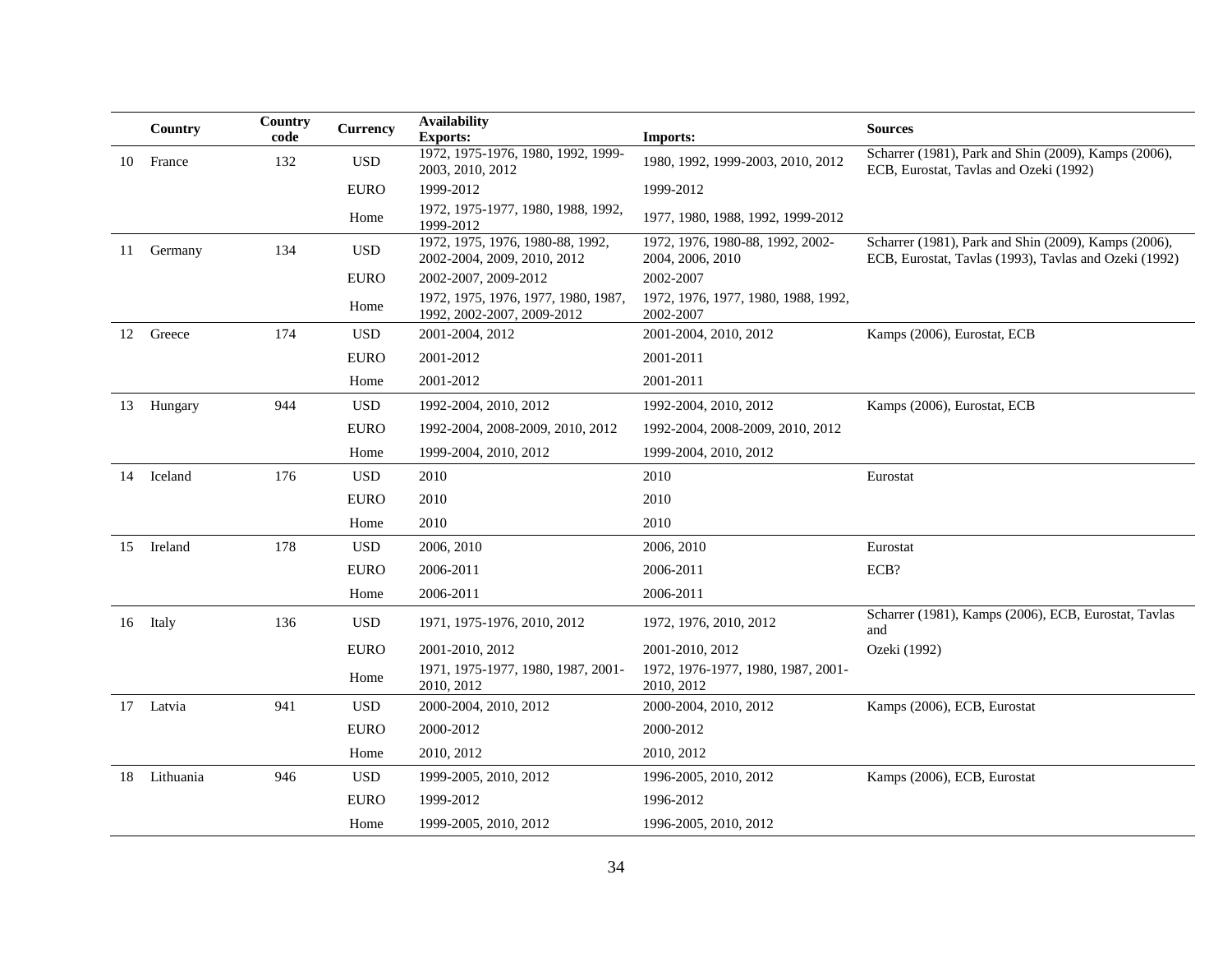| | Country | Country code | Currency | Availability Exports: | Imports: | Sources |
|---|---|---|---|---|---|---|
| 10 | France | 132 | USD | 1972, 1975-1976, 1980, 1992, 1999-2003, 2010, 2012 | 1980, 1992, 1999-2003, 2010, 2012 | Scharrer (1981), Park and Shin (2009), Kamps (2006), ECB, Eurostat, Tavlas and Ozeki (1992) |
| | | | EURO | 1999-2012 | 1999-2012 | |
| | | | Home | 1972, 1975-1977, 1980, 1988, 1992, 1999-2012 | 1977, 1980, 1988, 1992, 1999-2012 | |
| 11 | Germany | 134 | USD | 1972, 1975, 1976, 1980-88, 1992, 2002-2004, 2009, 2010, 2012 | 1972, 1976, 1980-88, 1992, 2002-2004, 2006, 2010 | Scharrer (1981), Park and Shin (2009), Kamps (2006), ECB, Eurostat, Tavlas (1993), Tavlas and Ozeki (1992) |
| | | | EURO | 2002-2007, 2009-2012 | 2002-2007 | |
| | | | Home | 1972, 1975, 1976, 1977, 1980, 1987, 1992, 2002-2007, 2009-2012 | 1972, 1976, 1977, 1980, 1988, 1992, 2002-2007 | |
| 12 | Greece | 174 | USD | 2001-2004, 2012 | 2001-2004, 2010, 2012 | Kamps (2006), Eurostat, ECB |
| | | | EURO | 2001-2012 | 2001-2011 | |
| | | | Home | 2001-2012 | 2001-2011 | |
| 13 | Hungary | 944 | USD | 1992-2004, 2010, 2012 | 1992-2004, 2010, 2012 | Kamps (2006), Eurostat, ECB |
| | | | EURO | 1992-2004, 2008-2009, 2010, 2012 | 1992-2004, 2008-2009, 2010, 2012 | |
| | | | Home | 1999-2004, 2010, 2012 | 1999-2004, 2010, 2012 | |
| 14 | Iceland | 176 | USD | 2010 | 2010 | Eurostat |
| | | | EURO | 2010 | 2010 | |
| | | | Home | 2010 | 2010 | |
| 15 | Ireland | 178 | USD | 2006, 2010 | 2006, 2010 | Eurostat |
| | | | EURO | 2006-2011 | 2006-2011 | ECB? |
| | | | Home | 2006-2011 | 2006-2011 | |
| 16 | Italy | 136 | USD | 1971, 1975-1976, 2010, 2012 | 1972, 1976, 2010, 2012 | Scharrer (1981), Kamps (2006), ECB, Eurostat, Tavlas and |
| | | | EURO | 2001-2010, 2012 | 2001-2010, 2012 | Ozeki (1992) |
| | | | Home | 1971, 1975-1977, 1980, 1987, 2001-2010, 2012 | 1972, 1976-1977, 1980, 1987, 2001-2010, 2012 | |
| 17 | Latvia | 941 | USD | 2000-2004, 2010, 2012 | 2000-2004, 2010, 2012 | Kamps (2006), ECB, Eurostat |
| | | | EURO | 2000-2012 | 2000-2012 | |
| | | | Home | 2010, 2012 | 2010, 2012 | |
| 18 | Lithuania | 946 | USD | 1999-2005, 2010, 2012 | 1996-2005, 2010, 2012 | Kamps (2006), ECB, Eurostat |
| | | | EURO | 1999-2012 | 1996-2012 | |
| | | | Home | 1999-2005, 2010, 2012 | 1996-2005, 2010, 2012 | |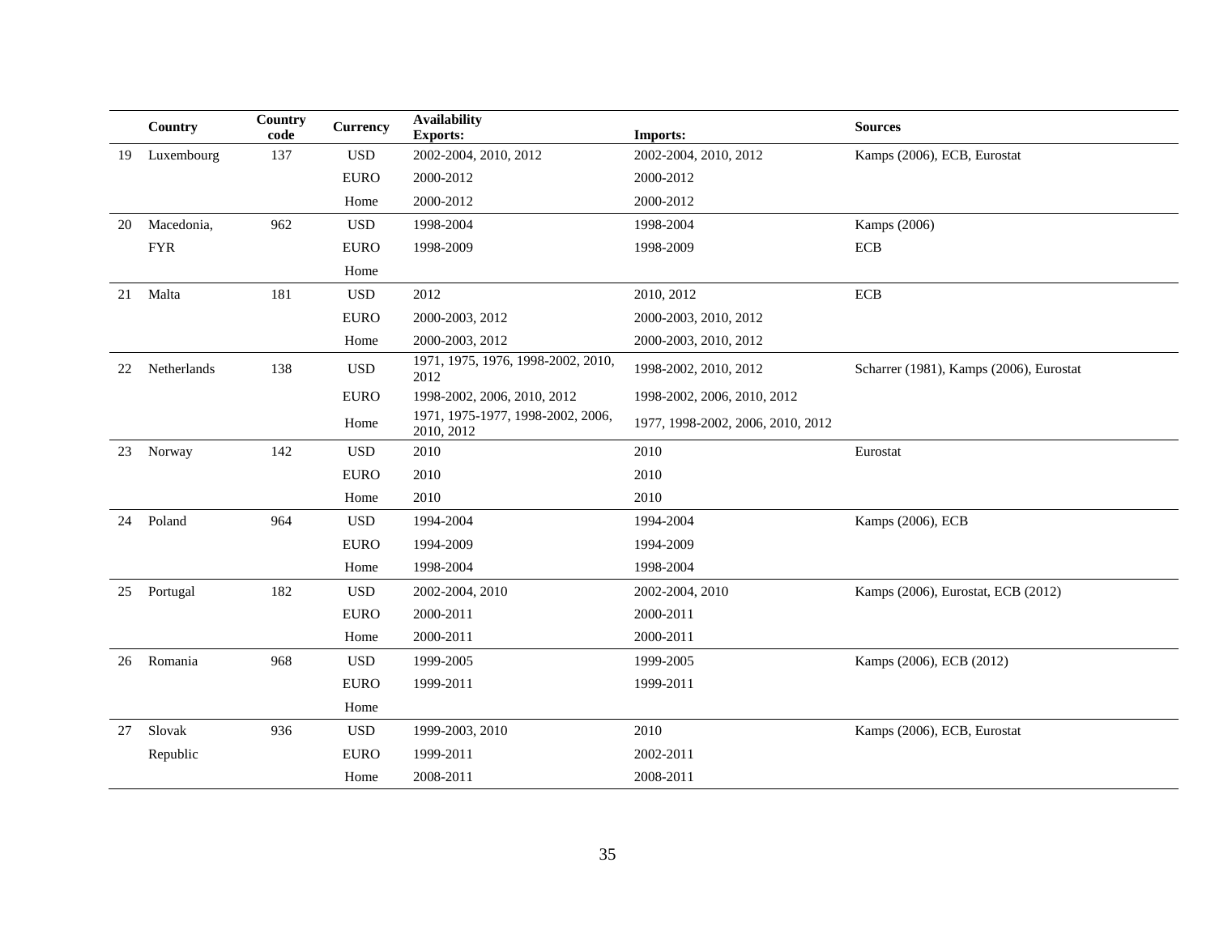| | Country | Country code | Currency | Availability Exports: | Imports: | Sources |
|---|---|---|---|---|---|---|
| 19 | Luxembourg | 137 | USD | 2002-2004, 2010, 2012 | 2002-2004, 2010, 2012 | Kamps (2006), ECB, Eurostat |
| | | | EURO | 2000-2012 | 2000-2012 | |
| | | | Home | 2000-2012 | 2000-2012 | |
| 20 | Macedonia, | 962 | USD | 1998-2004 | 1998-2004 | Kamps (2006) |
| | FYR | | EURO | 1998-2009 | 1998-2009 | ECB |
| | | | Home | | | |
| 21 | Malta | 181 | USD | 2012 | 2010, 2012 | ECB |
| | | | EURO | 2000-2003, 2012 | 2000-2003, 2010, 2012 | |
| | | | Home | 2000-2003, 2012 | 2000-2003, 2010, 2012 | |
| 22 | Netherlands | 138 | USD | 1971, 1975, 1976, 1998-2002, 2010, 2012 | 1998-2002, 2010, 2012 | Scharrer (1981), Kamps (2006), Eurostat |
| | | | EURO | 1998-2002, 2006, 2010, 2012 | 1998-2002, 2006, 2010, 2012 | |
| | | | Home | 1971, 1975-1977, 1998-2002, 2006, 2010, 2012 | 1977, 1998-2002, 2006, 2010, 2012 | |
| 23 | Norway | 142 | USD | 2010 | 2010 | Eurostat |
| | | | EURO | 2010 | 2010 | |
| | | | Home | 2010 | 2010 | |
| 24 | Poland | 964 | USD | 1994-2004 | 1994-2004 | Kamps (2006), ECB |
| | | | EURO | 1994-2009 | 1994-2009 | |
| | | | Home | 1998-2004 | 1998-2004 | |
| 25 | Portugal | 182 | USD | 2002-2004, 2010 | 2002-2004, 2010 | Kamps (2006), Eurostat, ECB (2012) |
| | | | EURO | 2000-2011 | 2000-2011 | |
| | | | Home | 2000-2011 | 2000-2011 | |
| 26 | Romania | 968 | USD | 1999-2005 | 1999-2005 | Kamps (2006), ECB (2012) |
| | | | EURO | 1999-2011 | 1999-2011 | |
| | | | Home | | | |
| 27 | Slovak | 936 | USD | 1999-2003, 2010 | 2010 | Kamps (2006), ECB, Eurostat |
| | Republic | | EURO | 1999-2011 | 2002-2011 | |
| | | | Home | 2008-2011 | 2008-2011 | |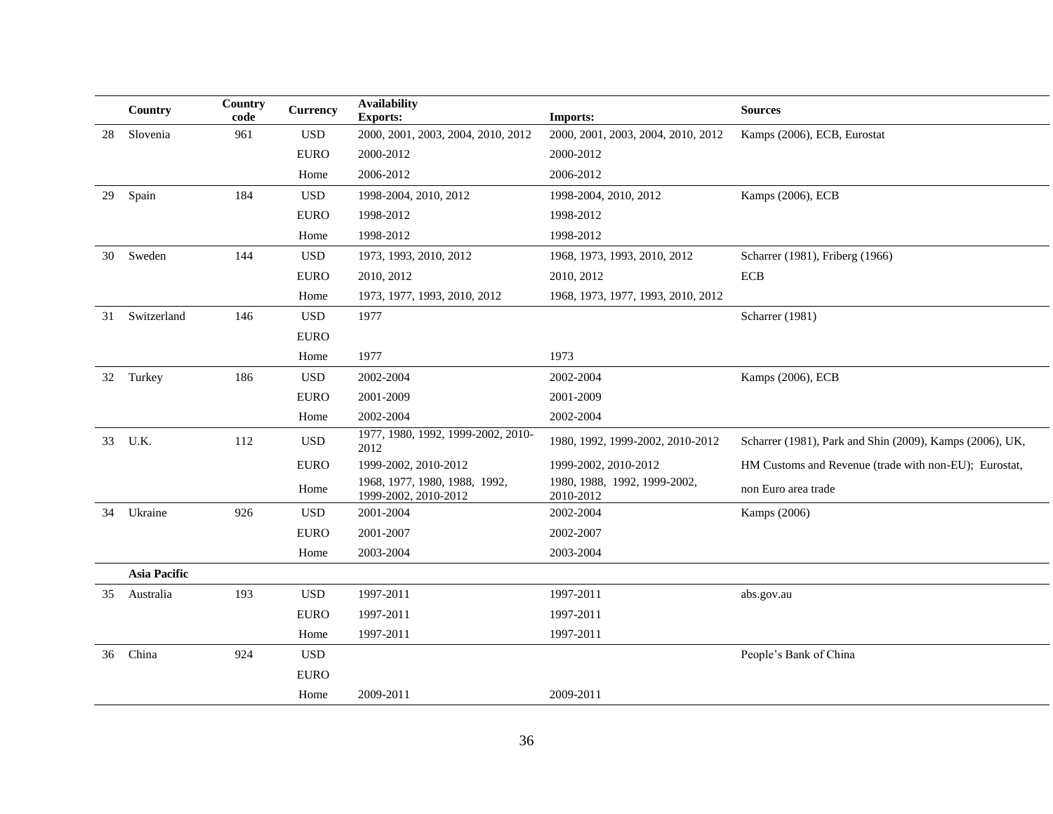| | Country | Country code | Currency | Availability Exports: | Imports: | Sources |
|---|---|---|---|---|---|---|
| 28 | Slovenia | 961 | USD | 2000, 2001, 2003, 2004, 2010, 2012 | 2000, 2001, 2003, 2004, 2010, 2012 | Kamps (2006), ECB, Eurostat |
| | | | EURO | 2000-2012 | 2000-2012 | |
| | | | Home | 2006-2012 | 2006-2012 | |
| 29 | Spain | 184 | USD | 1998-2004, 2010, 2012 | 1998-2004, 2010, 2012 | Kamps (2006), ECB |
| | | | EURO | 1998-2012 | 1998-2012 | |
| | | | Home | 1998-2012 | 1998-2012 | |
| 30 | Sweden | 144 | USD | 1973, 1993, 2010, 2012 | 1968, 1973, 1993, 2010, 2012 | Scharrer (1981), Friberg (1966) |
| | | | EURO | 2010, 2012 | 2010, 2012 | ECB |
| | | | Home | 1973, 1977, 1993, 2010, 2012 | 1968, 1973, 1977, 1993, 2010, 2012 | |
| 31 | Switzerland | 146 | USD | 1977 | | Scharrer (1981) |
| | | | EURO | | | |
| | | | Home | 1977 | 1973 | |
| 32 | Turkey | 186 | USD | 2002-2004 | 2002-2004 | Kamps (2006), ECB |
| | | | EURO | 2001-2009 | 2001-2009 | |
| | | | Home | 2002-2004 | 2002-2004 | |
| 33 | U.K. | 112 | USD | 1977, 1980, 1992, 1999-2002, 2010-2012 | 1980, 1992, 1999-2002, 2010-2012 | Scharrer (1981), Park and Shin (2009), Kamps (2006), UK, |
| | | | EURO | 1999-2002, 2010-2012 | 1999-2002, 2010-2012 | HM Customs and Revenue (trade with non-EU); Eurostat, |
| | | | Home | 1968, 1977, 1980, 1988, 1992, 1999-2002, 2010-2012 | 1980, 1988, 1992, 1999-2002, 2010-2012 | non Euro area trade |
| 34 | Ukraine | 926 | USD | 2001-2004 | 2002-2004 | Kamps (2006) |
| | | | EURO | 2001-2007 | 2002-2007 | |
| | | | Home | 2003-2004 | 2003-2004 | |
| | **Asia Pacific** | | | | | |
| 35 | Australia | 193 | USD | 1997-2011 | 1997-2011 | abs.gov.au |
| | | | EURO | 1997-2011 | 1997-2011 | |
| | | | Home | 1997-2011 | 1997-2011 | |
| 36 | China | 924 | USD | | | People's Bank of China |
| | | | EURO | | | |
| | | | Home | 2009-2011 | 2009-2011 | |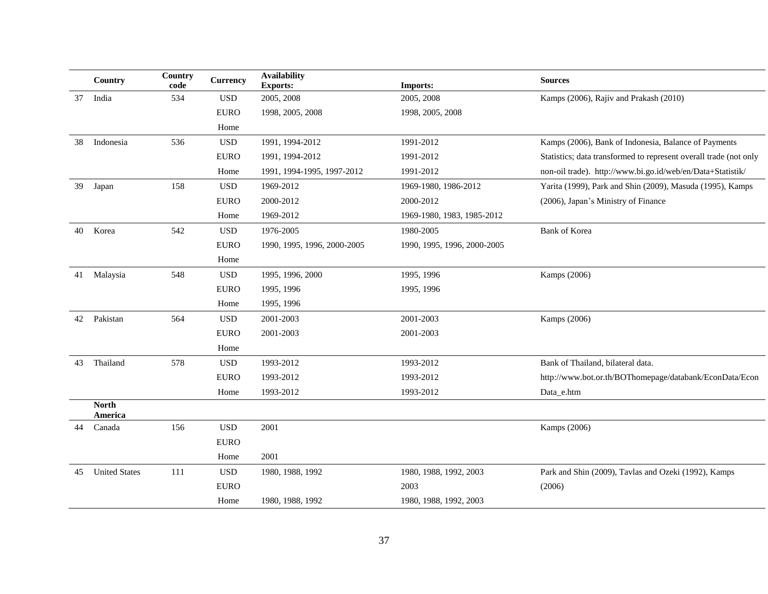| | Country | Country code | Currency | Availability Exports: | Imports: | Sources |
|---|---|---|---|---|---|---|
| 37 | India | 534 | USD | 2005, 2008 | 2005, 2008 | Kamps (2006), Rajiv and Prakash (2010) |
| | | | EURO | 1998, 2005, 2008 | 1998, 2005, 2008 | |
| | | | Home | | | |
| 38 | Indonesia | 536 | USD | 1991, 1994-2012 | 1991-2012 | Kamps (2006), Bank of Indonesia, Balance of Payments |
| | | | EURO | 1991, 1994-2012 | 1991-2012 | Statistics; data transformed to represent overall trade (not only |
| | | | Home | 1991, 1994-1995, 1997-2012 | 1991-2012 | non-oil trade). http://www.bi.go.id/web/en/Data+Statistik/ |
| 39 | Japan | 158 | USD | 1969-2012 | 1969-1980, 1986-2012 | Yarita (1999), Park and Shin (2009), Masuda (1995), Kamps |
| | | | EURO | 2000-2012 | 2000-2012 | (2006), Japan's Ministry of Finance |
| | | | Home | 1969-2012 | 1969-1980, 1983, 1985-2012 | |
| 40 | Korea | 542 | USD | 1976-2005 | 1980-2005 | Bank of Korea |
| | | | EURO | 1990, 1995, 1996, 2000-2005 | 1990, 1995, 1996, 2000-2005 | |
| | | | Home | | | |
| 41 | Malaysia | 548 | USD | 1995, 1996, 2000 | 1995, 1996 | Kamps (2006) |
| | | | EURO | 1995, 1996 | 1995, 1996 | |
| | | | Home | 1995, 1996 | | |
| 42 | Pakistan | 564 | USD | 2001-2003 | 2001-2003 | Kamps (2006) |
| | | | EURO | 2001-2003 | 2001-2003 | |
| | | | Home | | | |
| 43 | Thailand | 578 | USD | 1993-2012 | 1993-2012 | Bank of Thailand, bilateral data. |
| | | | EURO | 1993-2012 | 1993-2012 | http://www.bot.or.th/BOThomepage/databank/EconData/Econ |
| | | | Home | 1993-2012 | 1993-2012 | Data_e.htm |
| | **North America** | | | | | |
| 44 | Canada | 156 | USD | 2001 | | Kamps (2006) |
| | | | EURO | | | |
| | | | Home | 2001 | | |
| 45 | United States | 111 | USD | 1980, 1988, 1992 | 1980, 1988, 1992, 2003 | Park and Shin (2009), Tavlas and Ozeki (1992), Kamps |
| | | | EURO | | 2003 | (2006) |
| | | | Home | 1980, 1988, 1992 | 1980, 1988, 1992, 2003 | |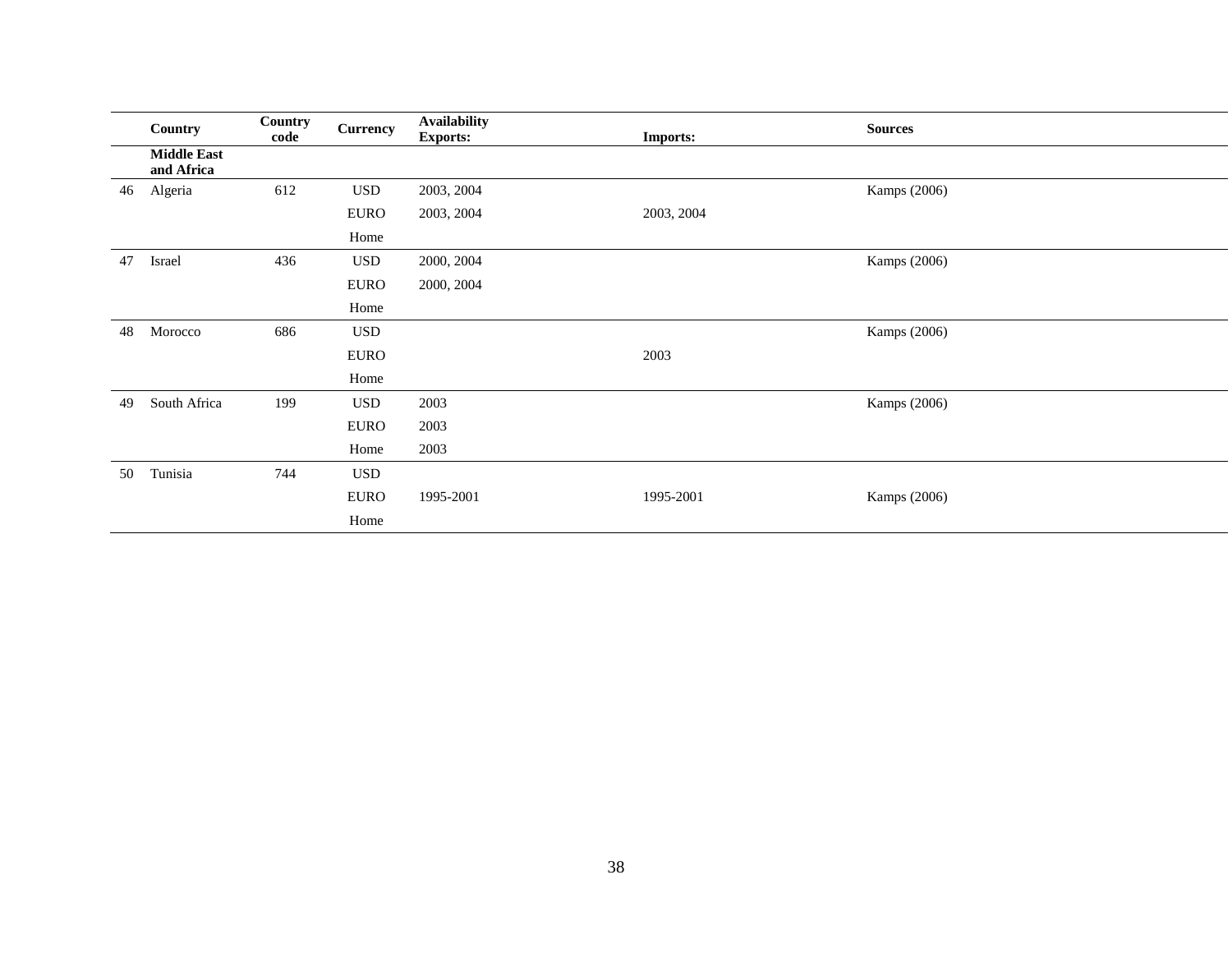| | Country | Country code | Currency | Availability Exports: | Imports: | Sources |
|---|---|---|---|---|---|---|
| | **Middle East and Africa** | | | | | |
| 46 | Algeria | 612 | USD | 2003, 2004 | | Kamps (2006) |
| | | | EURO | 2003, 2004 | 2003, 2004 | |
| | | | Home | | | |
| 47 | Israel | 436 | USD | 2000, 2004 | | Kamps (2006) |
| | | | EURO | 2000, 2004 | | |
| | | | Home | | | |
| 48 | Morocco | 686 | USD | | | Kamps (2006) |
| | | | EURO | | 2003 | |
| | | | Home | | | |
| 49 | South Africa | 199 | USD | 2003 | | Kamps (2006) |
| | | | EURO | 2003 | | |
| | | | Home | 2003 | | |
| 50 | Tunisia | 744 | USD | | | |
| | | | EURO | 1995-2001 | 1995-2001 | Kamps (2006) |
| | | | Home | | | |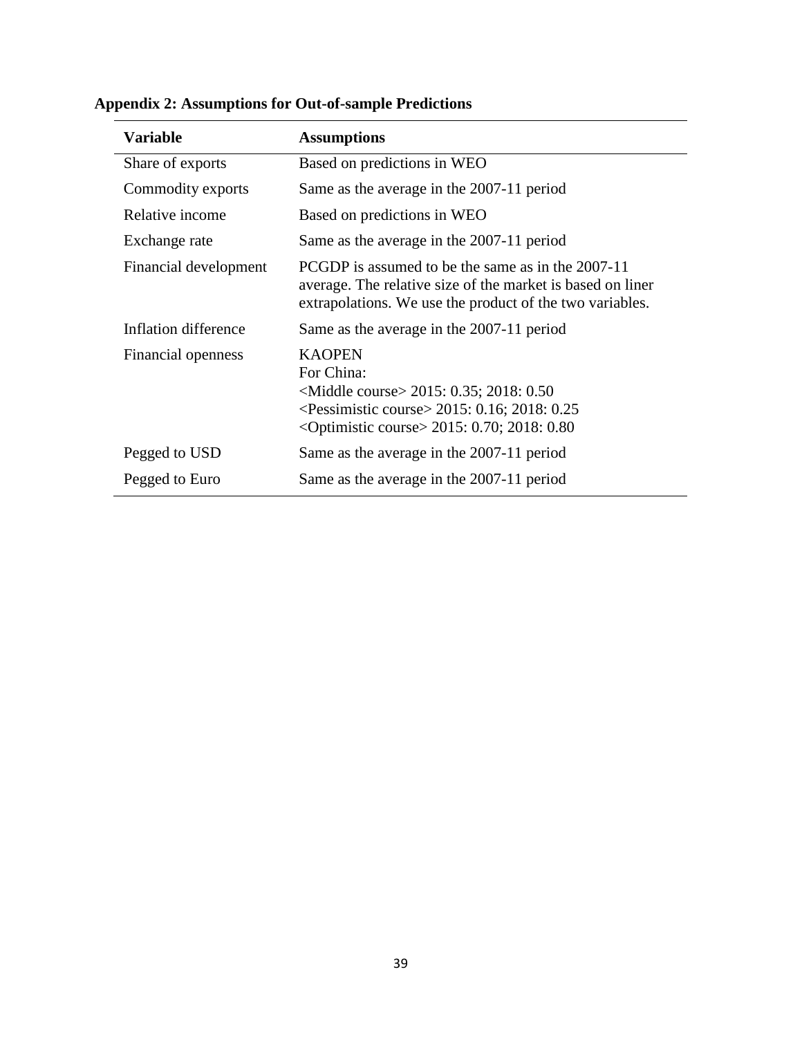**Appendix 2: Assumptions for Out-of-sample Predictions**

| Variable | Assumptions |
| --- | --- |
| Share of exports | Based on predictions in WEO |
| Commodity exports | Same as the average in the 2007-11 period |
| Relative income | Based on predictions in WEO |
| Exchange rate | Same as the average in the 2007-11 period |
| Financial development | PCGDP is assumed to be the same as in the 2007-11 average. The relative size of the market is based on liner extrapolations. We use the product of the two variables. |
| Inflation difference | Same as the average in the 2007-11 period |
| Financial openness | KAOPEN<br>For China:<br><Middle course> 2015: 0.35; 2018: 0.50<br><Pessimistic course> 2015: 0.16; 2018: 0.25<br><Optimistic course> 2015: 0.70; 2018: 0.80 |
| Pegged to USD | Same as the average in the 2007-11 period |
| Pegged to Euro | Same as the average in the 2007-11 period |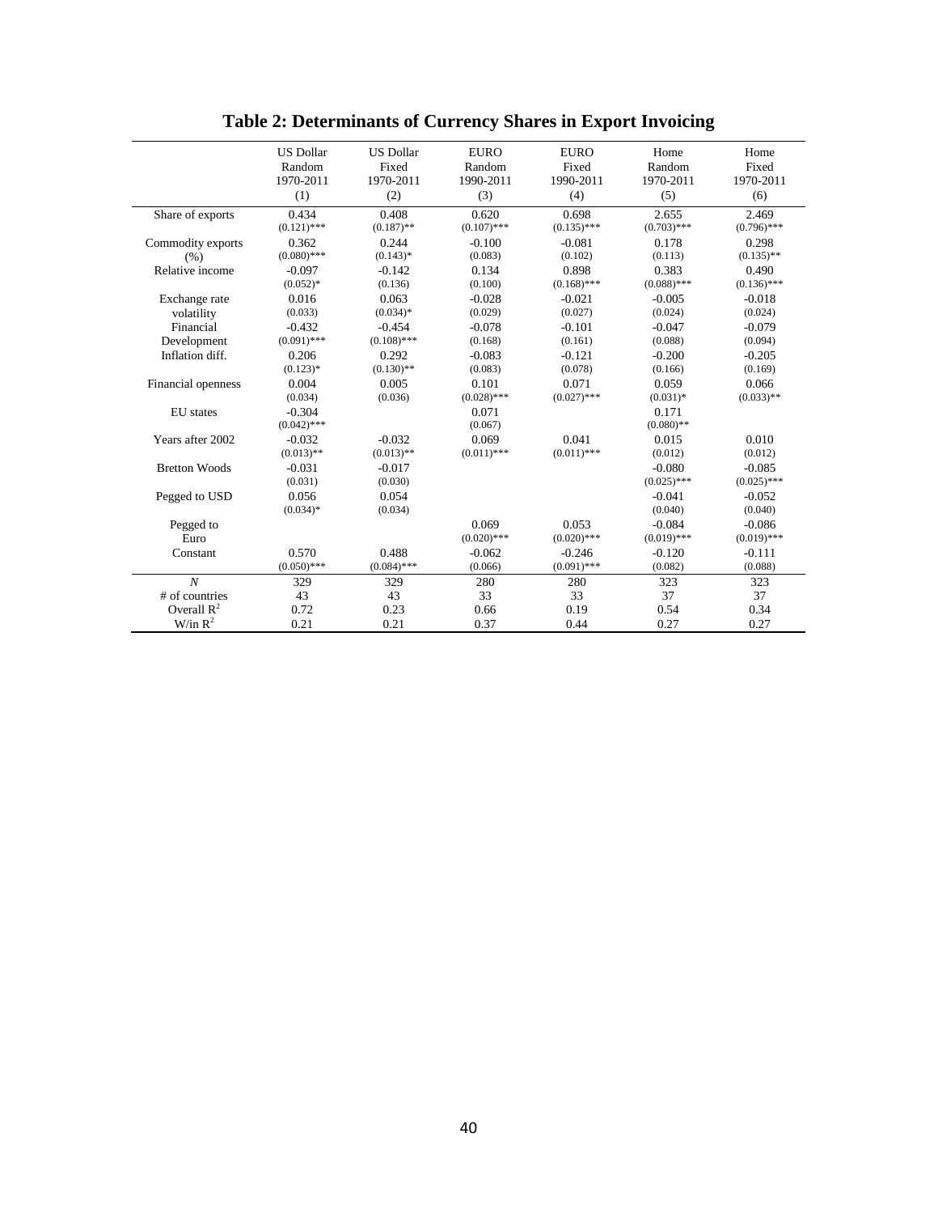# Table 2: Determinants of Currency Shares in Export Invoicing

| | US Dollar Random 1970-2011 (1) | US Dollar Fixed 1970-2011 (2) | EURO Random 1990-2011 (3) | EURO Fixed 1990-2011 (4) | Home Random 1970-2011 (5) | Home Fixed 1970-2011 (6) |
|---|---|---|---|---|---|---|
| Share of exports | 0.434 | 0.408 | 0.620 | 0.698 | 2.655 | 2.469 |
| | (0.121)*** | (0.187)** | (0.107)*** | (0.135)*** | (0.703)*** | (0.796)*** |
| Commodity exports (%) | 0.362 | 0.244 | -0.100 | -0.081 | 0.178 | 0.298 |
| | (0.080)*** | (0.143)* | (0.083) | (0.102) | (0.113) | (0.135)** |
| Relative income | -0.097 | -0.142 | 0.134 | 0.898 | 0.383 | 0.490 |
| | (0.052)* | (0.136) | (0.100) | (0.168)*** | (0.088)*** | (0.136)*** |
| Exchange rate volatility | 0.016 | 0.063 | -0.028 | -0.021 | -0.005 | -0.018 |
| | (0.033) | (0.034)* | (0.029) | (0.027) | (0.024) | (0.024) |
| Financial Development | -0.432 | -0.454 | -0.078 | -0.101 | -0.047 | -0.079 |
| | (0.091)*** | (0.108)*** | (0.168) | (0.161) | (0.088) | (0.094) |
| Inflation diff. | 0.206 | 0.292 | -0.083 | -0.121 | -0.200 | -0.205 |
| | (0.123)* | (0.130)** | (0.083) | (0.078) | (0.166) | (0.169) |
| Financial openness | 0.004 | 0.005 | 0.101 | 0.071 | 0.059 | 0.066 |
| | (0.034) | (0.036) | (0.028)*** | (0.027)*** | (0.031)* | (0.033)** |
| EU states | -0.304 | | 0.071 | | 0.171 | |
| | (0.042)*** | | (0.067) | | (0.080)** | |
| Years after 2002 | -0.032 | -0.032 | 0.069 | 0.041 | 0.015 | 0.010 |
| | (0.013)** | (0.013)** | (0.011)*** | (0.011)*** | (0.012) | (0.012) |
| Bretton Woods | -0.031 | -0.017 | | | -0.080 | -0.085 |
| | (0.031) | (0.030) | | | (0.025)*** | (0.025)*** |
| Pegged to USD | 0.056 | 0.054 | | | -0.041 | -0.052 |
| | (0.034)* | (0.034) | | | (0.040) | (0.040) |
| Pegged to Euro | | | 0.069 | 0.053 | -0.084 | -0.086 |
| | | | (0.020)*** | (0.020)*** | (0.019)*** | (0.019)*** |
| Constant | 0.570 | 0.488 | -0.062 | -0.246 | -0.120 | -0.111 |
| | (0.050)*** | (0.084)*** | (0.066) | (0.091)*** | (0.082) | (0.088) |
| *N* | 329 | 329 | 280 | 280 | 323 | 323 |
| # of countries | 43 | 43 | 33 | 33 | 37 | 37 |
| Overall $R^2$ | 0.72 | 0.23 | 0.66 | 0.19 | 0.54 | 0.34 |
| W/in $R^2$ | 0.21 | 0.21 | 0.37 | 0.44 | 0.27 | 0.27 |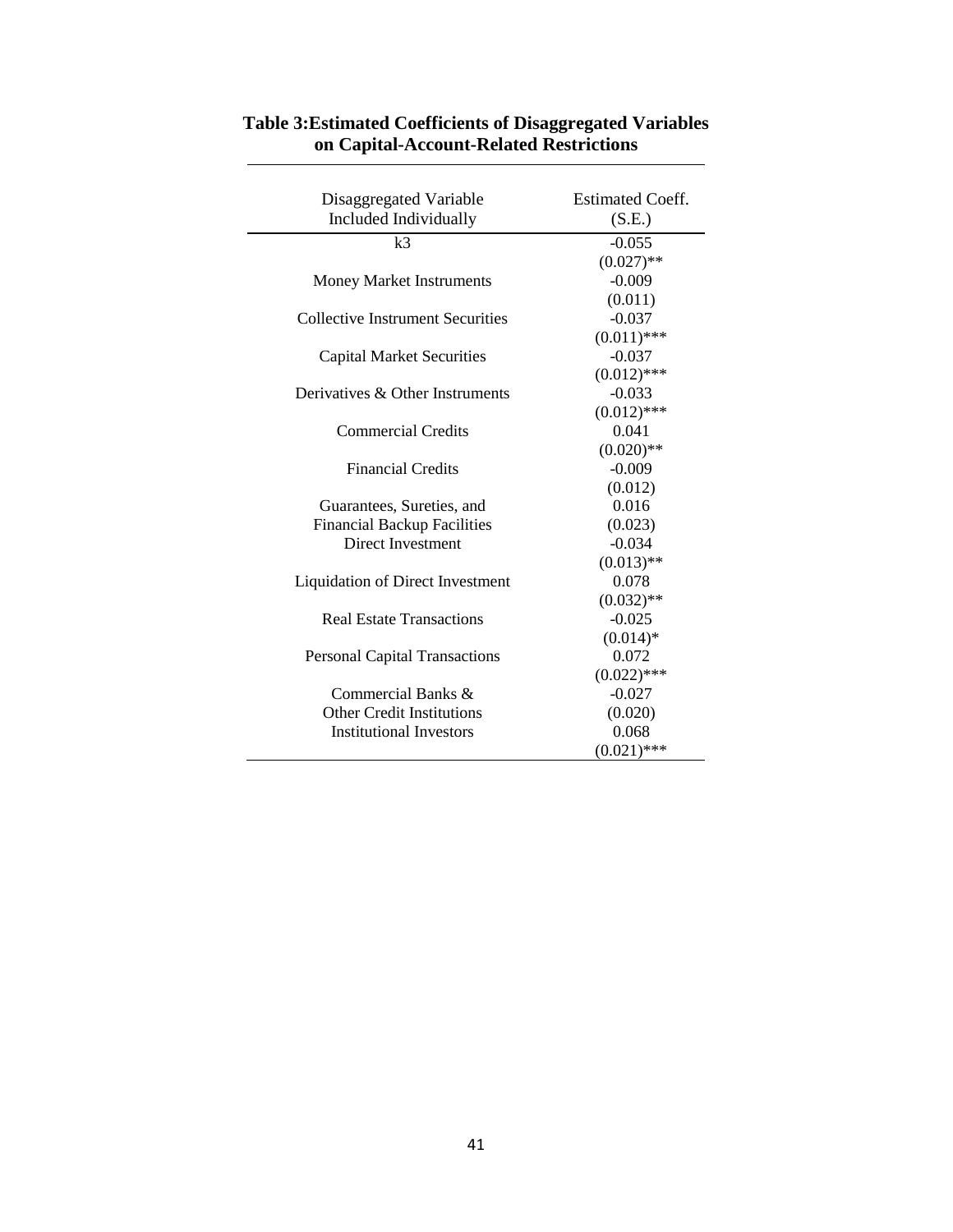**Table 3:Estimated Coefficients of Disaggregated Variables on Capital-Account-Related Restrictions**

| Disaggregated Variable Included Individually | Estimated Coeff. (S.E.) |
|---|---|
| k3 | -0.055 |
| | (0.027)** |
| Money Market Instruments | -0.009 |
| | (0.011) |
| Collective Instrument Securities | -0.037 |
| | (0.011)*** |
| Capital Market Securities | -0.037 |
| | (0.012)*** |
| Derivatives & Other Instruments | -0.033 |
| | (0.012)*** |
| Commercial Credits | 0.041 |
| | (0.020)** |
| Financial Credits | -0.009 |
| | (0.012) |
| Guarantees, Sureties, and | 0.016 |
| Financial Backup Facilities | (0.023) |
| Direct Investment | -0.034 |
| | (0.013)** |
| Liquidation of Direct Investment | 0.078 |
| | (0.032)** |
| Real Estate Transactions | -0.025 |
| | (0.014)* |
| Personal Capital Transactions | 0.072 |
| | (0.022)*** |
| Commercial Banks & | -0.027 |
| Other Credit Institutions | (0.020) |
| Institutional Investors | 0.068 |
| | (0.021)*** |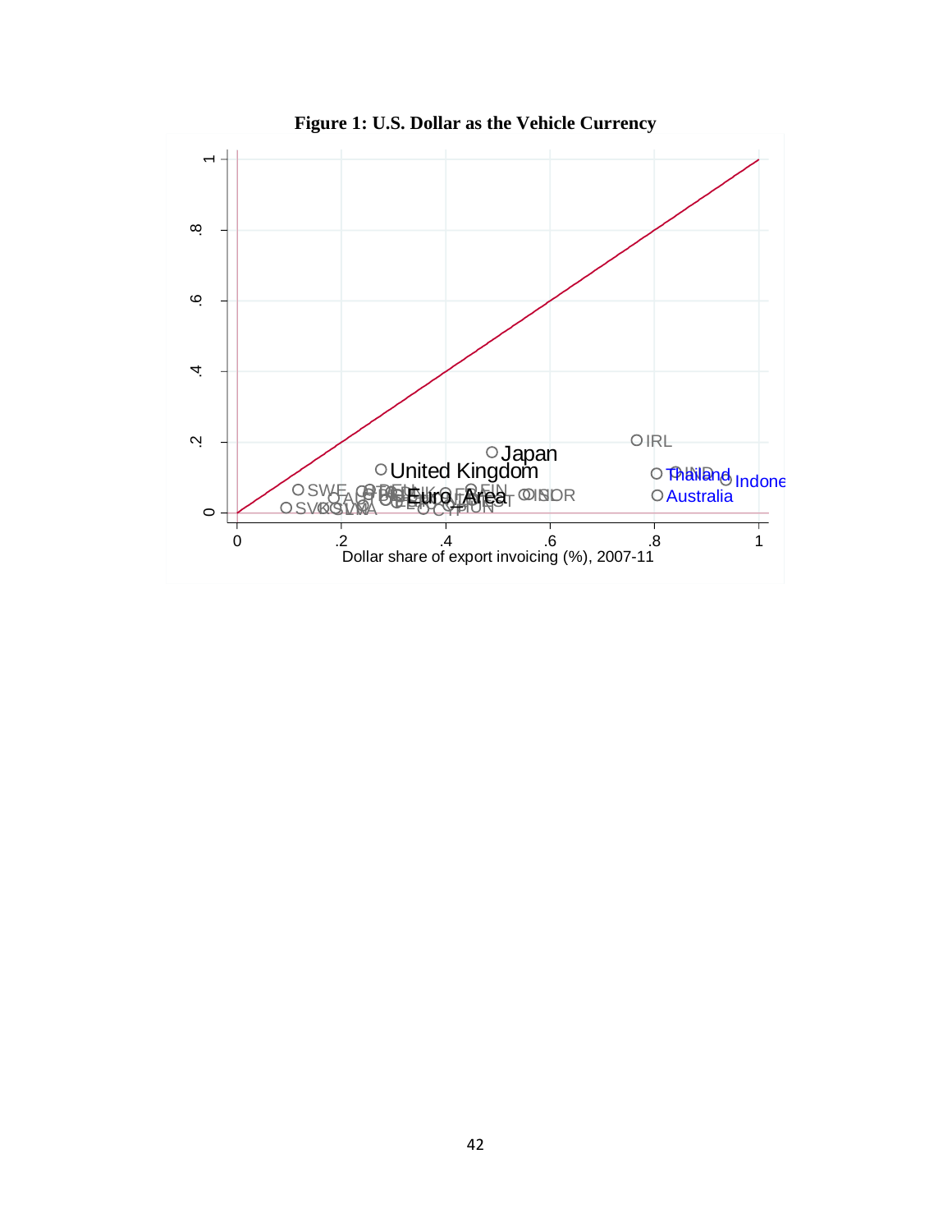**Figure 1: U.S. Dollar as the Vehicle Currency**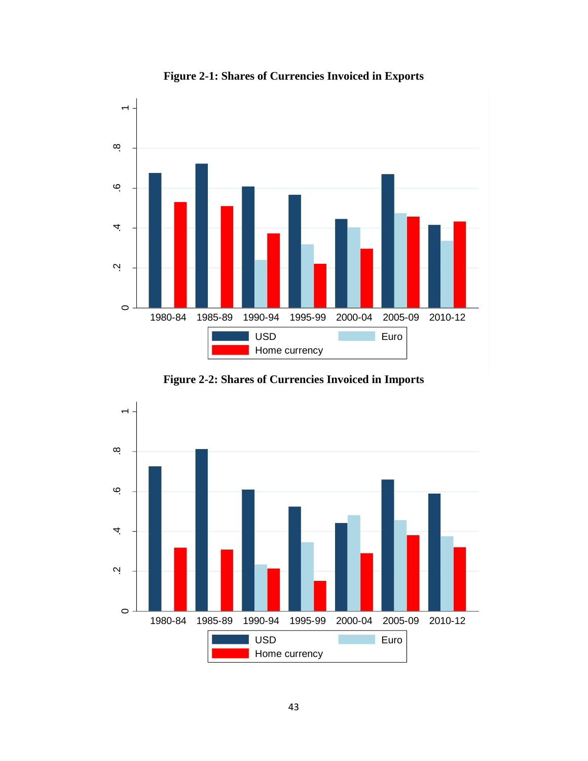**Figure 2-1: Shares of Currencies Invoiced in Exports**

**Figure 2-2: Shares of Currencies Invoiced in Imports**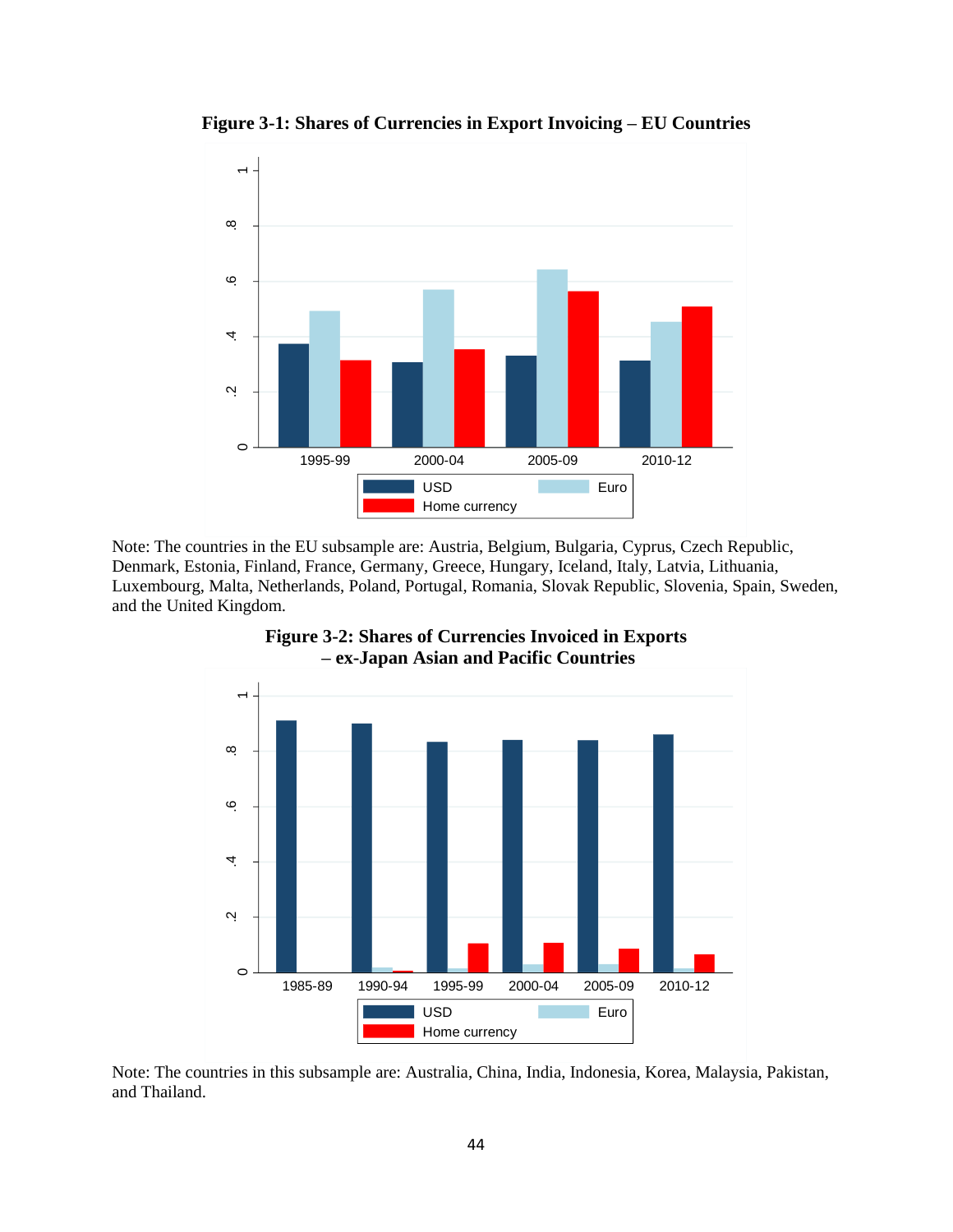**Figure 3-1: Shares of Currencies in Export Invoicing – EU Countries**

Note: The countries in the EU subsample are: Austria, Belgium, Bulgaria, Cyprus, Czech Republic, Denmark, Estonia, Finland, France, Germany, Greece, Hungary, Iceland, Italy, Latvia, Lithuania, Luxembourg, Malta, Netherlands, Poland, Portugal, Romania, Slovak Republic, Slovenia, Spain, Sweden, and the United Kingdom.

**Figure 3-2: Shares of Currencies Invoiced in Exports – ex-Japan Asian and Pacific Countries**

Note: The countries in this subsample are: Australia, China, India, Indonesia, Korea, Malaysia, Pakistan, and Thailand.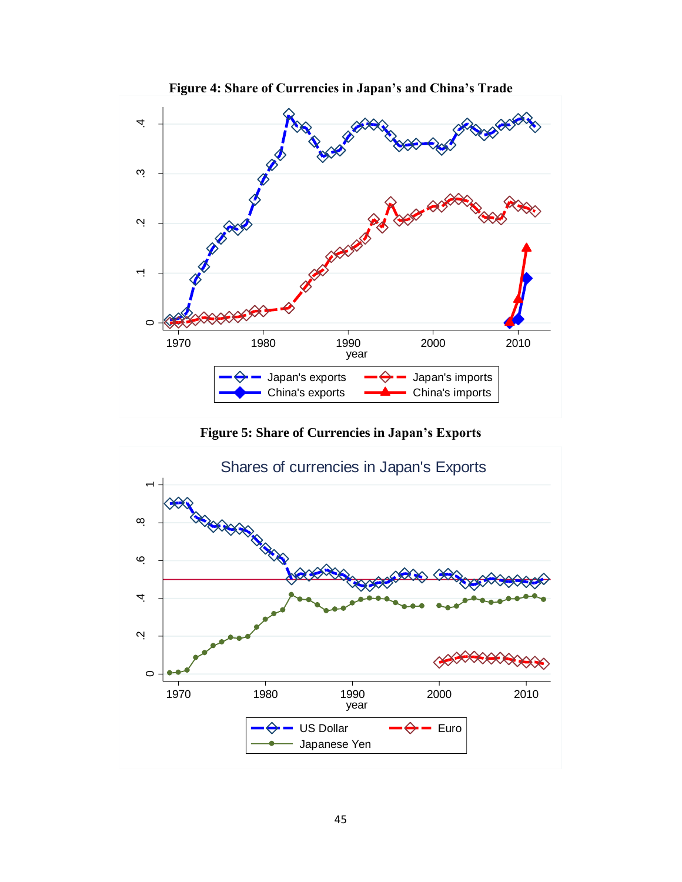**Figure 4: Share of Currencies in Japan's and China's Trade**

**Figure 5: Share of Currencies in Japan's Exports**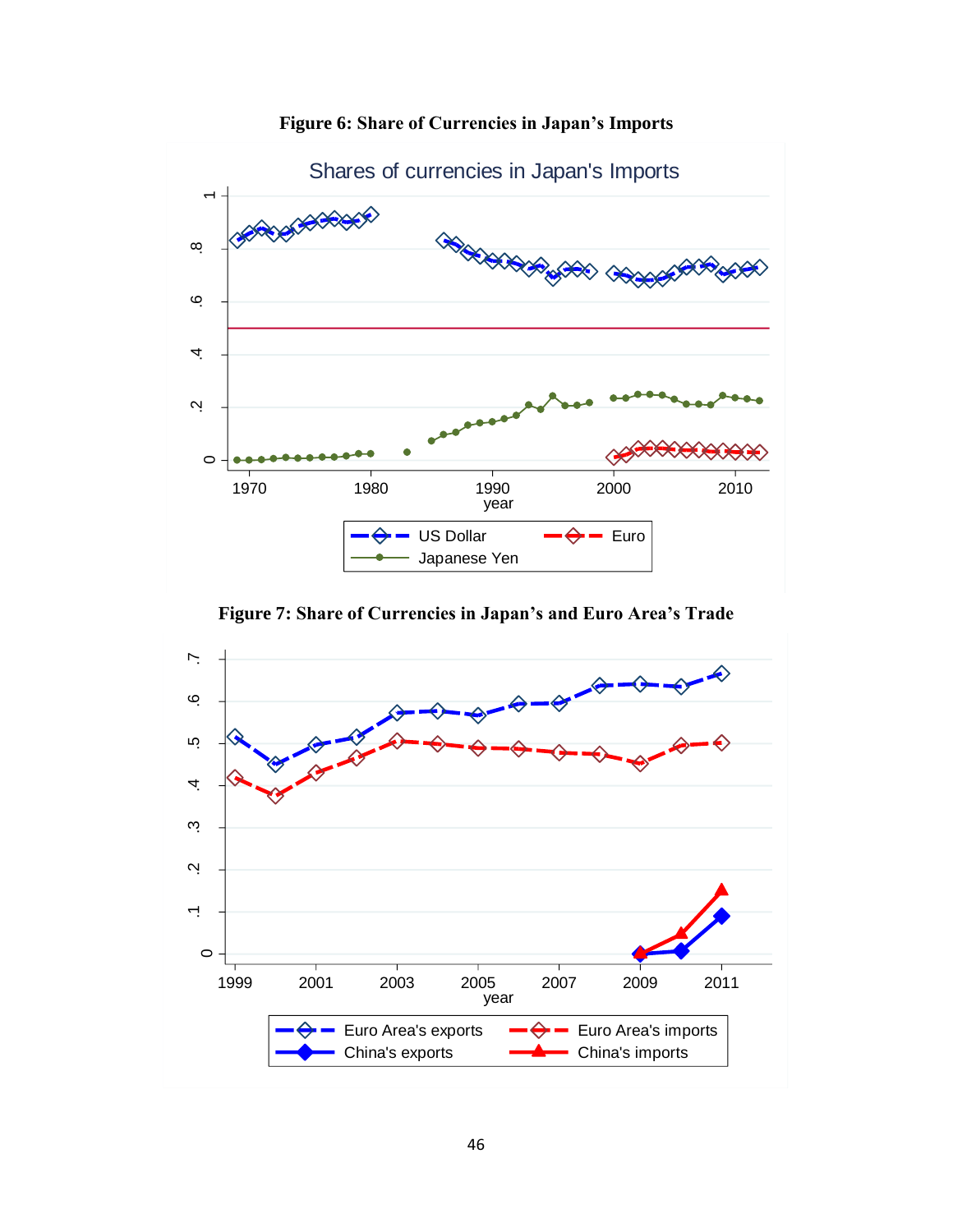**Figure 6: Share of Currencies in Japan's Imports**

**Figure 7: Share of Currencies in Japan's and Euro Area's Trade**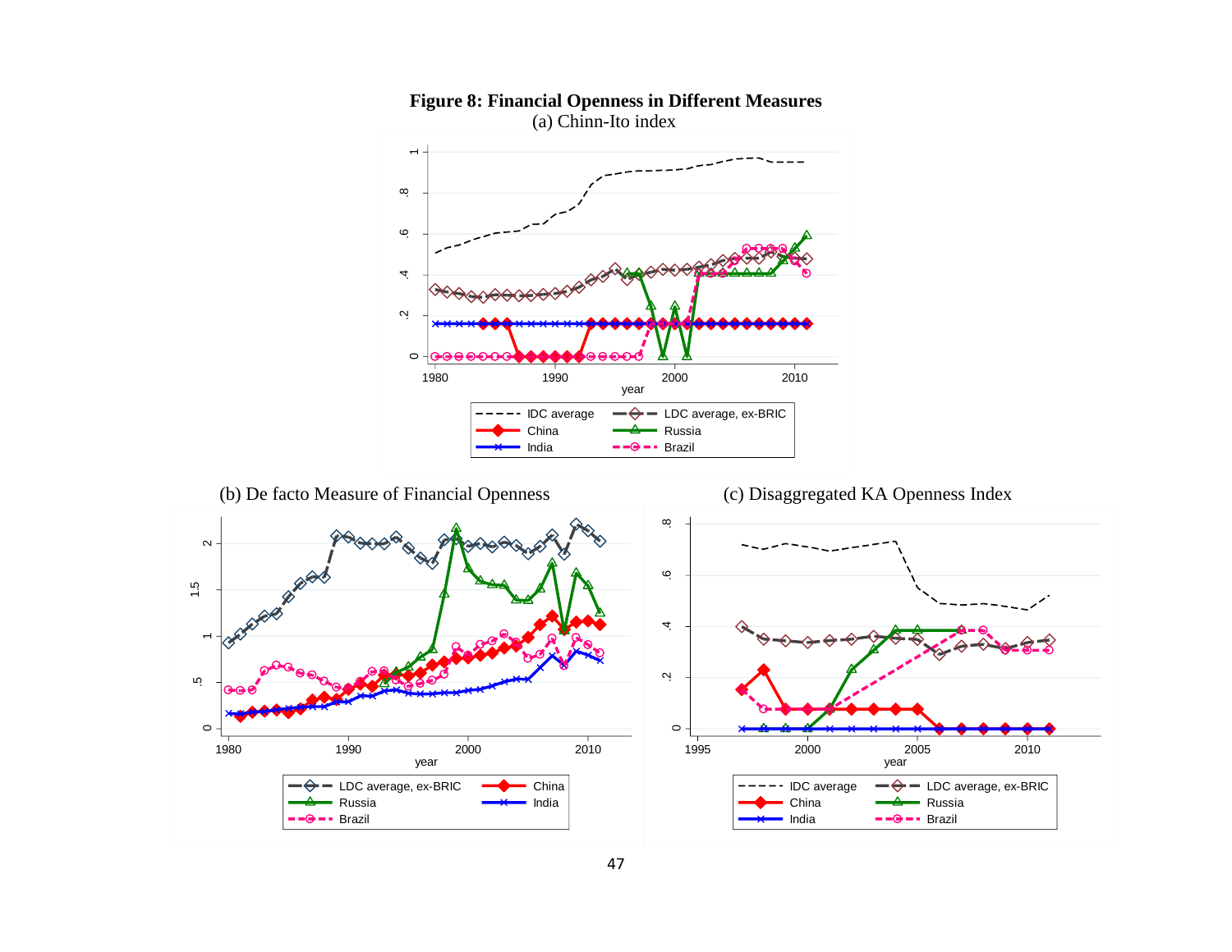**Figure 8: Financial Openness in Different Measures**

(a) Chinn-Ito index

(b) De facto Measure of Financial Openness

(c) Disaggregated KA Openness Index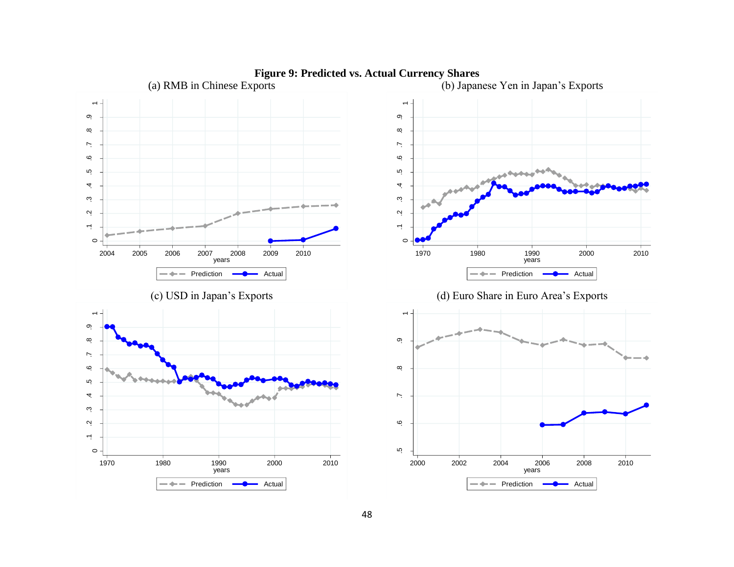**Figure 9: Predicted vs. Actual Currency Shares**

(a) RMB in Chinese Exports

(b) Japanese Yen in Japan's Exports

(c) USD in Japan's Exports

(d) Euro Share in Euro Area's Exports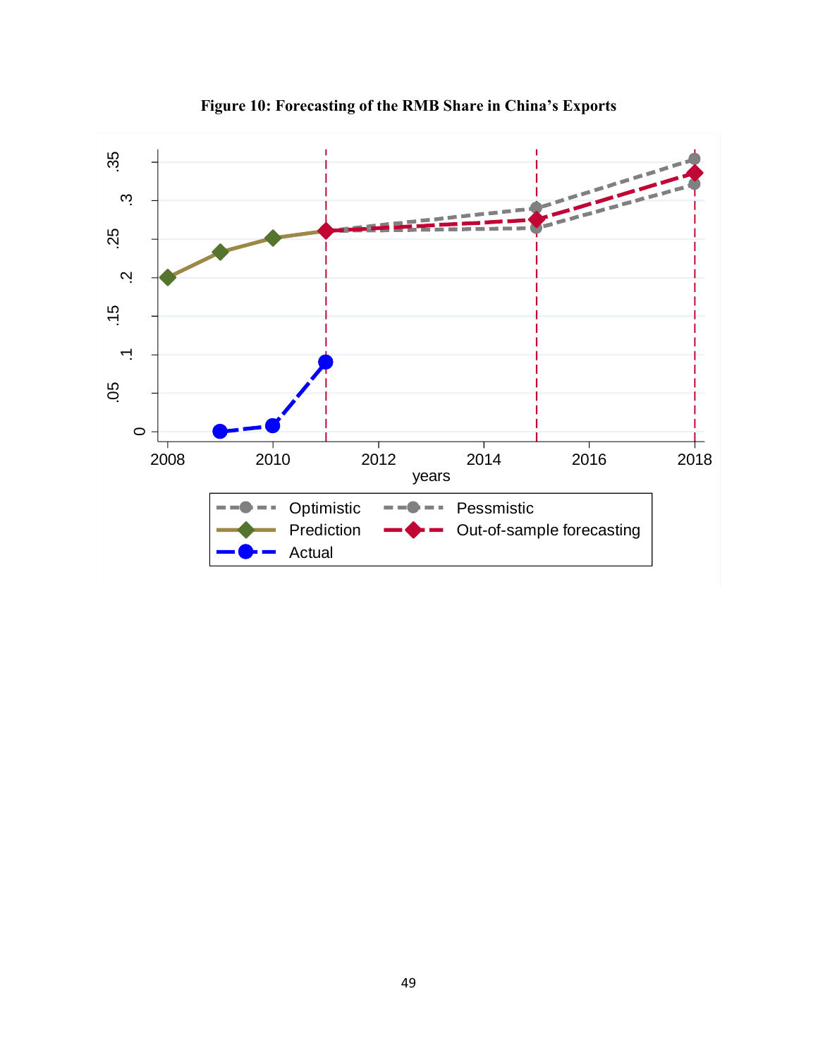**Figure 10: Forecasting of the RMB Share in China's Exports**

0
.05
.1
.15
.2
.25
.3
.35

2008
2010
2012
2014
2016
2018

years

Optimistic
Pessmistic
Prediction
Out-of-sample forecasting
Actual